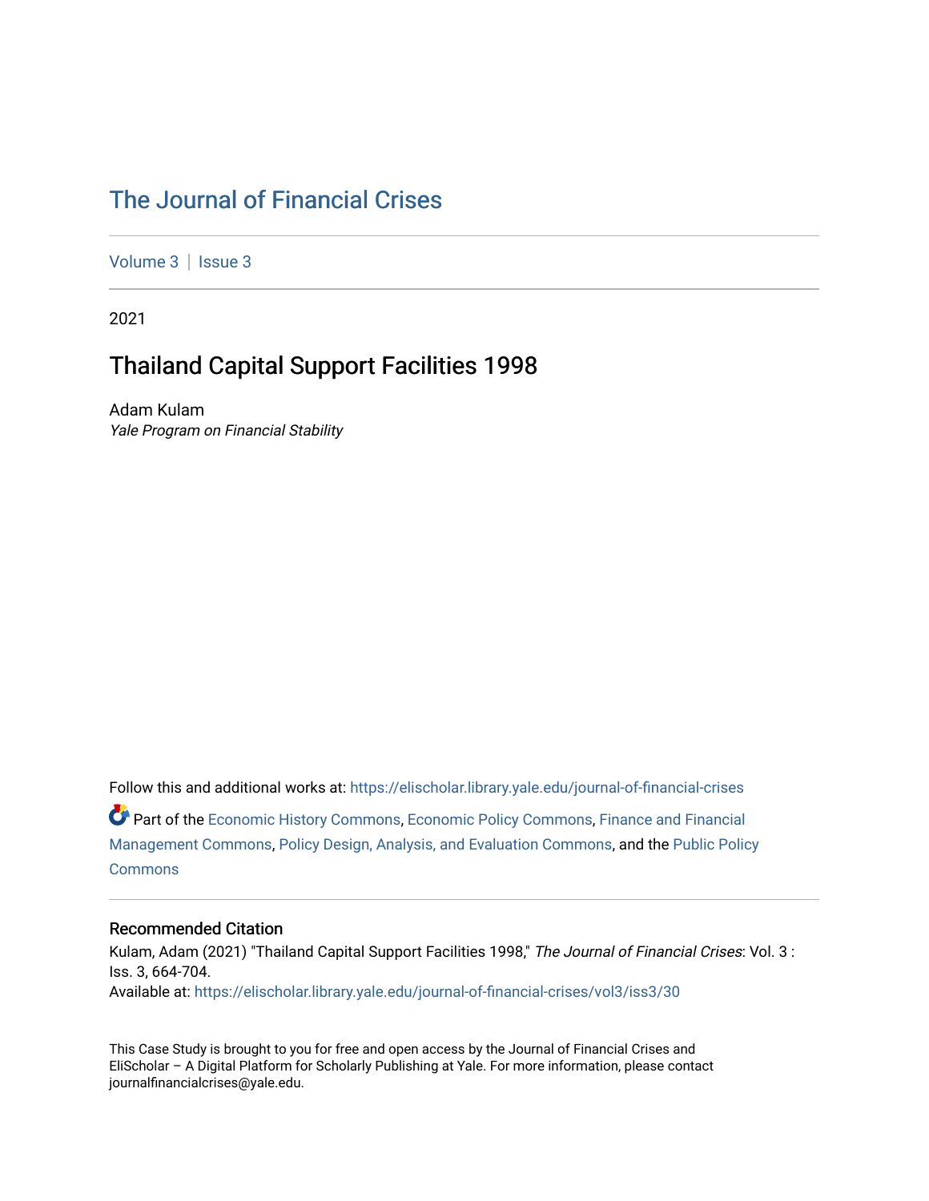# The Journal of Financial Crises

Volume 3 | Issue 3

2021

## Thailand Capital Support Facilities 1998

Adam Kulam
*Yale Program on Financial Stability*

Follow this and additional works at: https://elischolar.library.yale.edu/journal-of-financial-crises

Part of the Economic History Commons, Economic Policy Commons, Finance and Financial Management Commons, Policy Design, Analysis, and Evaluation Commons, and the Public Policy Commons

### Recommended Citation

Kulam, Adam (2021) "Thailand Capital Support Facilities 1998," *The Journal of Financial Crises*: Vol. 3 : Iss. 3, 664-704.
Available at: https://elischolar.library.yale.edu/journal-of-financial-crises/vol3/iss3/30

This Case Study is brought to you for free and open access by the Journal of Financial Crises and EliScholar – A Digital Platform for Scholarly Publishing at Yale. For more information, please contact journalfinancialcrises@yale.edu.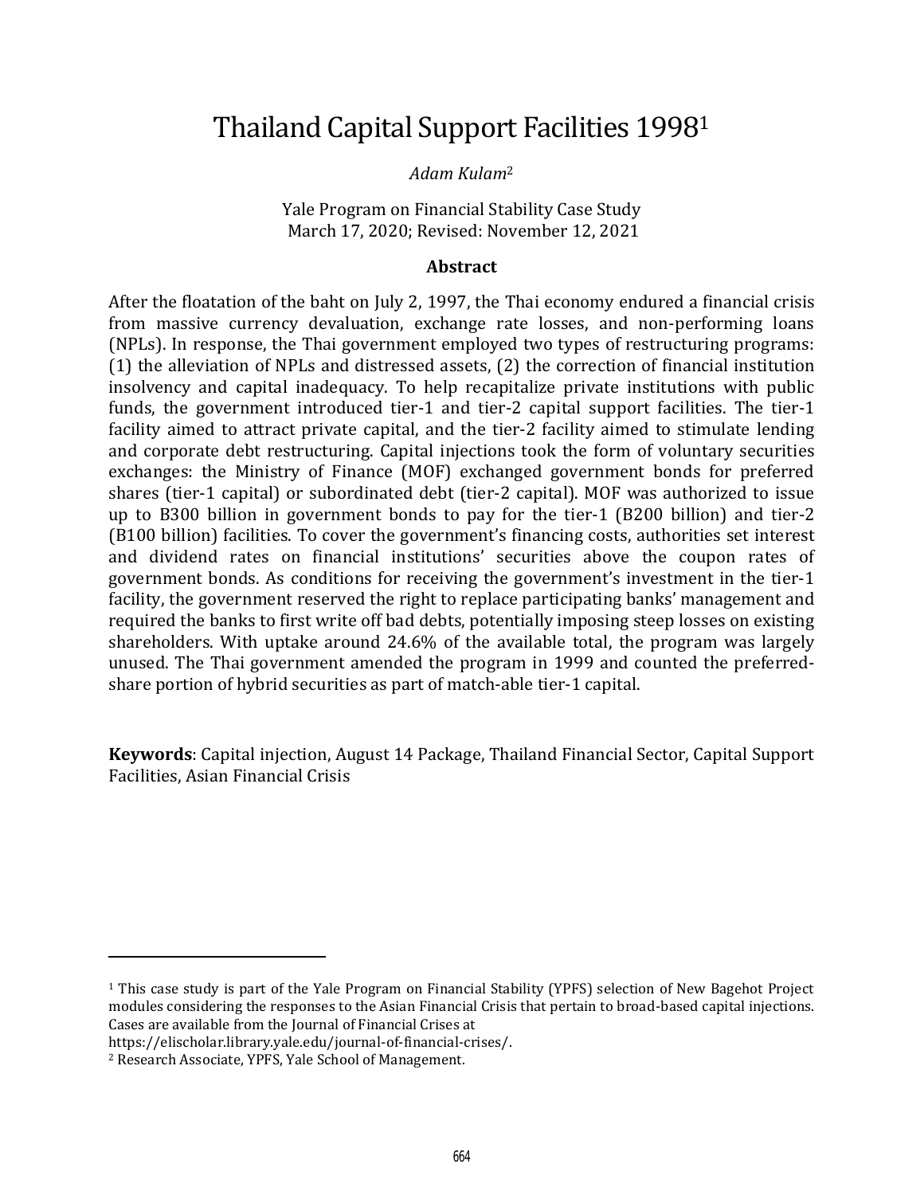# Thailand Capital Support Facilities 1998[1]

*Adam Kulam*[2]

Yale Program on Financial Stability Case Study
March 17, 2020; Revised: November 12, 2021

### Abstract

After the floatation of the baht on July 2, 1997, the Thai economy endured a financial crisis from massive currency devaluation, exchange rate losses, and non-performing loans (NPLs). In response, the Thai government employed two types of restructuring programs: (1) the alleviation of NPLs and distressed assets, (2) the correction of financial institution insolvency and capital inadequacy. To help recapitalize private institutions with public funds, the government introduced tier-1 and tier-2 capital support facilities. The tier-1 facility aimed to attract private capital, and the tier-2 facility aimed to stimulate lending and corporate debt restructuring. Capital injections took the form of voluntary securities exchanges: the Ministry of Finance (MOF) exchanged government bonds for preferred shares (tier-1 capital) or subordinated debt (tier-2 capital). MOF was authorized to issue up to B300 billion in government bonds to pay for the tier-1 (B200 billion) and tier-2 (B100 billion) facilities. To cover the government's financing costs, authorities set interest and dividend rates on financial institutions' securities above the coupon rates of government bonds. As conditions for receiving the government's investment in the tier-1 facility, the government reserved the right to replace participating banks' management and required the banks to first write off bad debts, potentially imposing steep losses on existing shareholders. With uptake around 24.6% of the available total, the program was largely unused. The Thai government amended the program in 1999 and counted the preferred-share portion of hybrid securities as part of match-able tier-1 capital.

**Keywords**: Capital injection, August 14 Package, Thailand Financial Sector, Capital Support Facilities, Asian Financial Crisis

---

[1] This case study is part of the Yale Program on Financial Stability (YPFS) selection of New Bagehot Project modules considering the responses to the Asian Financial Crisis that pertain to broad-based capital injections. Cases are available from the Journal of Financial Crises at https://elischolar.library.yale.edu/journal-of-financial-crises/.

[2] Research Associate, YPFS, Yale School of Management.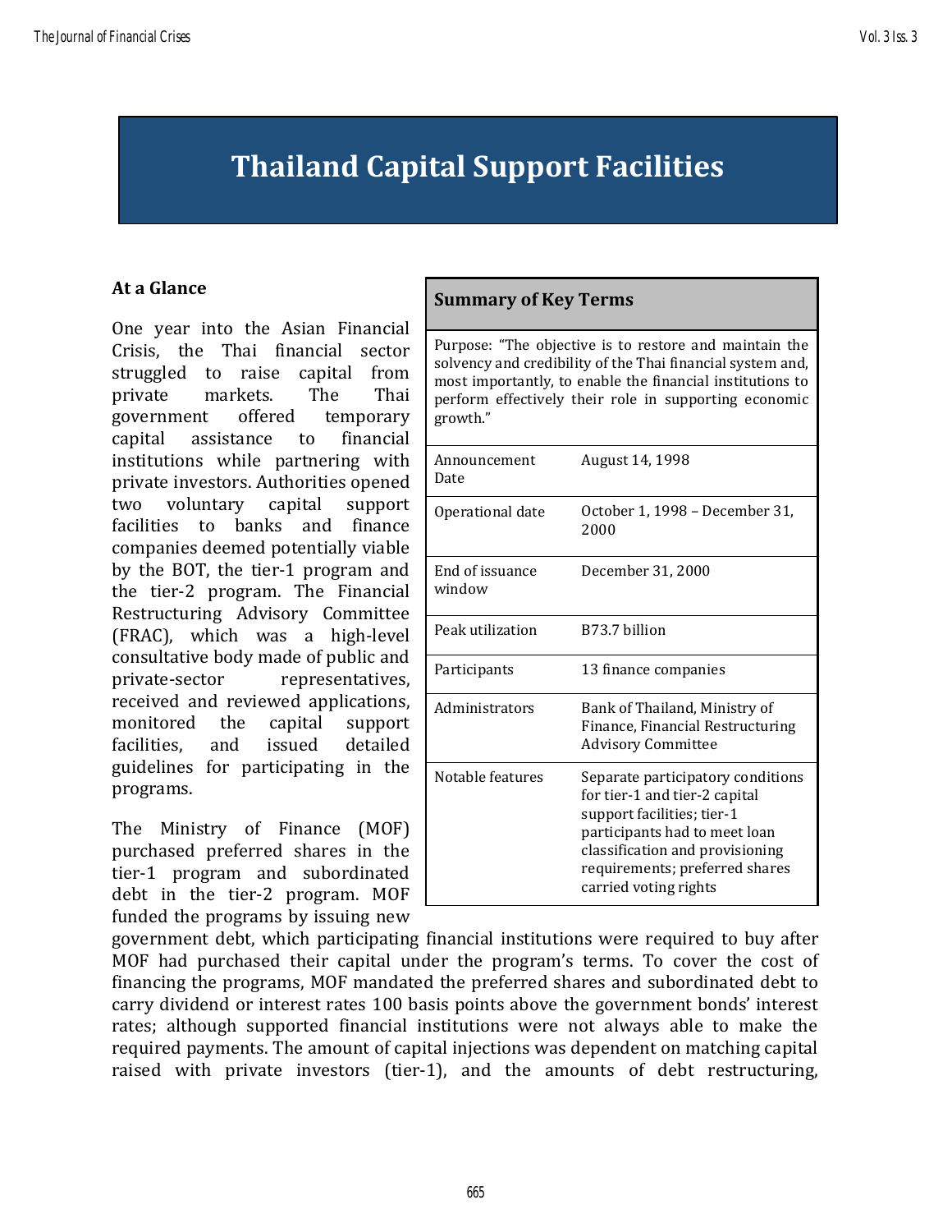# Thailand Capital Support Facilities

## At a Glance

One year into the Asian Financial Crisis, the Thai financial sector struggled to raise capital from private markets. The Thai government offered temporary capital assistance to financial institutions while partnering with private investors. Authorities opened two voluntary capital support facilities to banks and finance companies deemed potentially viable by the BOT, the tier-1 program and the tier-2 program. The Financial Restructuring Advisory Committee (FRAC), which was a high-level consultative body made of public and private-sector representatives, received and reviewed applications, monitored the capital support facilities, and issued detailed guidelines for participating in the programs.

| Summary of Key Terms | |
|---|---|
| Purpose: "The objective is to restore and maintain the solvency and credibility of the Thai financial system and, most importantly, to enable the financial institutions to perform effectively their role in supporting economic growth." | |
| Announcement Date | August 14, 1998 |
| Operational date | October 1, 1998 – December 31, 2000 |
| End of issuance window | December 31, 2000 |
| Peak utilization | B73.7 billion |
| Participants | 13 finance companies |
| Administrators | Bank of Thailand, Ministry of Finance, Financial Restructuring Advisory Committee |
| Notable features | Separate participatory conditions for tier-1 and tier-2 capital support facilities; tier-1 participants had to meet loan classification and provisioning requirements; preferred shares carried voting rights |

The Ministry of Finance (MOF) purchased preferred shares in the tier-1 program and subordinated debt in the tier-2 program. MOF funded the programs by issuing new government debt, which participating financial institutions were required to buy after MOF had purchased their capital under the program's terms. To cover the cost of financing the programs, MOF mandated the preferred shares and subordinated debt to carry dividend or interest rates 100 basis points above the government bonds' interest rates; although supported financial institutions were not always able to make the required payments. The amount of capital injections was dependent on matching capital raised with private investors (tier-1), and the amounts of debt restructuring,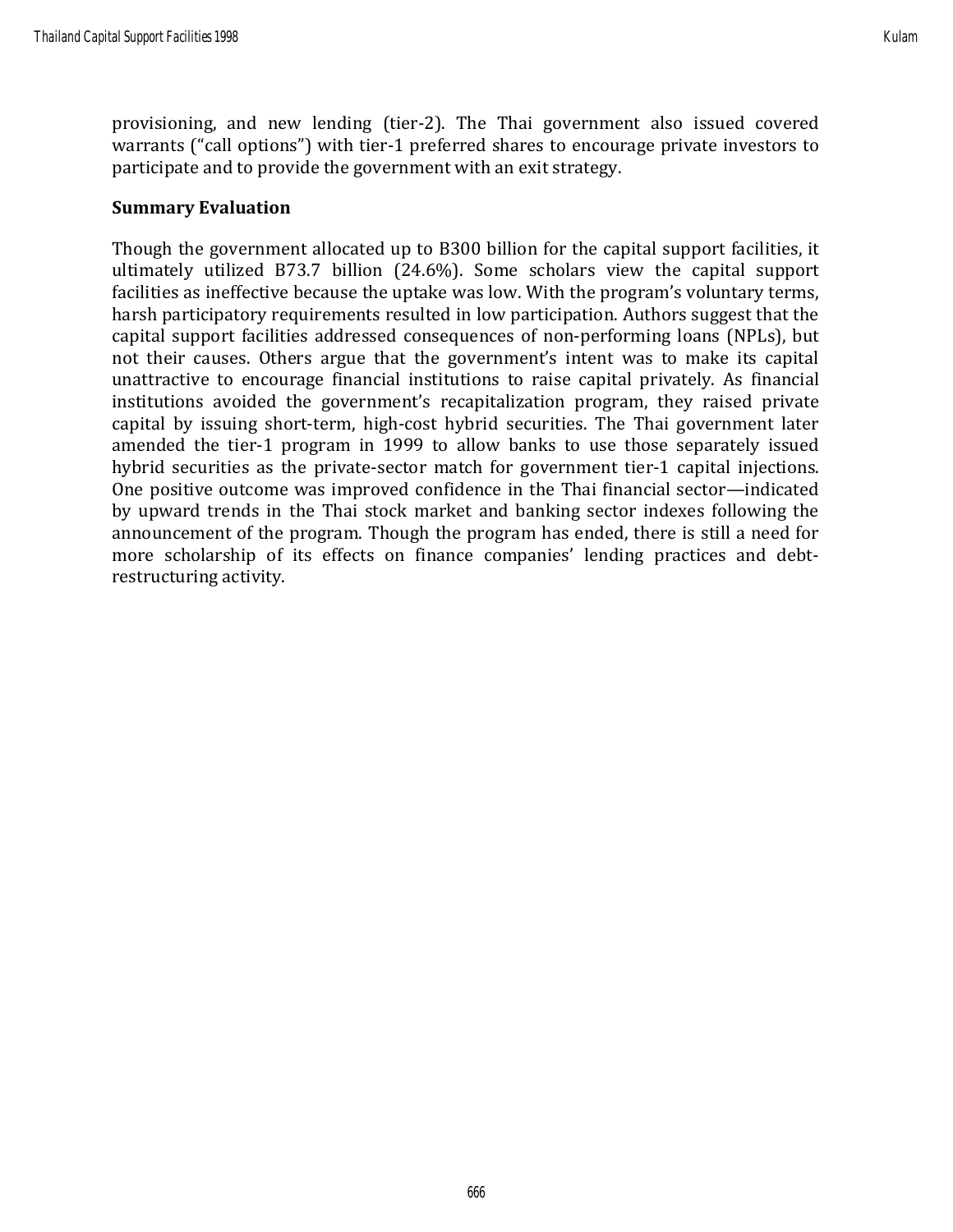provisioning, and new lending (tier-2). The Thai government also issued covered warrants ("call options") with tier-1 preferred shares to encourage private investors to participate and to provide the government with an exit strategy.

**Summary Evaluation**

Though the government allocated up to B300 billion for the capital support facilities, it ultimately utilized B73.7 billion (24.6%). Some scholars view the capital support facilities as ineffective because the uptake was low. With the program's voluntary terms, harsh participatory requirements resulted in low participation. Authors suggest that the capital support facilities addressed consequences of non-performing loans (NPLs), but not their causes. Others argue that the government's intent was to make its capital unattractive to encourage financial institutions to raise capital privately. As financial institutions avoided the government's recapitalization program, they raised private capital by issuing short-term, high-cost hybrid securities. The Thai government later amended the tier-1 program in 1999 to allow banks to use those separately issued hybrid securities as the private-sector match for government tier-1 capital injections. One positive outcome was improved confidence in the Thai financial sector—indicated by upward trends in the Thai stock market and banking sector indexes following the announcement of the program. Though the program has ended, there is still a need for more scholarship of its effects on finance companies' lending practices and debt-restructuring activity.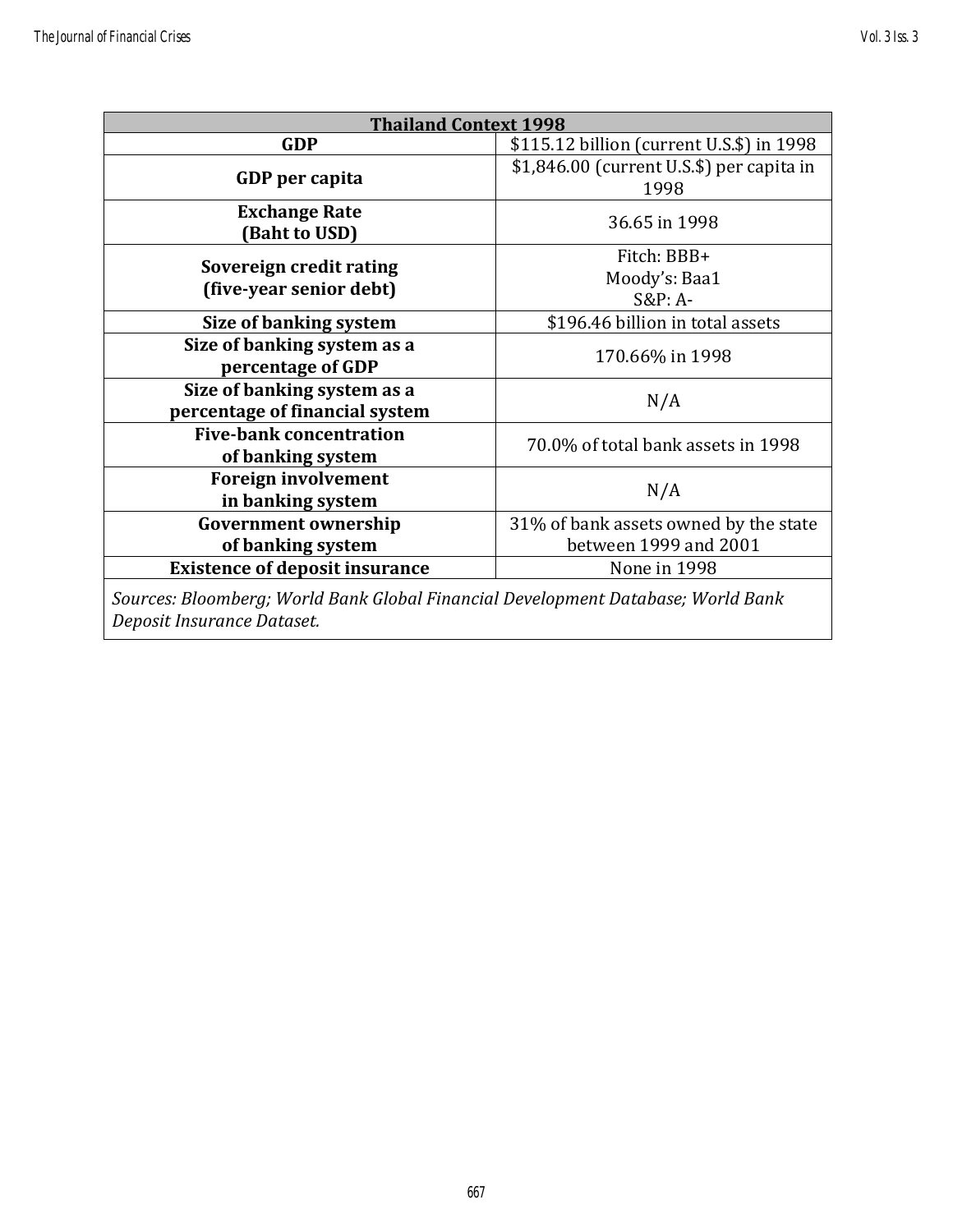| Thailand Context 1998 | |
|---|---|
| **GDP** | $115.12 billion (current U.S.$) in 1998 |
| **GDP per capita** | $1,846.00 (current U.S.$) per capita in 1998 |
| **Exchange Rate (Baht to USD)** | 36.65 in 1998 |
| **Sovereign credit rating (five-year senior debt)** | Fitch: BBB+<br>Moody's: Baa1<br>S&P: A- |
| **Size of banking system** | $196.46 billion in total assets |
| **Size of banking system as a percentage of GDP** | 170.66% in 1998 |
| **Size of banking system as a percentage of financial system** | N/A |
| **Five-bank concentration of banking system** | 70.0% of total bank assets in 1998 |
| **Foreign involvement in banking system** | N/A |
| **Government ownership of banking system** | 31% of bank assets owned by the state between 1999 and 2001 |
| **Existence of deposit insurance** | None in 1998 |

*Sources: Bloomberg; World Bank Global Financial Development Database; World Bank Deposit Insurance Dataset.*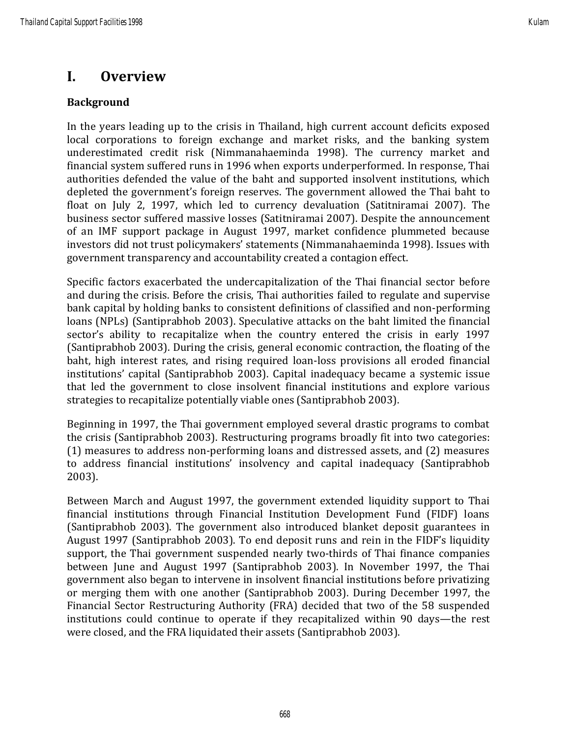# I. Overview

### Background

In the years leading up to the crisis in Thailand, high current account deficits exposed local corporations to foreign exchange and market risks, and the banking system underestimated credit risk (Nimmanahaeminda 1998). The currency market and financial system suffered runs in 1996 when exports underperformed. In response, Thai authorities defended the value of the baht and supported insolvent institutions, which depleted the government's foreign reserves. The government allowed the Thai baht to float on July 2, 1997, which led to currency devaluation (Satitniramai 2007). The business sector suffered massive losses (Satitniramai 2007). Despite the announcement of an IMF support package in August 1997, market confidence plummeted because investors did not trust policymakers' statements (Nimmanahaeminda 1998). Issues with government transparency and accountability created a contagion effect.

Specific factors exacerbated the undercapitalization of the Thai financial sector before and during the crisis. Before the crisis, Thai authorities failed to regulate and supervise bank capital by holding banks to consistent definitions of classified and non-performing loans (NPLs) (Santiprabhob 2003). Speculative attacks on the baht limited the financial sector's ability to recapitalize when the country entered the crisis in early 1997 (Santiprabhob 2003). During the crisis, general economic contraction, the floating of the baht, high interest rates, and rising required loan-loss provisions all eroded financial institutions' capital (Santiprabhob 2003). Capital inadequacy became a systemic issue that led the government to close insolvent financial institutions and explore various strategies to recapitalize potentially viable ones (Santiprabhob 2003).

Beginning in 1997, the Thai government employed several drastic programs to combat the crisis (Santiprabhob 2003). Restructuring programs broadly fit into two categories: (1) measures to address non-performing loans and distressed assets, and (2) measures to address financial institutions' insolvency and capital inadequacy (Santiprabhob 2003).

Between March and August 1997, the government extended liquidity support to Thai financial institutions through Financial Institution Development Fund (FIDF) loans (Santiprabhob 2003). The government also introduced blanket deposit guarantees in August 1997 (Santiprabhob 2003). To end deposit runs and rein in the FIDF's liquidity support, the Thai government suspended nearly two-thirds of Thai finance companies between June and August 1997 (Santiprabhob 2003). In November 1997, the Thai government also began to intervene in insolvent financial institutions before privatizing or merging them with one another (Santiprabhob 2003). During December 1997, the Financial Sector Restructuring Authority (FRA) decided that two of the 58 suspended institutions could continue to operate if they recapitalized within 90 days—the rest were closed, and the FRA liquidated their assets (Santiprabhob 2003).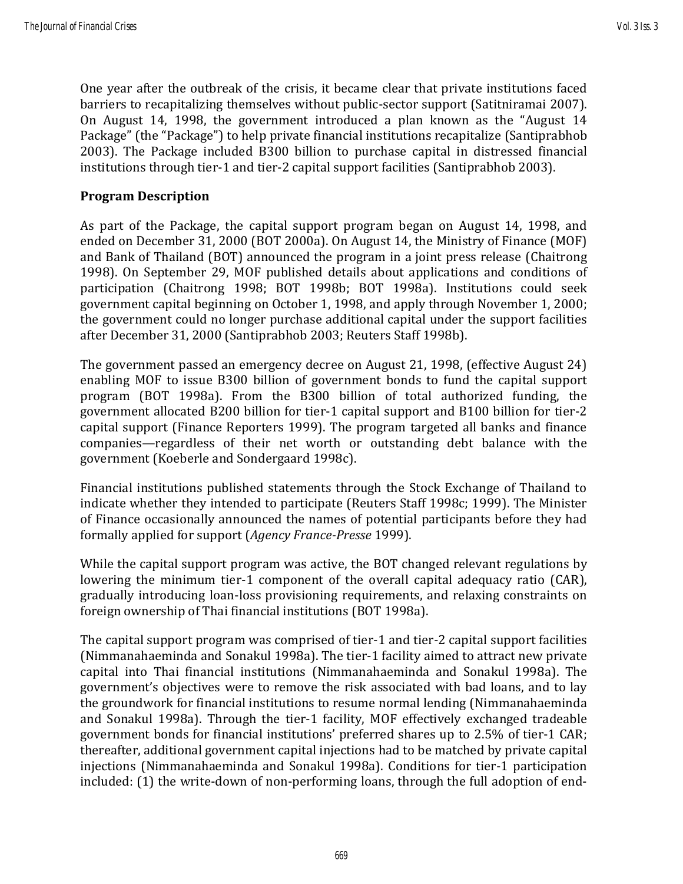One year after the outbreak of the crisis, it became clear that private institutions faced barriers to recapitalizing themselves without public-sector support (Satitniramai 2007). On August 14, 1998, the government introduced a plan known as the "August 14 Package" (the "Package") to help private financial institutions recapitalize (Santiprabhob 2003). The Package included B300 billion to purchase capital in distressed financial institutions through tier-1 and tier-2 capital support facilities (Santiprabhob 2003).

## Program Description

As part of the Package, the capital support program began on August 14, 1998, and ended on December 31, 2000 (BOT 2000a). On August 14, the Ministry of Finance (MOF) and Bank of Thailand (BOT) announced the program in a joint press release (Chaitrong 1998). On September 29, MOF published details about applications and conditions of participation (Chaitrong 1998; BOT 1998b; BOT 1998a). Institutions could seek government capital beginning on October 1, 1998, and apply through November 1, 2000; the government could no longer purchase additional capital under the support facilities after December 31, 2000 (Santiprabhob 2003; Reuters Staff 1998b).

The government passed an emergency decree on August 21, 1998, (effective August 24) enabling MOF to issue B300 billion of government bonds to fund the capital support program (BOT 1998a). From the B300 billion of total authorized funding, the government allocated B200 billion for tier-1 capital support and B100 billion for tier-2 capital support (Finance Reporters 1999). The program targeted all banks and finance companies—regardless of their net worth or outstanding debt balance with the government (Koeberle and Sondergaard 1998c).

Financial institutions published statements through the Stock Exchange of Thailand to indicate whether they intended to participate (Reuters Staff 1998c; 1999). The Minister of Finance occasionally announced the names of potential participants before they had formally applied for support (*Agency France-Presse* 1999).

While the capital support program was active, the BOT changed relevant regulations by lowering the minimum tier-1 component of the overall capital adequacy ratio (CAR), gradually introducing loan-loss provisioning requirements, and relaxing constraints on foreign ownership of Thai financial institutions (BOT 1998a).

The capital support program was comprised of tier-1 and tier-2 capital support facilities (Nimmanahaeminda and Sonakul 1998a). The tier-1 facility aimed to attract new private capital into Thai financial institutions (Nimmanahaeminda and Sonakul 1998a). The government's objectives were to remove the risk associated with bad loans, and to lay the groundwork for financial institutions to resume normal lending (Nimmanahaeminda and Sonakul 1998a). Through the tier-1 facility, MOF effectively exchanged tradeable government bonds for financial institutions' preferred shares up to 2.5% of tier-1 CAR; thereafter, additional government capital injections had to be matched by private capital injections (Nimmanahaeminda and Sonakul 1998a). Conditions for tier-1 participation included: (1) the write-down of non-performing loans, through the full adoption of end-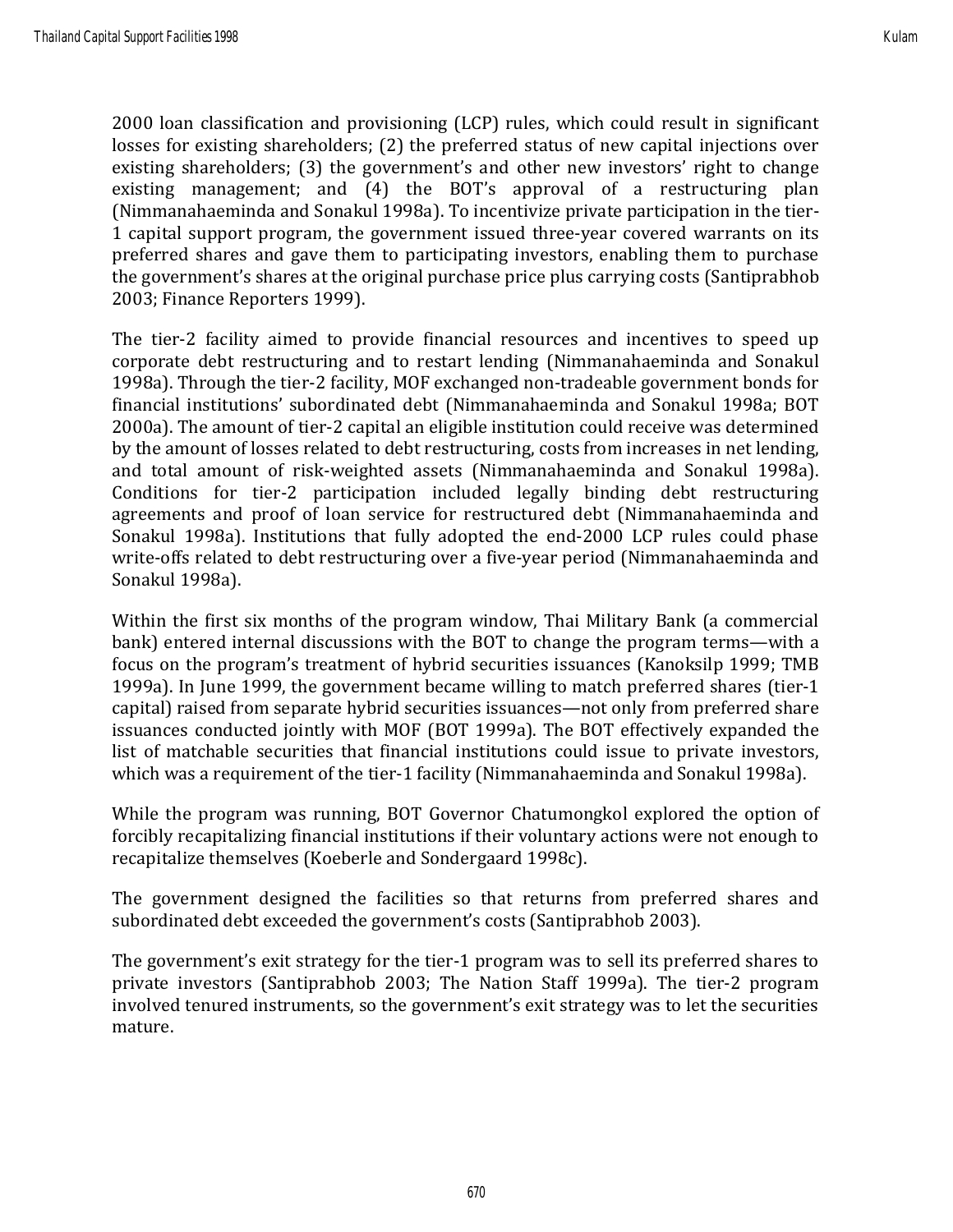2000 loan classification and provisioning (LCP) rules, which could result in significant losses for existing shareholders; (2) the preferred status of new capital injections over existing shareholders; (3) the government's and other new investors' right to change existing management; and (4) the BOT's approval of a restructuring plan (Nimmanahaeminda and Sonakul 1998a). To incentivize private participation in the tier-1 capital support program, the government issued three-year covered warrants on its preferred shares and gave them to participating investors, enabling them to purchase the government's shares at the original purchase price plus carrying costs (Santiprabhob 2003; Finance Reporters 1999).

The tier-2 facility aimed to provide financial resources and incentives to speed up corporate debt restructuring and to restart lending (Nimmanahaeminda and Sonakul 1998a). Through the tier-2 facility, MOF exchanged non-tradeable government bonds for financial institutions' subordinated debt (Nimmanahaeminda and Sonakul 1998a; BOT 2000a). The amount of tier-2 capital an eligible institution could receive was determined by the amount of losses related to debt restructuring, costs from increases in net lending, and total amount of risk-weighted assets (Nimmanahaeminda and Sonakul 1998a). Conditions for tier-2 participation included legally binding debt restructuring agreements and proof of loan service for restructured debt (Nimmanahaeminda and Sonakul 1998a). Institutions that fully adopted the end-2000 LCP rules could phase write-offs related to debt restructuring over a five-year period (Nimmanahaeminda and Sonakul 1998a).

Within the first six months of the program window, Thai Military Bank (a commercial bank) entered internal discussions with the BOT to change the program terms—with a focus on the program's treatment of hybrid securities issuances (Kanoksilp 1999; TMB 1999a). In June 1999, the government became willing to match preferred shares (tier-1 capital) raised from separate hybrid securities issuances—not only from preferred share issuances conducted jointly with MOF (BOT 1999a). The BOT effectively expanded the list of matchable securities that financial institutions could issue to private investors, which was a requirement of the tier-1 facility (Nimmanahaeminda and Sonakul 1998a).

While the program was running, BOT Governor Chatumongkol explored the option of forcibly recapitalizing financial institutions if their voluntary actions were not enough to recapitalize themselves (Koeberle and Sondergaard 1998c).

The government designed the facilities so that returns from preferred shares and subordinated debt exceeded the government's costs (Santiprabhob 2003).

The government's exit strategy for the tier-1 program was to sell its preferred shares to private investors (Santiprabhob 2003; The Nation Staff 1999a). The tier-2 program involved tenured instruments, so the government's exit strategy was to let the securities mature.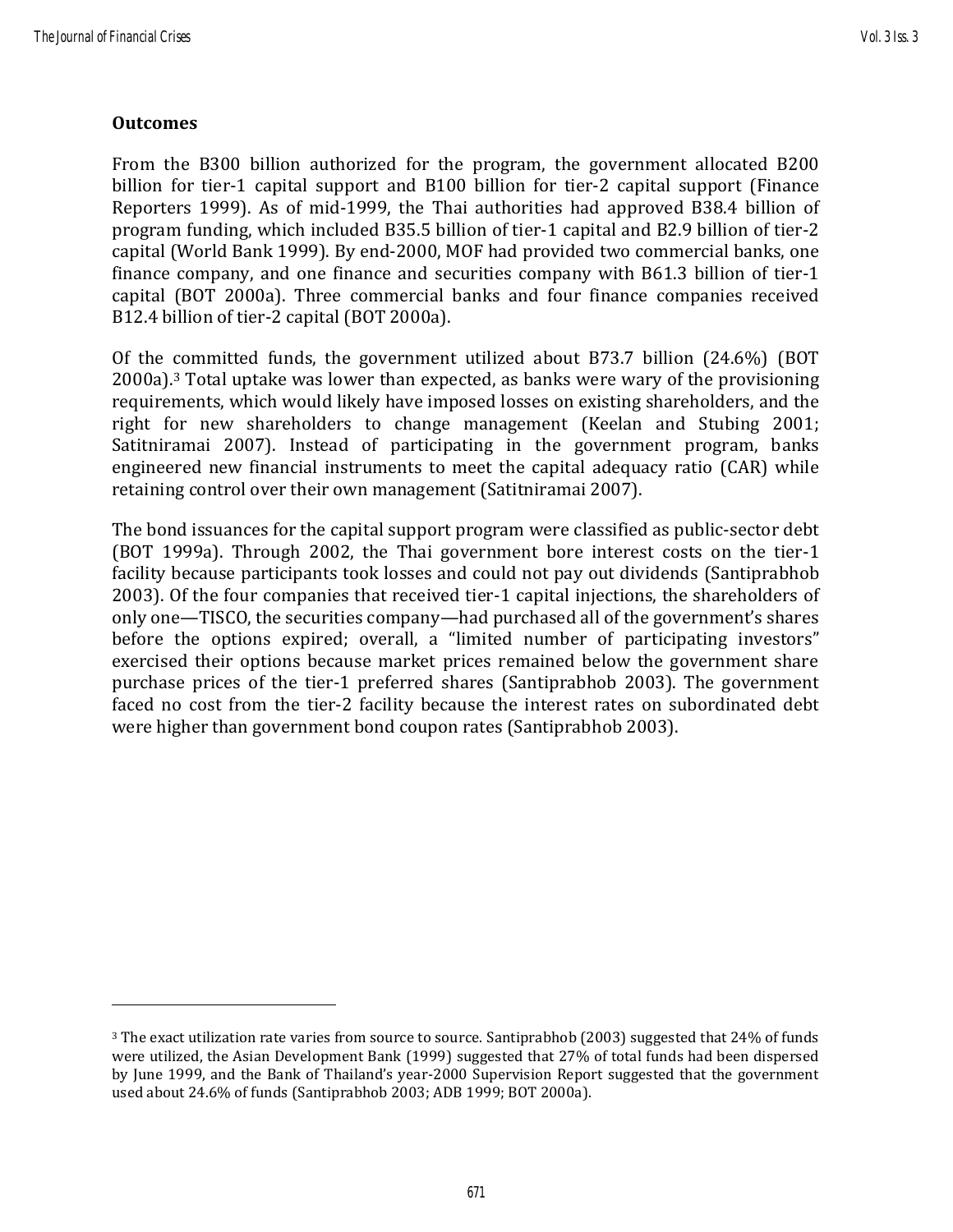**Outcomes**

From the B300 billion authorized for the program, the government allocated B200 billion for tier-1 capital support and B100 billion for tier-2 capital support (Finance Reporters 1999). As of mid-1999, the Thai authorities had approved B38.4 billion of program funding, which included B35.5 billion of tier-1 capital and B2.9 billion of tier-2 capital (World Bank 1999). By end-2000, MOF had provided two commercial banks, one finance company, and one finance and securities company with B61.3 billion of tier-1 capital (BOT 2000a). Three commercial banks and four finance companies received B12.4 billion of tier-2 capital (BOT 2000a).

Of the committed funds, the government utilized about B73.7 billion (24.6%) (BOT 2000a).[3] Total uptake was lower than expected, as banks were wary of the provisioning requirements, which would likely have imposed losses on existing shareholders, and the right for new shareholders to change management (Keelan and Stubing 2001; Satitniramai 2007). Instead of participating in the government program, banks engineered new financial instruments to meet the capital adequacy ratio (CAR) while retaining control over their own management (Satitniramai 2007).

The bond issuances for the capital support program were classified as public-sector debt (BOT 1999a). Through 2002, the Thai government bore interest costs on the tier-1 facility because participants took losses and could not pay out dividends (Santiprabhob 2003). Of the four companies that received tier-1 capital injections, the shareholders of only one—TISCO, the securities company—had purchased all of the government's shares before the options expired; overall, a "limited number of participating investors" exercised their options because market prices remained below the government share purchase prices of the tier-1 preferred shares (Santiprabhob 2003). The government faced no cost from the tier-2 facility because the interest rates on subordinated debt were higher than government bond coupon rates (Santiprabhob 2003).

[3] The exact utilization rate varies from source to source. Santiprabhob (2003) suggested that 24% of funds were utilized, the Asian Development Bank (1999) suggested that 27% of total funds had been dispersed by June 1999, and the Bank of Thailand's year-2000 Supervision Report suggested that the government used about 24.6% of funds (Santiprabhob 2003; ADB 1999; BOT 2000a).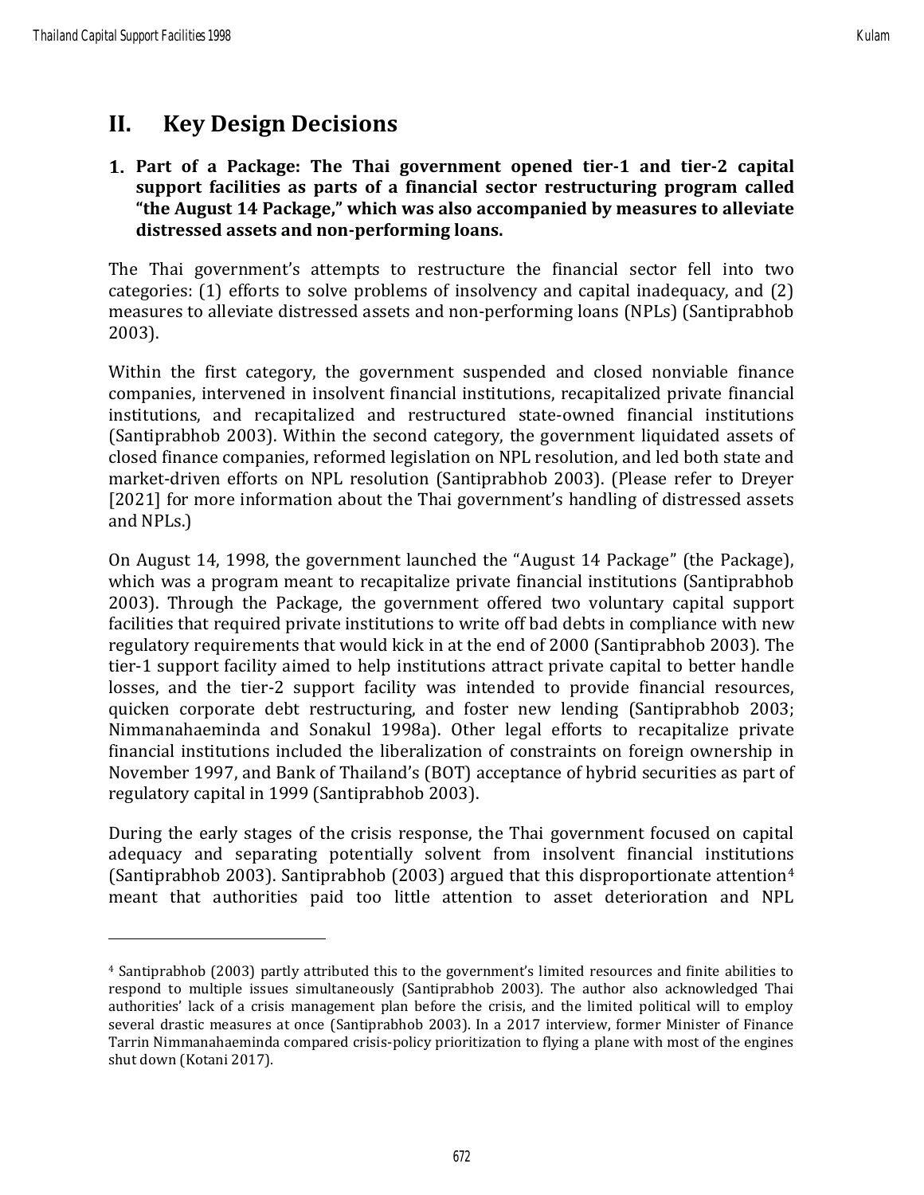## II. Key Design Decisions

**1. Part of a Package: The Thai government opened tier-1 and tier-2 capital support facilities as parts of a financial sector restructuring program called "the August 14 Package," which was also accompanied by measures to alleviate distressed assets and non-performing loans.**

The Thai government's attempts to restructure the financial sector fell into two categories: (1) efforts to solve problems of insolvency and capital inadequacy, and (2) measures to alleviate distressed assets and non-performing loans (NPLs) (Santiprabhob 2003).

Within the first category, the government suspended and closed nonviable finance companies, intervened in insolvent financial institutions, recapitalized private financial institutions, and recapitalized and restructured state-owned financial institutions (Santiprabhob 2003). Within the second category, the government liquidated assets of closed finance companies, reformed legislation on NPL resolution, and led both state and market-driven efforts on NPL resolution (Santiprabhob 2003). (Please refer to Dreyer [2021] for more information about the Thai government's handling of distressed assets and NPLs.)

On August 14, 1998, the government launched the "August 14 Package" (the Package), which was a program meant to recapitalize private financial institutions (Santiprabhob 2003). Through the Package, the government offered two voluntary capital support facilities that required private institutions to write off bad debts in compliance with new regulatory requirements that would kick in at the end of 2000 (Santiprabhob 2003). The tier-1 support facility aimed to help institutions attract private capital to better handle losses, and the tier-2 support facility was intended to provide financial resources, quicken corporate debt restructuring, and foster new lending (Santiprabhob 2003; Nimmanahaeminda and Sonakul 1998a). Other legal efforts to recapitalize private financial institutions included the liberalization of constraints on foreign ownership in November 1997, and Bank of Thailand's (BOT) acceptance of hybrid securities as part of regulatory capital in 1999 (Santiprabhob 2003).

During the early stages of the crisis response, the Thai government focused on capital adequacy and separating potentially solvent from insolvent financial institutions (Santiprabhob 2003). Santiprabhob (2003) argued that this disproportionate attention[4] meant that authorities paid too little attention to asset deterioration and NPL

---

[4] Santiprabhob (2003) partly attributed this to the government's limited resources and finite abilities to respond to multiple issues simultaneously (Santiprabhob 2003). The author also acknowledged Thai authorities' lack of a crisis management plan before the crisis, and the limited political will to employ several drastic measures at once (Santiprabhob 2003). In a 2017 interview, former Minister of Finance Tarrin Nimmanahaeminda compared crisis-policy prioritization to flying a plane with most of the engines shut down (Kotani 2017).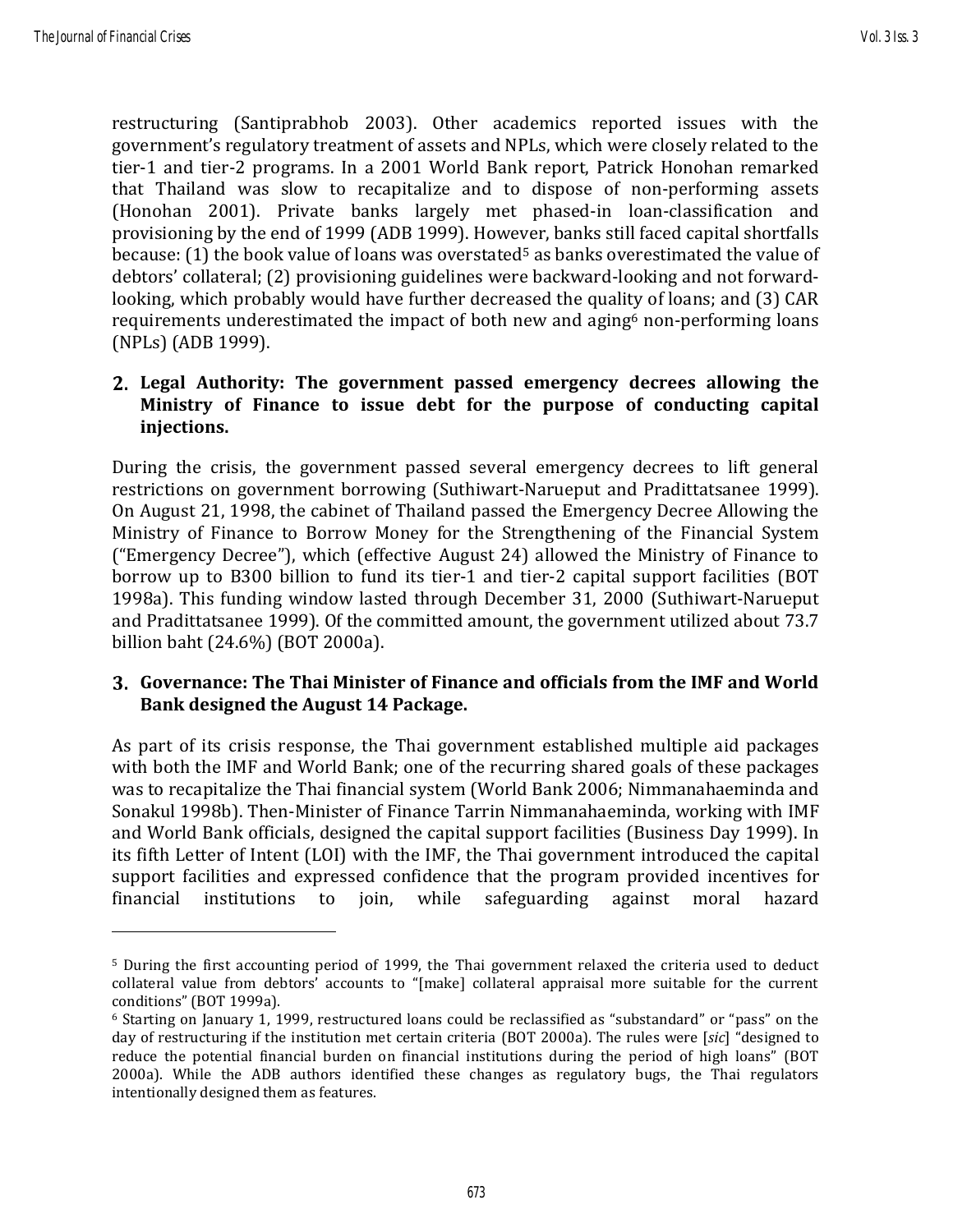restructuring (Santiprabhob 2003). Other academics reported issues with the government's regulatory treatment of assets and NPLs, which were closely related to the tier-1 and tier-2 programs. In a 2001 World Bank report, Patrick Honohan remarked that Thailand was slow to recapitalize and to dispose of non-performing assets (Honohan 2001). Private banks largely met phased-in loan-classification and provisioning by the end of 1999 (ADB 1999). However, banks still faced capital shortfalls because: (1) the book value of loans was overstated[5] as banks overestimated the value of debtors' collateral; (2) provisioning guidelines were backward-looking and not forward-looking, which probably would have further decreased the quality of loans; and (3) CAR requirements underestimated the impact of both new and aging[6] non-performing loans (NPLs) (ADB 1999).

## 2. Legal Authority: The government passed emergency decrees allowing the Ministry of Finance to issue debt for the purpose of conducting capital injections.

During the crisis, the government passed several emergency decrees to lift general restrictions on government borrowing (Suthiwart-Narueput and Pradittatsanee 1999). On August 21, 1998, the cabinet of Thailand passed the Emergency Decree Allowing the Ministry of Finance to Borrow Money for the Strengthening of the Financial System ("Emergency Decree"), which (effective August 24) allowed the Ministry of Finance to borrow up to B300 billion to fund its tier-1 and tier-2 capital support facilities (BOT 1998a). This funding window lasted through December 31, 2000 (Suthiwart-Narueput and Pradittatsanee 1999). Of the committed amount, the government utilized about 73.7 billion baht (24.6%) (BOT 2000a).

## 3. Governance: The Thai Minister of Finance and officials from the IMF and World Bank designed the August 14 Package.

As part of its crisis response, the Thai government established multiple aid packages with both the IMF and World Bank; one of the recurring shared goals of these packages was to recapitalize the Thai financial system (World Bank 2006; Nimmanahaeminda and Sonakul 1998b). Then-Minister of Finance Tarrin Nimmanahaeminda, working with IMF and World Bank officials, designed the capital support facilities (Business Day 1999). In its fifth Letter of Intent (LOI) with the IMF, the Thai government introduced the capital support facilities and expressed confidence that the program provided incentives for financial institutions to join, while safeguarding against moral hazard

---

[5] During the first accounting period of 1999, the Thai government relaxed the criteria used to deduct collateral value from debtors' accounts to "[make] collateral appraisal more suitable for the current conditions" (BOT 1999a).

[6] Starting on January 1, 1999, restructured loans could be reclassified as "substandard" or "pass" on the day of restructuring if the institution met certain criteria (BOT 2000a). The rules were [*sic*] "designed to reduce the potential financial burden on financial institutions during the period of high loans" (BOT 2000a). While the ADB authors identified these changes as regulatory bugs, the Thai regulators intentionally designed them as features.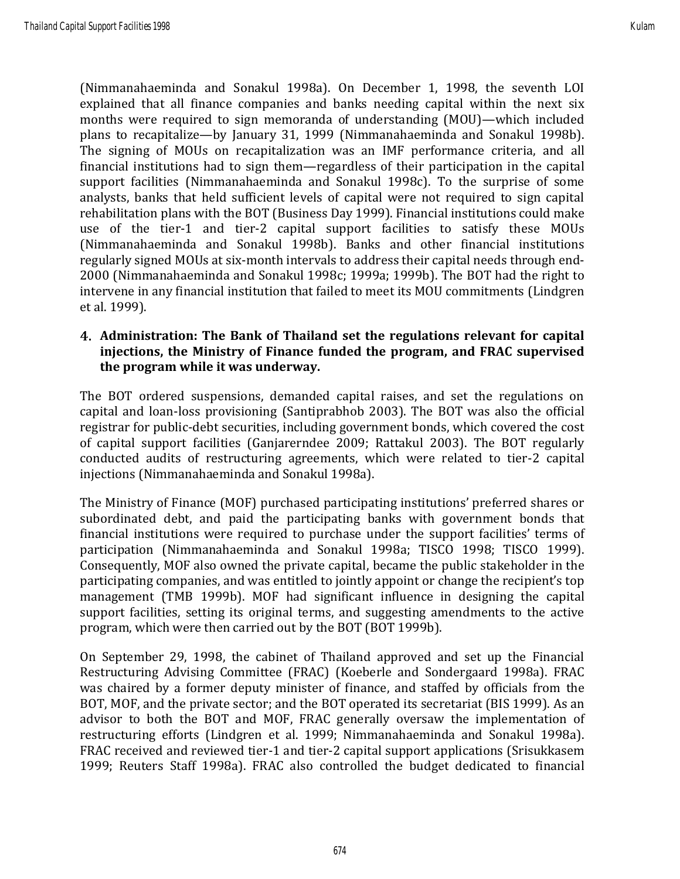(Nimmanahaeminda and Sonakul 1998a). On December 1, 1998, the seventh LOI explained that all finance companies and banks needing capital within the next six months were required to sign memoranda of understanding (MOU)—which included plans to recapitalize—by January 31, 1999 (Nimmanahaeminda and Sonakul 1998b). The signing of MOUs on recapitalization was an IMF performance criteria, and all financial institutions had to sign them—regardless of their participation in the capital support facilities (Nimmanahaeminda and Sonakul 1998c). To the surprise of some analysts, banks that held sufficient levels of capital were not required to sign capital rehabilitation plans with the BOT (Business Day 1999). Financial institutions could make use of the tier-1 and tier-2 capital support facilities to satisfy these MOUs (Nimmanahaeminda and Sonakul 1998b). Banks and other financial institutions regularly signed MOUs at six-month intervals to address their capital needs through end-2000 (Nimmanahaeminda and Sonakul 1998c; 1999a; 1999b). The BOT had the right to intervene in any financial institution that failed to meet its MOU commitments (Lindgren et al. 1999).

### 4. Administration: The Bank of Thailand set the regulations relevant for capital injections, the Ministry of Finance funded the program, and FRAC supervised the program while it was underway.

The BOT ordered suspensions, demanded capital raises, and set the regulations on capital and loan-loss provisioning (Santiprabhob 2003). The BOT was also the official registrar for public-debt securities, including government bonds, which covered the cost of capital support facilities (Ganjarerndee 2009; Rattakul 2003). The BOT regularly conducted audits of restructuring agreements, which were related to tier-2 capital injections (Nimmanahaeminda and Sonakul 1998a).

The Ministry of Finance (MOF) purchased participating institutions' preferred shares or subordinated debt, and paid the participating banks with government bonds that financial institutions were required to purchase under the support facilities' terms of participation (Nimmanahaeminda and Sonakul 1998a; TISCO 1998; TISCO 1999). Consequently, MOF also owned the private capital, became the public stakeholder in the participating companies, and was entitled to jointly appoint or change the recipient's top management (TMB 1999b). MOF had significant influence in designing the capital support facilities, setting its original terms, and suggesting amendments to the active program, which were then carried out by the BOT (BOT 1999b).

On September 29, 1998, the cabinet of Thailand approved and set up the Financial Restructuring Advising Committee (FRAC) (Koeberle and Sondergaard 1998a). FRAC was chaired by a former deputy minister of finance, and staffed by officials from the BOT, MOF, and the private sector; and the BOT operated its secretariat (BIS 1999). As an advisor to both the BOT and MOF, FRAC generally oversaw the implementation of restructuring efforts (Lindgren et al. 1999; Nimmanahaeminda and Sonakul 1998a). FRAC received and reviewed tier-1 and tier-2 capital support applications (Srisukkasem 1999; Reuters Staff 1998a). FRAC also controlled the budget dedicated to financial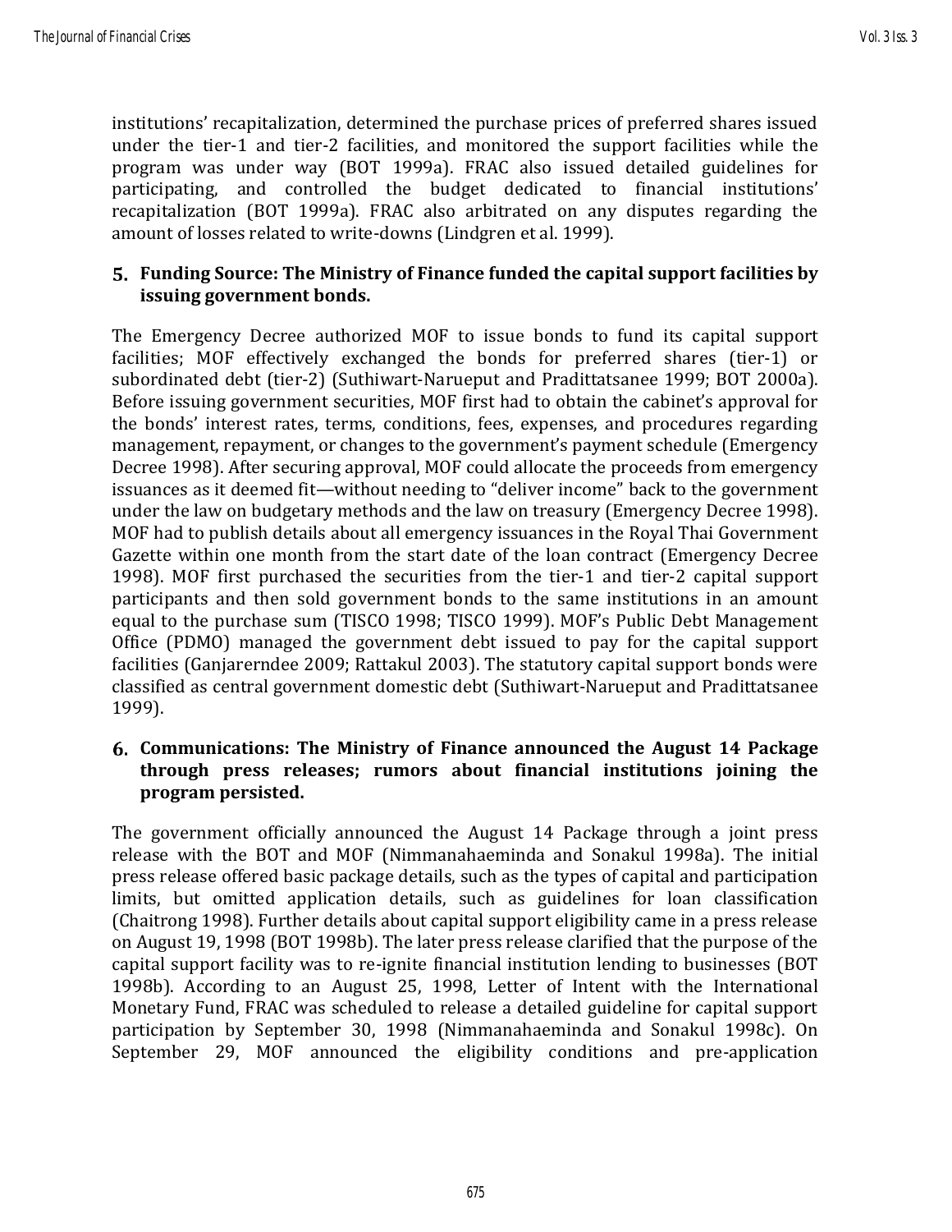institutions' recapitalization, determined the purchase prices of preferred shares issued under the tier-1 and tier-2 facilities, and monitored the support facilities while the program was under way (BOT 1999a). FRAC also issued detailed guidelines for participating, and controlled the budget dedicated to financial institutions' recapitalization (BOT 1999a). FRAC also arbitrated on any disputes regarding the amount of losses related to write-downs (Lindgren et al. 1999).

### 5. Funding Source: The Ministry of Finance funded the capital support facilities by issuing government bonds.

The Emergency Decree authorized MOF to issue bonds to fund its capital support facilities; MOF effectively exchanged the bonds for preferred shares (tier-1) or subordinated debt (tier-2) (Suthiwart-Narueput and Pradittatsanee 1999; BOT 2000a). Before issuing government securities, MOF first had to obtain the cabinet's approval for the bonds' interest rates, terms, conditions, fees, expenses, and procedures regarding management, repayment, or changes to the government's payment schedule (Emergency Decree 1998). After securing approval, MOF could allocate the proceeds from emergency issuances as it deemed fit—without needing to "deliver income" back to the government under the law on budgetary methods and the law on treasury (Emergency Decree 1998). MOF had to publish details about all emergency issuances in the Royal Thai Government Gazette within one month from the start date of the loan contract (Emergency Decree 1998). MOF first purchased the securities from the tier-1 and tier-2 capital support participants and then sold government bonds to the same institutions in an amount equal to the purchase sum (TISCO 1998; TISCO 1999). MOF's Public Debt Management Office (PDMO) managed the government debt issued to pay for the capital support facilities (Ganjarerndee 2009; Rattakul 2003). The statutory capital support bonds were classified as central government domestic debt (Suthiwart-Narueput and Pradittatsanee 1999).

### 6. Communications: The Ministry of Finance announced the August 14 Package through press releases; rumors about financial institutions joining the program persisted.

The government officially announced the August 14 Package through a joint press release with the BOT and MOF (Nimmanahaeminda and Sonakul 1998a). The initial press release offered basic package details, such as the types of capital and participation limits, but omitted application details, such as guidelines for loan classification (Chaitrong 1998). Further details about capital support eligibility came in a press release on August 19, 1998 (BOT 1998b). The later press release clarified that the purpose of the capital support facility was to re-ignite financial institution lending to businesses (BOT 1998b). According to an August 25, 1998, Letter of Intent with the International Monetary Fund, FRAC was scheduled to release a detailed guideline for capital support participation by September 30, 1998 (Nimmanahaeminda and Sonakul 1998c). On September 29, MOF announced the eligibility conditions and pre-application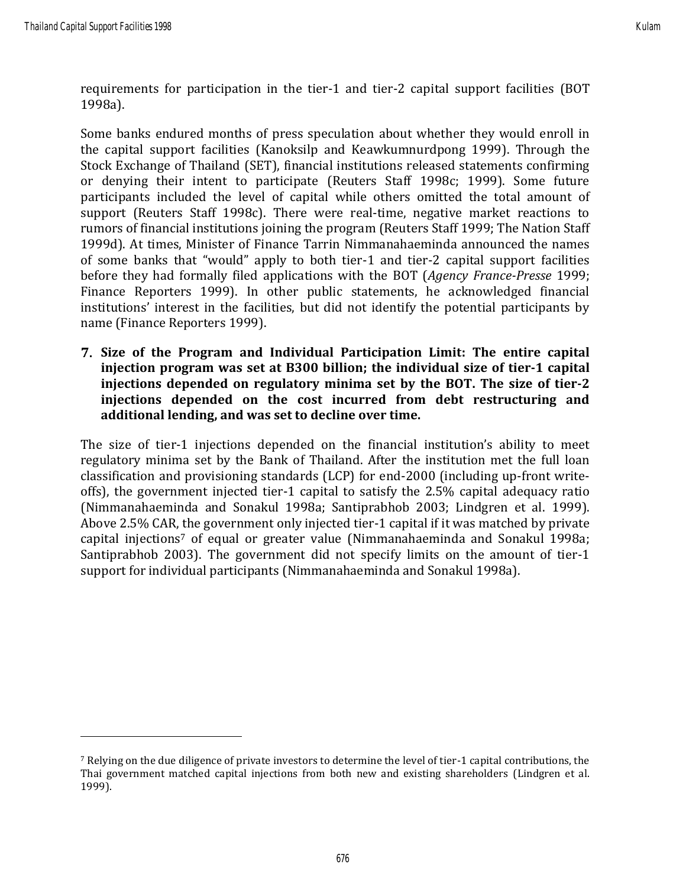requirements for participation in the tier-1 and tier-2 capital support facilities (BOT 1998a).

Some banks endured months of press speculation about whether they would enroll in the capital support facilities (Kanoksilp and Keawkumnurdpong 1999). Through the Stock Exchange of Thailand (SET), financial institutions released statements confirming or denying their intent to participate (Reuters Staff 1998c; 1999). Some future participants included the level of capital while others omitted the total amount of support (Reuters Staff 1998c). There were real-time, negative market reactions to rumors of financial institutions joining the program (Reuters Staff 1999; The Nation Staff 1999d). At times, Minister of Finance Tarrin Nimmanahaeminda announced the names of some banks that "would" apply to both tier-1 and tier-2 capital support facilities before they had formally filed applications with the BOT (*Agency France-Presse* 1999; Finance Reporters 1999). In other public statements, he acknowledged financial institutions' interest in the facilities, but did not identify the potential participants by name (Finance Reporters 1999).

7. **Size of the Program and Individual Participation Limit: The entire capital injection program was set at B300 billion; the individual size of tier-1 capital injections depended on regulatory minima set by the BOT. The size of tier-2 injections depended on the cost incurred from debt restructuring and additional lending, and was set to decline over time.**

The size of tier-1 injections depended on the financial institution's ability to meet regulatory minima set by the Bank of Thailand. After the institution met the full loan classification and provisioning standards (LCP) for end-2000 (including up-front write-offs), the government injected tier-1 capital to satisfy the 2.5% capital adequacy ratio (Nimmanahaeminda and Sonakul 1998a; Santiprabhob 2003; Lindgren et al. 1999). Above 2.5% CAR, the government only injected tier-1 capital if it was matched by private capital injections[7] of equal or greater value (Nimmanahaeminda and Sonakul 1998a; Santiprabhob 2003). The government did not specify limits on the amount of tier-1 support for individual participants (Nimmanahaeminda and Sonakul 1998a).

[7] Relying on the due diligence of private investors to determine the level of tier-1 capital contributions, the Thai government matched capital injections from both new and existing shareholders (Lindgren et al. 1999).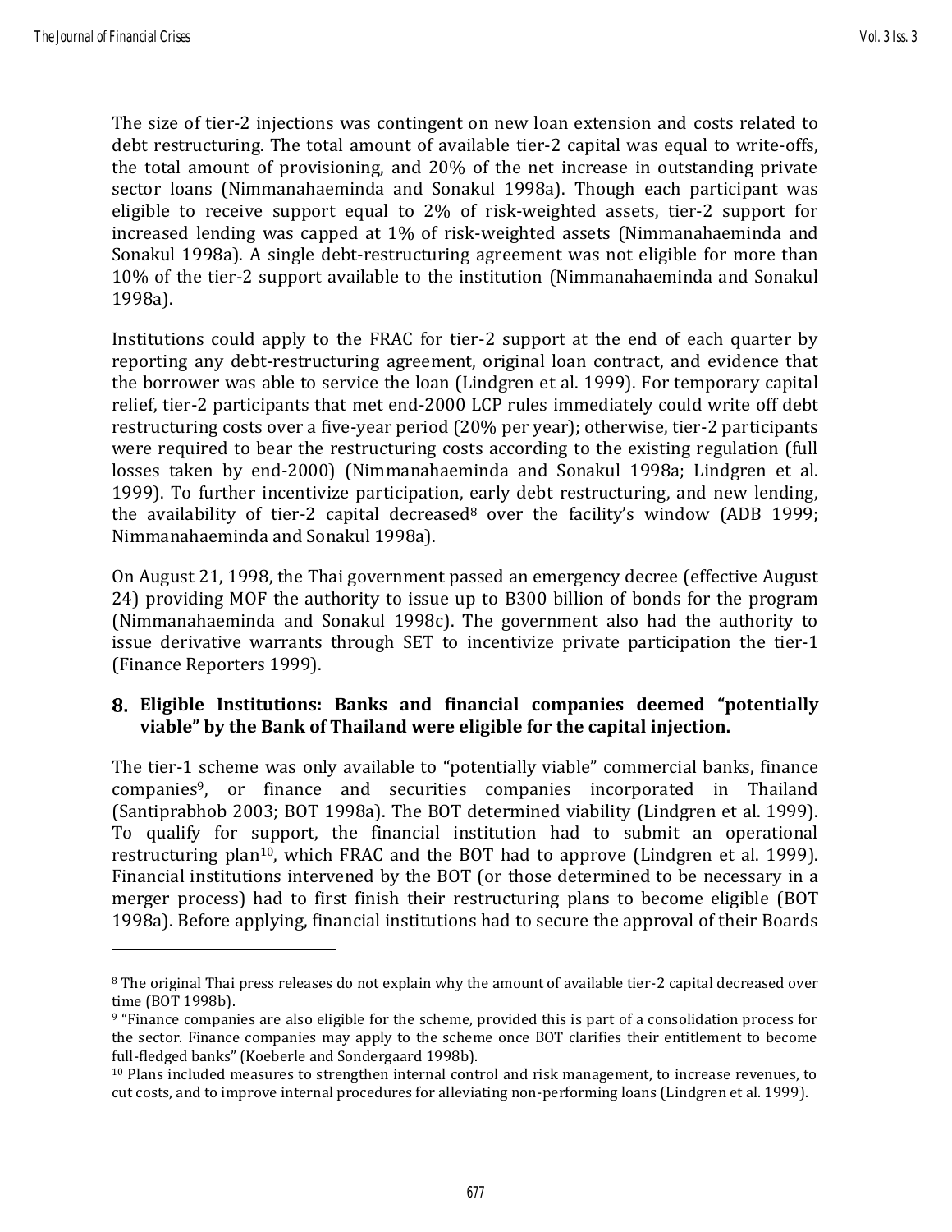The size of tier-2 injections was contingent on new loan extension and costs related to debt restructuring. The total amount of available tier-2 capital was equal to write-offs, the total amount of provisioning, and 20% of the net increase in outstanding private sector loans (Nimmanahaeminda and Sonakul 1998a). Though each participant was eligible to receive support equal to 2% of risk-weighted assets, tier-2 support for increased lending was capped at 1% of risk-weighted assets (Nimmanahaeminda and Sonakul 1998a). A single debt-restructuring agreement was not eligible for more than 10% of the tier-2 support available to the institution (Nimmanahaeminda and Sonakul 1998a).

Institutions could apply to the FRAC for tier-2 support at the end of each quarter by reporting any debt-restructuring agreement, original loan contract, and evidence that the borrower was able to service the loan (Lindgren et al. 1999). For temporary capital relief, tier-2 participants that met end-2000 LCP rules immediately could write off debt restructuring costs over a five-year period (20% per year); otherwise, tier-2 participants were required to bear the restructuring costs according to the existing regulation (full losses taken by end-2000) (Nimmanahaeminda and Sonakul 1998a; Lindgren et al. 1999). To further incentivize participation, early debt restructuring, and new lending, the availability of tier-2 capital decreased[8] over the facility's window (ADB 1999; Nimmanahaeminda and Sonakul 1998a).

On August 21, 1998, the Thai government passed an emergency decree (effective August 24) providing MOF the authority to issue up to B300 billion of bonds for the program (Nimmanahaeminda and Sonakul 1998c). The government also had the authority to issue derivative warrants through SET to incentivize private participation the tier-1 (Finance Reporters 1999).

## 8. Eligible Institutions: Banks and financial companies deemed "potentially viable" by the Bank of Thailand were eligible for the capital injection.

The tier-1 scheme was only available to "potentially viable" commercial banks, finance companies[9], or finance and securities companies incorporated in Thailand (Santiprabhob 2003; BOT 1998a). The BOT determined viability (Lindgren et al. 1999). To qualify for support, the financial institution had to submit an operational restructuring plan[10], which FRAC and the BOT had to approve (Lindgren et al. 1999). Financial institutions intervened by the BOT (or those determined to be necessary in a merger process) had to first finish their restructuring plans to become eligible (BOT 1998a). Before applying, financial institutions had to secure the approval of their Boards

---

[8] The original Thai press releases do not explain why the amount of available tier-2 capital decreased over time (BOT 1998b).

[9] "Finance companies are also eligible for the scheme, provided this is part of a consolidation process for the sector. Finance companies may apply to the scheme once BOT clarifies their entitlement to become full-fledged banks" (Koeberle and Sondergaard 1998b).

[10] Plans included measures to strengthen internal control and risk management, to increase revenues, to cut costs, and to improve internal procedures for alleviating non-performing loans (Lindgren et al. 1999).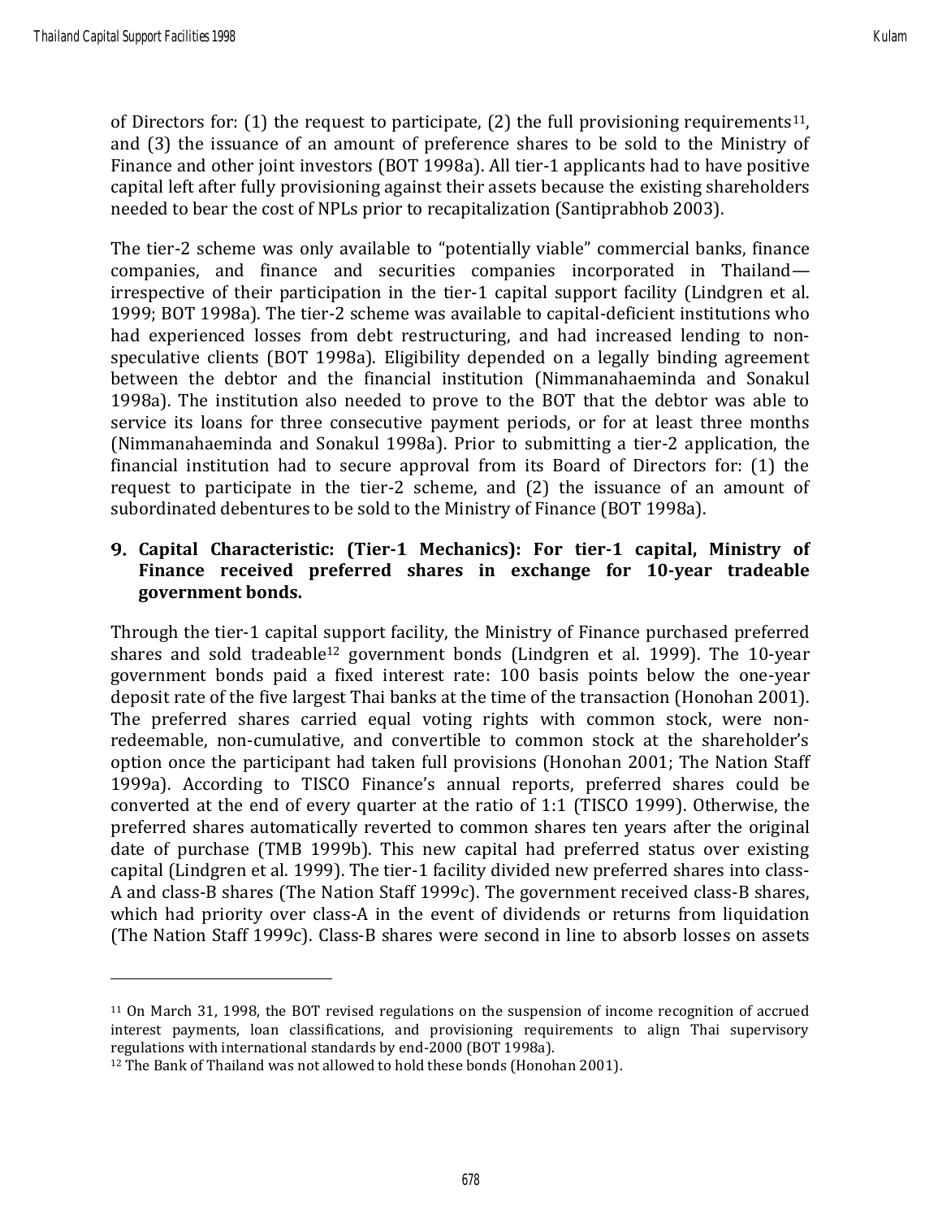of Directors for: (1) the request to participate, (2) the full provisioning requirements[11], and (3) the issuance of an amount of preference shares to be sold to the Ministry of Finance and other joint investors (BOT 1998a). All tier-1 applicants had to have positive capital left after fully provisioning against their assets because the existing shareholders needed to bear the cost of NPLs prior to recapitalization (Santiprabhob 2003).

The tier-2 scheme was only available to "potentially viable" commercial banks, finance companies, and finance and securities companies incorporated in Thailand—irrespective of their participation in the tier-1 capital support facility (Lindgren et al. 1999; BOT 1998a). The tier-2 scheme was available to capital-deficient institutions who had experienced losses from debt restructuring, and had increased lending to non-speculative clients (BOT 1998a). Eligibility depended on a legally binding agreement between the debtor and the financial institution (Nimmanahaeminda and Sonakul 1998a). The institution also needed to prove to the BOT that the debtor was able to service its loans for three consecutive payment periods, or for at least three months (Nimmanahaeminda and Sonakul 1998a). Prior to submitting a tier-2 application, the financial institution had to secure approval from its Board of Directors for: (1) the request to participate in the tier-2 scheme, and (2) the issuance of an amount of subordinated debentures to be sold to the Ministry of Finance (BOT 1998a).

**9. Capital Characteristic: (Tier-1 Mechanics): For tier-1 capital, Ministry of Finance received preferred shares in exchange for 10-year tradeable government bonds.**

Through the tier-1 capital support facility, the Ministry of Finance purchased preferred shares and sold tradeable[12] government bonds (Lindgren et al. 1999). The 10-year government bonds paid a fixed interest rate: 100 basis points below the one-year deposit rate of the five largest Thai banks at the time of the transaction (Honohan 2001). The preferred shares carried equal voting rights with common stock, were non-redeemable, non-cumulative, and convertible to common stock at the shareholder's option once the participant had taken full provisions (Honohan 2001; The Nation Staff 1999a). According to TISCO Finance's annual reports, preferred shares could be converted at the end of every quarter at the ratio of 1:1 (TISCO 1999). Otherwise, the preferred shares automatically reverted to common shares ten years after the original date of purchase (TMB 1999b). This new capital had preferred status over existing capital (Lindgren et al. 1999). The tier-1 facility divided new preferred shares into class-A and class-B shares (The Nation Staff 1999c). The government received class-B shares, which had priority over class-A in the event of dividends or returns from liquidation (The Nation Staff 1999c). Class-B shares were second in line to absorb losses on assets

[11] On March 31, 1998, the BOT revised regulations on the suspension of income recognition of accrued interest payments, loan classifications, and provisioning requirements to align Thai supervisory regulations with international standards by end-2000 (BOT 1998a).

[12] The Bank of Thailand was not allowed to hold these bonds (Honohan 2001).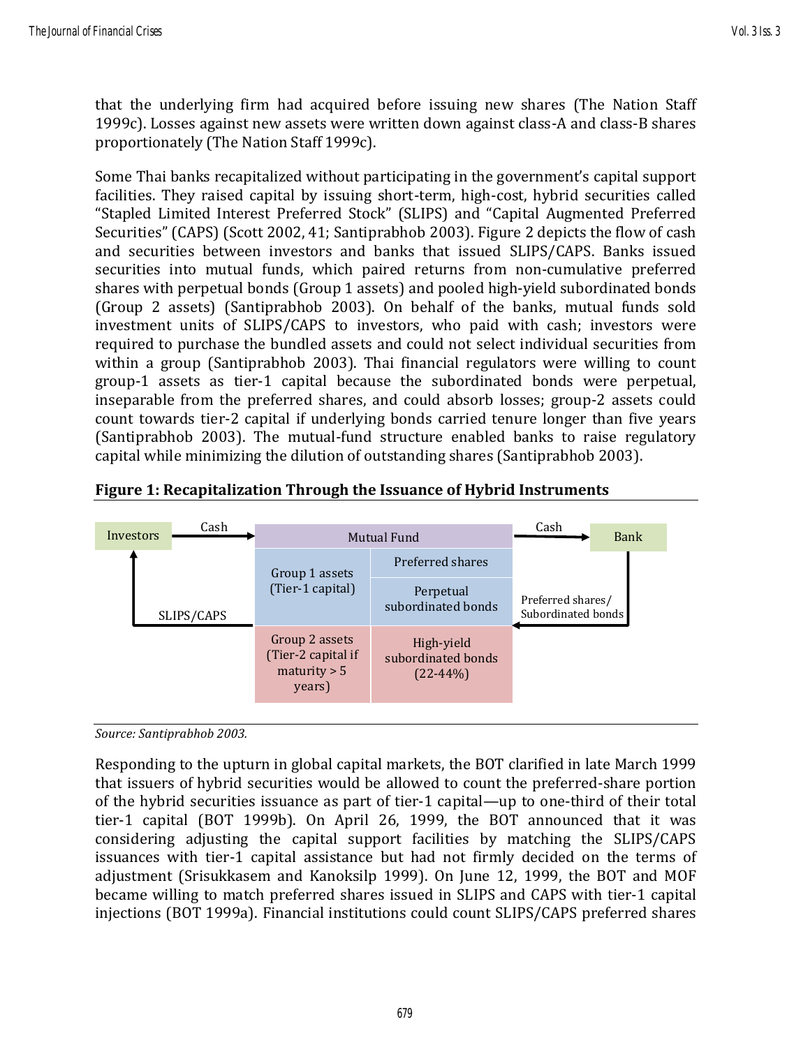that the underlying firm had acquired before issuing new shares (The Nation Staff 1999c). Losses against new assets were written down against class-A and class-B shares proportionately (The Nation Staff 1999c).

Some Thai banks recapitalized without participating in the government's capital support facilities. They raised capital by issuing short-term, high-cost, hybrid securities called "Stapled Limited Interest Preferred Stock" (SLIPS) and "Capital Augmented Preferred Securities" (CAPS) (Scott 2002, 41; Santiprabhob 2003). Figure 2 depicts the flow of cash and securities between investors and banks that issued SLIPS/CAPS. Banks issued securities into mutual funds, which paired returns from non-cumulative preferred shares with perpetual bonds (Group 1 assets) and pooled high-yield subordinated bonds (Group 2 assets) (Santiprabhob 2003). On behalf of the banks, mutual funds sold investment units of SLIPS/CAPS to investors, who paid with cash; investors were required to purchase the bundled assets and could not select individual securities from within a group (Santiprabhob 2003). Thai financial regulators were willing to count group-1 assets as tier-1 capital because the subordinated bonds were perpetual, inseparable from the preferred shares, and could absorb losses; group-2 assets could count towards tier-2 capital if underlying bonds carried tenure longer than five years (Santiprabhob 2003). The mutual-fund structure enabled banks to raise regulatory capital while minimizing the dilution of outstanding shares (Santiprabhob 2003).

**Figure 1: Recapitalization Through the Issuance of Hybrid Instruments**

Investors → Cash → Mutual Fund → Cash → Bank

Bank → Preferred shares/ Subordinated bonds → Mutual Fund

Mutual Fund → SLIPS/CAPS → Investors

| Mutual Fund | |
|---|---|
| Group 1 assets (Tier-1 capital) | Preferred shares |
| | Perpetual subordinated bonds |
| Group 2 assets (Tier-2 capital if maturity > 5 years) | High-yield subordinated bonds (22-44%) |

*Source: Santiprabhob 2003.*

Responding to the upturn in global capital markets, the BOT clarified in late March 1999 that issuers of hybrid securities would be allowed to count the preferred-share portion of the hybrid securities issuance as part of tier-1 capital—up to one-third of their total tier-1 capital (BOT 1999b). On April 26, 1999, the BOT announced that it was considering adjusting the capital support facilities by matching the SLIPS/CAPS issuances with tier-1 capital assistance but had not firmly decided on the terms of adjustment (Srisukkasem and Kanoksilp 1999). On June 12, 1999, the BOT and MOF became willing to match preferred shares issued in SLIPS and CAPS with tier-1 capital injections (BOT 1999a). Financial institutions could count SLIPS/CAPS preferred shares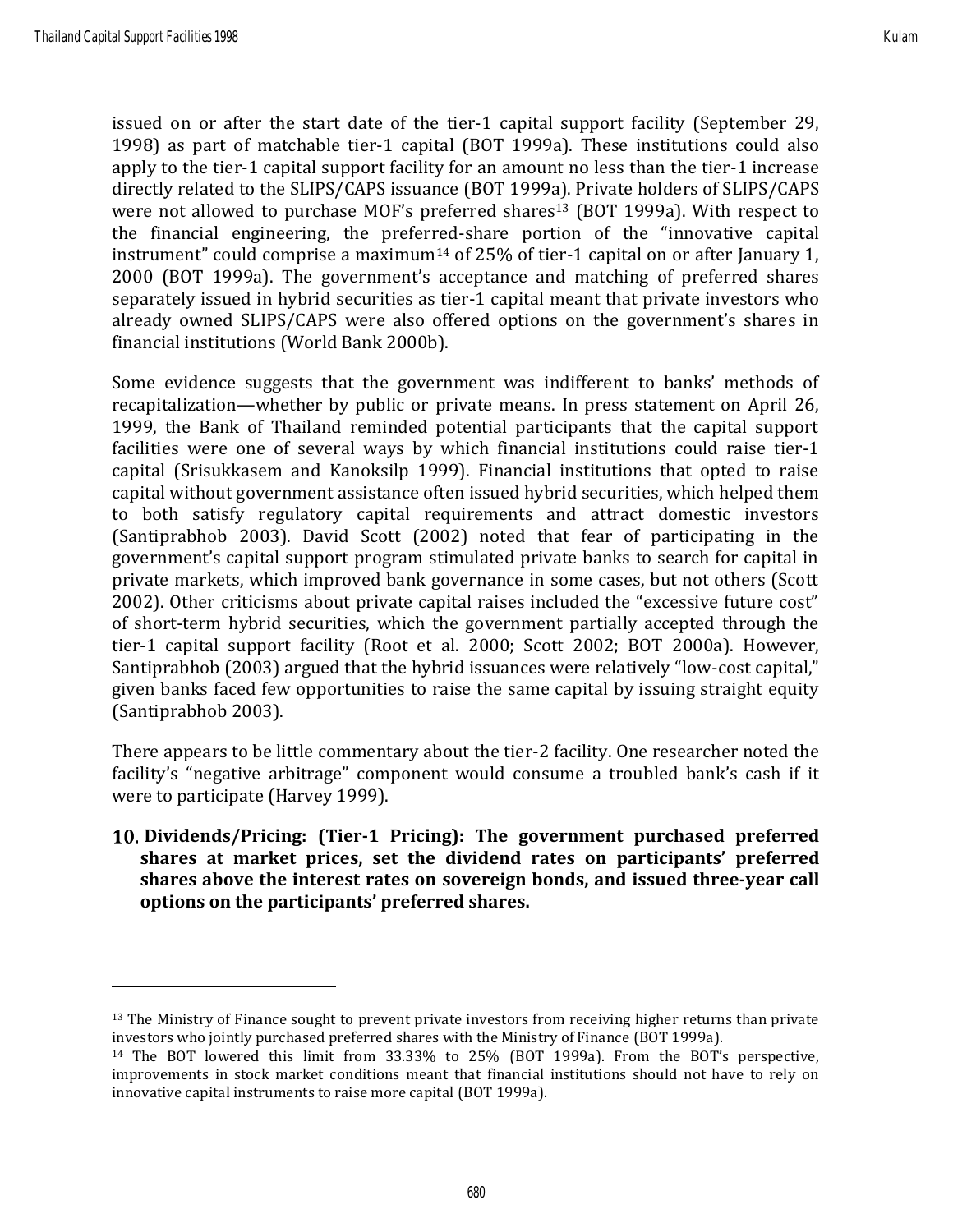issued on or after the start date of the tier-1 capital support facility (September 29, 1998) as part of matchable tier-1 capital (BOT 1999a). These institutions could also apply to the tier-1 capital support facility for an amount no less than the tier-1 increase directly related to the SLIPS/CAPS issuance (BOT 1999a). Private holders of SLIPS/CAPS were not allowed to purchase MOF's preferred shares[13] (BOT 1999a). With respect to the financial engineering, the preferred-share portion of the "innovative capital instrument" could comprise a maximum[14] of 25% of tier-1 capital on or after January 1, 2000 (BOT 1999a). The government's acceptance and matching of preferred shares separately issued in hybrid securities as tier-1 capital meant that private investors who already owned SLIPS/CAPS were also offered options on the government's shares in financial institutions (World Bank 2000b).

Some evidence suggests that the government was indifferent to banks' methods of recapitalization—whether by public or private means. In press statement on April 26, 1999, the Bank of Thailand reminded potential participants that the capital support facilities were one of several ways by which financial institutions could raise tier-1 capital (Srisukkasem and Kanoksilp 1999). Financial institutions that opted to raise capital without government assistance often issued hybrid securities, which helped them to both satisfy regulatory capital requirements and attract domestic investors (Santiprabhob 2003). David Scott (2002) noted that fear of participating in the government's capital support program stimulated private banks to search for capital in private markets, which improved bank governance in some cases, but not others (Scott 2002). Other criticisms about private capital raises included the "excessive future cost" of short-term hybrid securities, which the government partially accepted through the tier-1 capital support facility (Root et al. 2000; Scott 2002; BOT 2000a). However, Santiprabhob (2003) argued that the hybrid issuances were relatively "low-cost capital," given banks faced few opportunities to raise the same capital by issuing straight equity (Santiprabhob 2003).

There appears to be little commentary about the tier-2 facility. One researcher noted the facility's "negative arbitrage" component would consume a troubled bank's cash if it were to participate (Harvey 1999).

**10. Dividends/Pricing: (Tier-1 Pricing): The government purchased preferred shares at market prices, set the dividend rates on participants' preferred shares above the interest rates on sovereign bonds, and issued three-year call options on the participants' preferred shares.**

---

[13] The Ministry of Finance sought to prevent private investors from receiving higher returns than private investors who jointly purchased preferred shares with the Ministry of Finance (BOT 1999a).

[14] The BOT lowered this limit from 33.33% to 25% (BOT 1999a). From the BOT's perspective, improvements in stock market conditions meant that financial institutions should not have to rely on innovative capital instruments to raise more capital (BOT 1999a).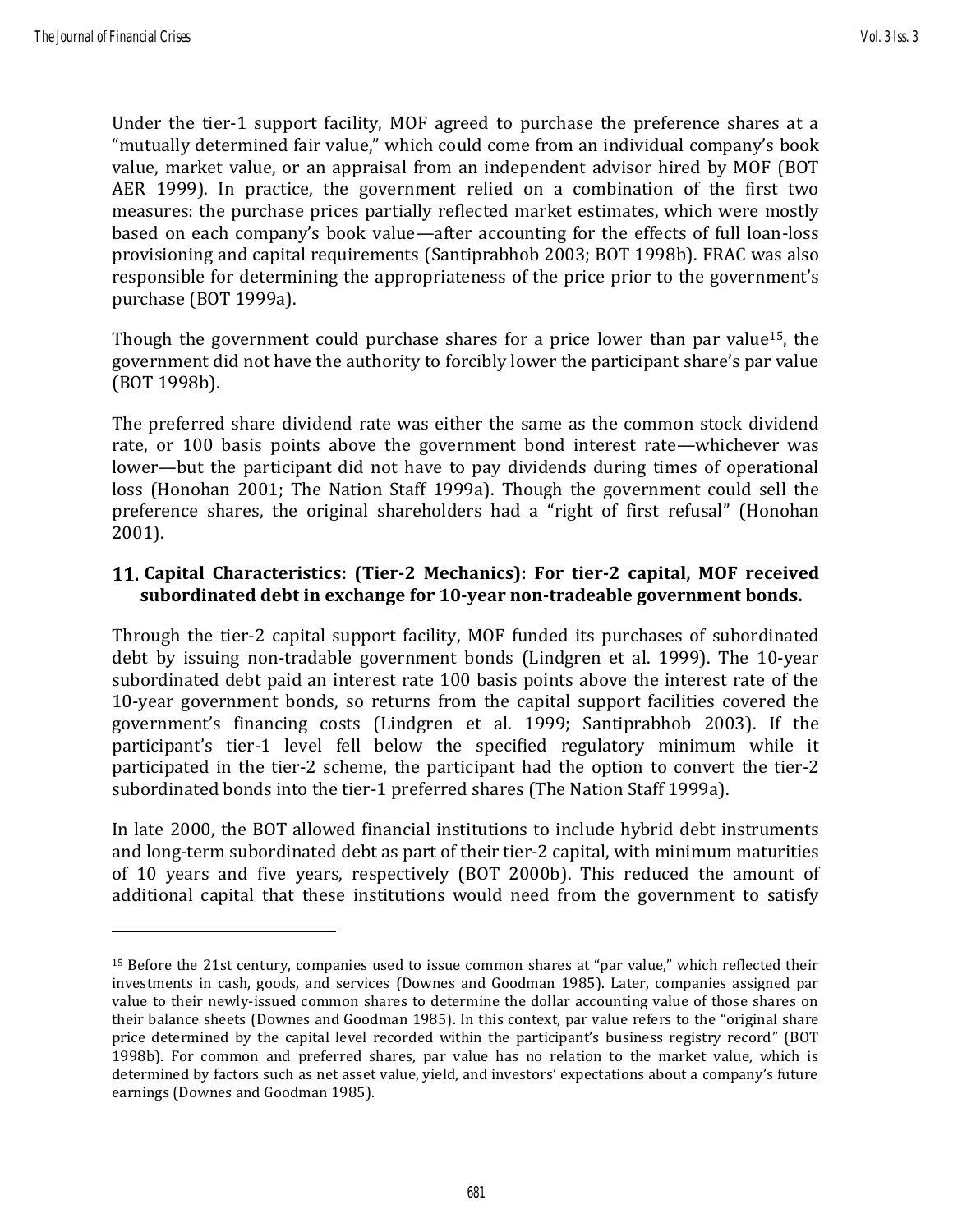Under the tier-1 support facility, MOF agreed to purchase the preference shares at a "mutually determined fair value," which could come from an individual company's book value, market value, or an appraisal from an independent advisor hired by MOF (BOT AER 1999). In practice, the government relied on a combination of the first two measures: the purchase prices partially reflected market estimates, which were mostly based on each company's book value—after accounting for the effects of full loan-loss provisioning and capital requirements (Santiprabhob 2003; BOT 1998b). FRAC was also responsible for determining the appropriateness of the price prior to the government's purchase (BOT 1999a).

Though the government could purchase shares for a price lower than par value[15], the government did not have the authority to forcibly lower the participant share's par value (BOT 1998b).

The preferred share dividend rate was either the same as the common stock dividend rate, or 100 basis points above the government bond interest rate—whichever was lower—but the participant did not have to pay dividends during times of operational loss (Honohan 2001; The Nation Staff 1999a). Though the government could sell the preference shares, the original shareholders had a "right of first refusal" (Honohan 2001).

## 11. Capital Characteristics: (Tier-2 Mechanics): For tier-2 capital, MOF received subordinated debt in exchange for 10-year non-tradeable government bonds.

Through the tier-2 capital support facility, MOF funded its purchases of subordinated debt by issuing non-tradable government bonds (Lindgren et al. 1999). The 10-year subordinated debt paid an interest rate 100 basis points above the interest rate of the 10-year government bonds, so returns from the capital support facilities covered the government's financing costs (Lindgren et al. 1999; Santiprabhob 2003). If the participant's tier-1 level fell below the specified regulatory minimum while it participated in the tier-2 scheme, the participant had the option to convert the tier-2 subordinated bonds into the tier-1 preferred shares (The Nation Staff 1999a).

In late 2000, the BOT allowed financial institutions to include hybrid debt instruments and long-term subordinated debt as part of their tier-2 capital, with minimum maturities of 10 years and five years, respectively (BOT 2000b). This reduced the amount of additional capital that these institutions would need from the government to satisfy

---

[15] Before the 21st century, companies used to issue common shares at "par value," which reflected their investments in cash, goods, and services (Downes and Goodman 1985). Later, companies assigned par value to their newly-issued common shares to determine the dollar accounting value of those shares on their balance sheets (Downes and Goodman 1985). In this context, par value refers to the "original share price determined by the capital level recorded within the participant's business registry record" (BOT 1998b). For common and preferred shares, par value has no relation to the market value, which is determined by factors such as net asset value, yield, and investors' expectations about a company's future earnings (Downes and Goodman 1985).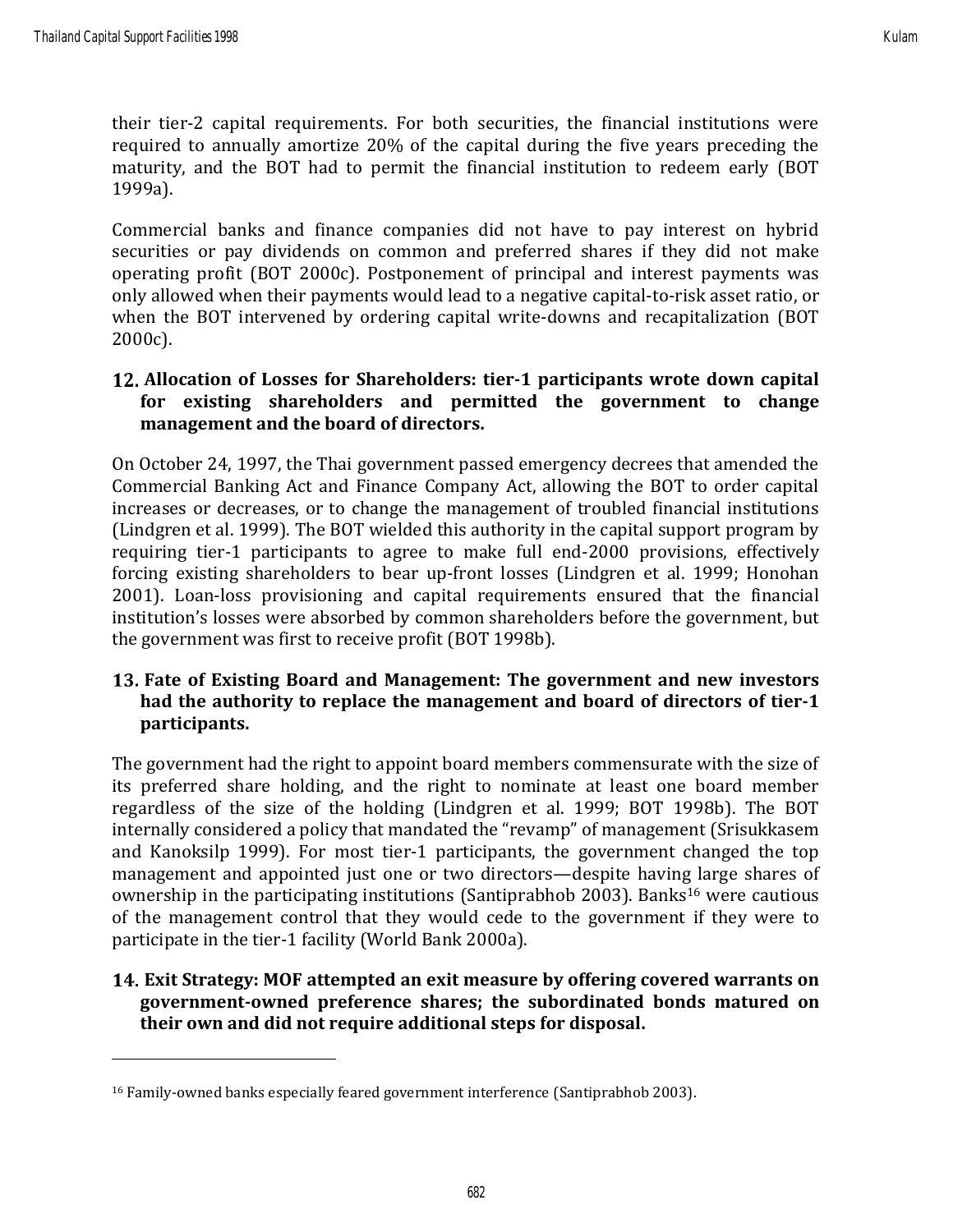their tier-2 capital requirements. For both securities, the financial institutions were required to annually amortize 20% of the capital during the five years preceding the maturity, and the BOT had to permit the financial institution to redeem early (BOT 1999a).

Commercial banks and finance companies did not have to pay interest on hybrid securities or pay dividends on common and preferred shares if they did not make operating profit (BOT 2000c). Postponement of principal and interest payments was only allowed when their payments would lead to a negative capital-to-risk asset ratio, or when the BOT intervened by ordering capital write-downs and recapitalization (BOT 2000c).

### 12. Allocation of Losses for Shareholders: tier-1 participants wrote down capital for existing shareholders and permitted the government to change management and the board of directors.

On October 24, 1997, the Thai government passed emergency decrees that amended the Commercial Banking Act and Finance Company Act, allowing the BOT to order capital increases or decreases, or to change the management of troubled financial institutions (Lindgren et al. 1999). The BOT wielded this authority in the capital support program by requiring tier-1 participants to agree to make full end-2000 provisions, effectively forcing existing shareholders to bear up-front losses (Lindgren et al. 1999; Honohan 2001). Loan-loss provisioning and capital requirements ensured that the financial institution's losses were absorbed by common shareholders before the government, but the government was first to receive profit (BOT 1998b).

### 13. Fate of Existing Board and Management: The government and new investors had the authority to replace the management and board of directors of tier-1 participants.

The government had the right to appoint board members commensurate with the size of its preferred share holding, and the right to nominate at least one board member regardless of the size of the holding (Lindgren et al. 1999; BOT 1998b). The BOT internally considered a policy that mandated the "revamp" of management (Srisukkasem and Kanoksilp 1999). For most tier-1 participants, the government changed the top management and appointed just one or two directors—despite having large shares of ownership in the participating institutions (Santiprabhob 2003). Banks[16] were cautious of the management control that they would cede to the government if they were to participate in the tier-1 facility (World Bank 2000a).

### 14. Exit Strategy: MOF attempted an exit measure by offering covered warrants on government-owned preference shares; the subordinated bonds matured on their own and did not require additional steps for disposal.

---

[16] Family-owned banks especially feared government interference (Santiprabhob 2003).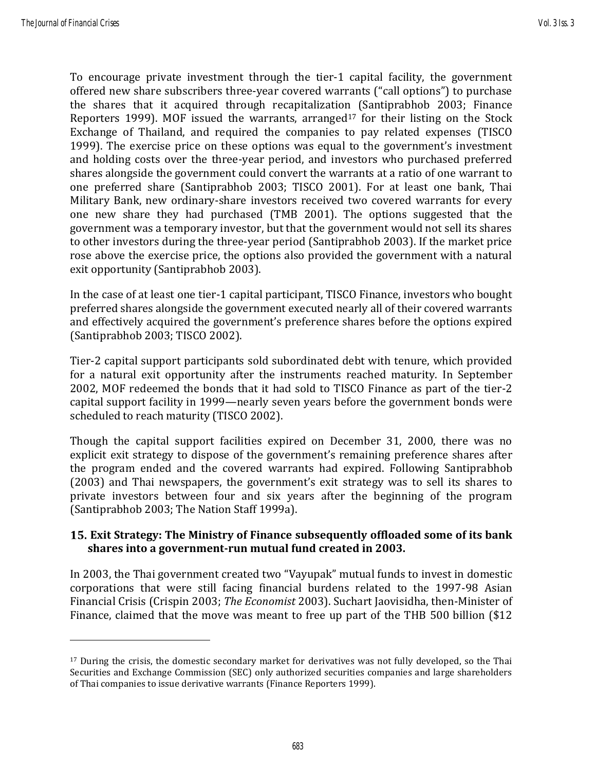To encourage private investment through the tier-1 capital facility, the government offered new share subscribers three-year covered warrants ("call options") to purchase the shares that it acquired through recapitalization (Santiprabhob 2003; Finance Reporters 1999). MOF issued the warrants, arranged[17] for their listing on the Stock Exchange of Thailand, and required the companies to pay related expenses (TISCO 1999). The exercise price on these options was equal to the government's investment and holding costs over the three-year period, and investors who purchased preferred shares alongside the government could convert the warrants at a ratio of one warrant to one preferred share (Santiprabhob 2003; TISCO 2001). For at least one bank, Thai Military Bank, new ordinary-share investors received two covered warrants for every one new share they had purchased (TMB 2001). The options suggested that the government was a temporary investor, but that the government would not sell its shares to other investors during the three-year period (Santiprabhob 2003). If the market price rose above the exercise price, the options also provided the government with a natural exit opportunity (Santiprabhob 2003).

In the case of at least one tier-1 capital participant, TISCO Finance, investors who bought preferred shares alongside the government executed nearly all of their covered warrants and effectively acquired the government's preference shares before the options expired (Santiprabhob 2003; TISCO 2002).

Tier-2 capital support participants sold subordinated debt with tenure, which provided for a natural exit opportunity after the instruments reached maturity. In September 2002, MOF redeemed the bonds that it had sold to TISCO Finance as part of the tier-2 capital support facility in 1999—nearly seven years before the government bonds were scheduled to reach maturity (TISCO 2002).

Though the capital support facilities expired on December 31, 2000, there was no explicit exit strategy to dispose of the government's remaining preference shares after the program ended and the covered warrants had expired. Following Santiprabhob (2003) and Thai newspapers, the government's exit strategy was to sell its shares to private investors between four and six years after the beginning of the program (Santiprabhob 2003; The Nation Staff 1999a).

## 15. Exit Strategy: The Ministry of Finance subsequently offloaded some of its bank shares into a government-run mutual fund created in 2003.

In 2003, the Thai government created two "Vayupak" mutual funds to invest in domestic corporations that were still facing financial burdens related to the 1997-98 Asian Financial Crisis (Crispin 2003; *The Economist* 2003). Suchart Jaovisidha, then-Minister of Finance, claimed that the move was meant to free up part of the THB 500 billion ($12

---

[17] During the crisis, the domestic secondary market for derivatives was not fully developed, so the Thai Securities and Exchange Commission (SEC) only authorized securities companies and large shareholders of Thai companies to issue derivative warrants (Finance Reporters 1999).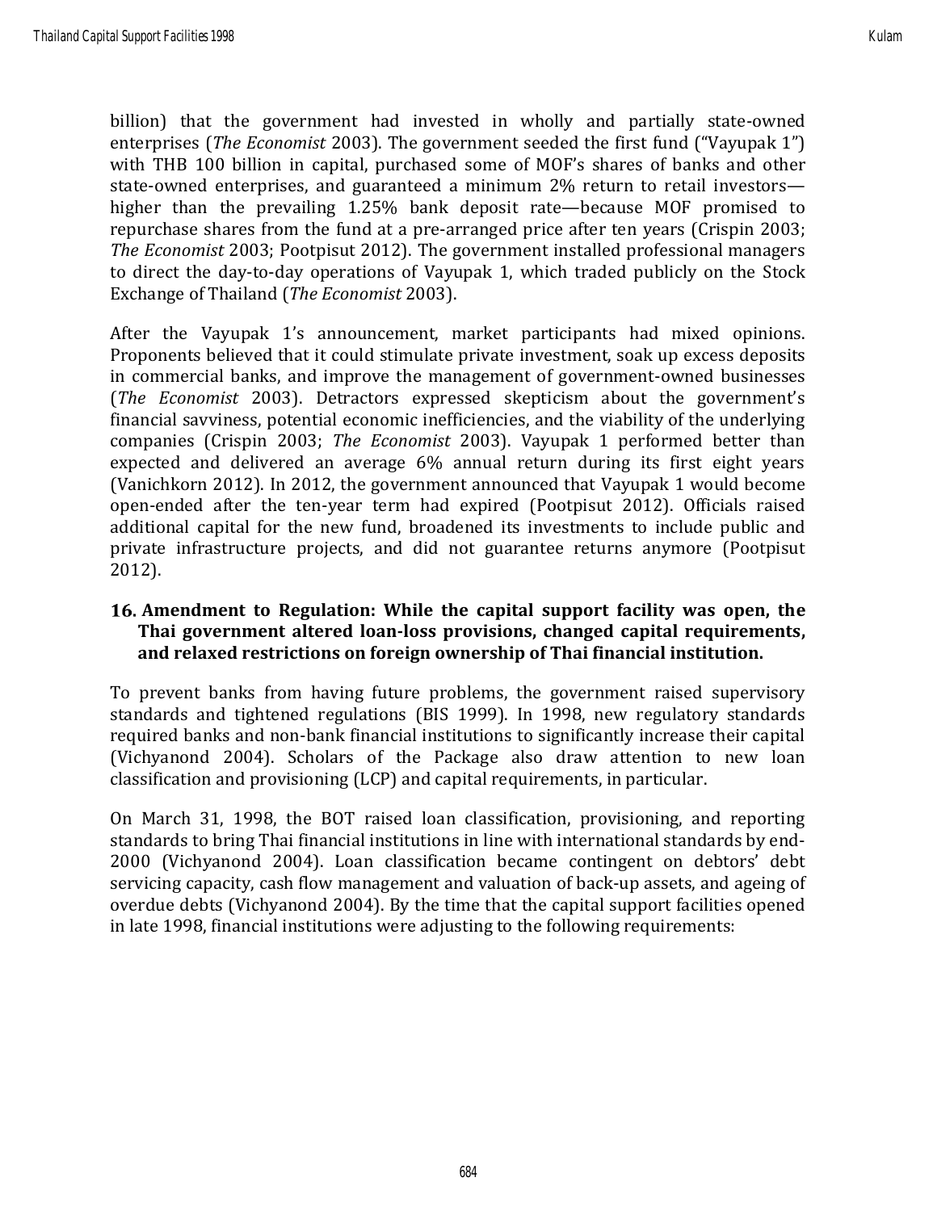billion) that the government had invested in wholly and partially state-owned enterprises (*The Economist* 2003). The government seeded the first fund ("Vayupak 1") with THB 100 billion in capital, purchased some of MOF's shares of banks and other state-owned enterprises, and guaranteed a minimum 2% return to retail investors—higher than the prevailing 1.25% bank deposit rate—because MOF promised to repurchase shares from the fund at a pre-arranged price after ten years (Crispin 2003; *The Economist* 2003; Pootpisut 2012). The government installed professional managers to direct the day-to-day operations of Vayupak 1, which traded publicly on the Stock Exchange of Thailand (*The Economist* 2003).

After the Vayupak 1's announcement, market participants had mixed opinions. Proponents believed that it could stimulate private investment, soak up excess deposits in commercial banks, and improve the management of government-owned businesses (*The Economist* 2003). Detractors expressed skepticism about the government's financial savviness, potential economic inefficiencies, and the viability of the underlying companies (Crispin 2003; *The Economist* 2003). Vayupak 1 performed better than expected and delivered an average 6% annual return during its first eight years (Vanichkorn 2012). In 2012, the government announced that Vayupak 1 would become open-ended after the ten-year term had expired (Pootpisut 2012). Officials raised additional capital for the new fund, broadened its investments to include public and private infrastructure projects, and did not guarantee returns anymore (Pootpisut 2012).

### 16. Amendment to Regulation: While the capital support facility was open, the Thai government altered loan-loss provisions, changed capital requirements, and relaxed restrictions on foreign ownership of Thai financial institution.

To prevent banks from having future problems, the government raised supervisory standards and tightened regulations (BIS 1999). In 1998, new regulatory standards required banks and non-bank financial institutions to significantly increase their capital (Vichyanond 2004). Scholars of the Package also draw attention to new loan classification and provisioning (LCP) and capital requirements, in particular.

On March 31, 1998, the BOT raised loan classification, provisioning, and reporting standards to bring Thai financial institutions in line with international standards by end-2000 (Vichyanond 2004). Loan classification became contingent on debtors' debt servicing capacity, cash flow management and valuation of back-up assets, and ageing of overdue debts (Vichyanond 2004). By the time that the capital support facilities opened in late 1998, financial institutions were adjusting to the following requirements: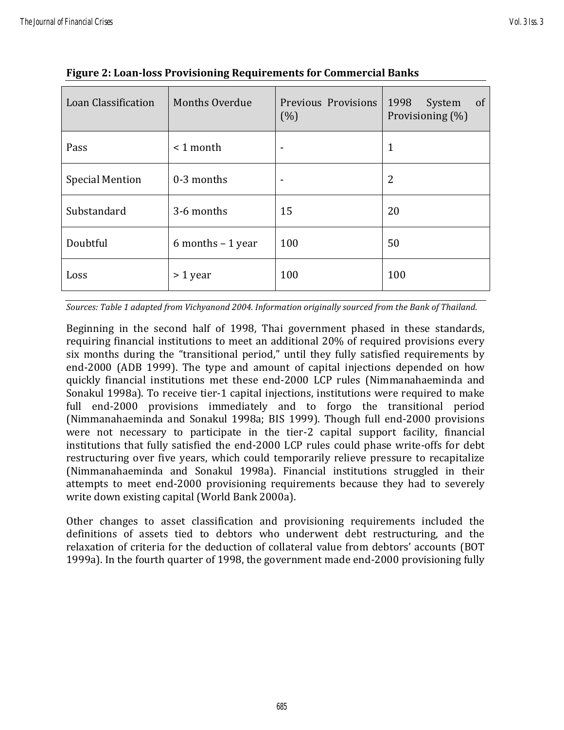**Figure 2: Loan-loss Provisioning Requirements for Commercial Banks**

| Loan Classification | Months Overdue | Previous Provisions (%) | 1998 System of Provisioning (%) |
|---|---|---|---|
| Pass | < 1 month | - | 1 |
| Special Mention | 0-3 months | - | 2 |
| Substandard | 3-6 months | 15 | 20 |
| Doubtful | 6 months – 1 year | 100 | 50 |
| Loss | > 1 year | 100 | 100 |

*Sources: Table 1 adapted from Vichyanond 2004. Information originally sourced from the Bank of Thailand.*

Beginning in the second half of 1998, Thai government phased in these standards, requiring financial institutions to meet an additional 20% of required provisions every six months during the "transitional period," until they fully satisfied requirements by end-2000 (ADB 1999). The type and amount of capital injections depended on how quickly financial institutions met these end-2000 LCP rules (Nimmanahaeminda and Sonakul 1998a). To receive tier-1 capital injections, institutions were required to make full end-2000 provisions immediately and to forgo the transitional period (Nimmanahaeminda and Sonakul 1998a; BIS 1999). Though full end-2000 provisions were not necessary to participate in the tier-2 capital support facility, financial institutions that fully satisfied the end-2000 LCP rules could phase write-offs for debt restructuring over five years, which could temporarily relieve pressure to recapitalize (Nimmanahaeminda and Sonakul 1998a). Financial institutions struggled in their attempts to meet end-2000 provisioning requirements because they had to severely write down existing capital (World Bank 2000a).

Other changes to asset classification and provisioning requirements included the definitions of assets tied to debtors who underwent debt restructuring, and the relaxation of criteria for the deduction of collateral value from debtors' accounts (BOT 1999a). In the fourth quarter of 1998, the government made end-2000 provisioning fully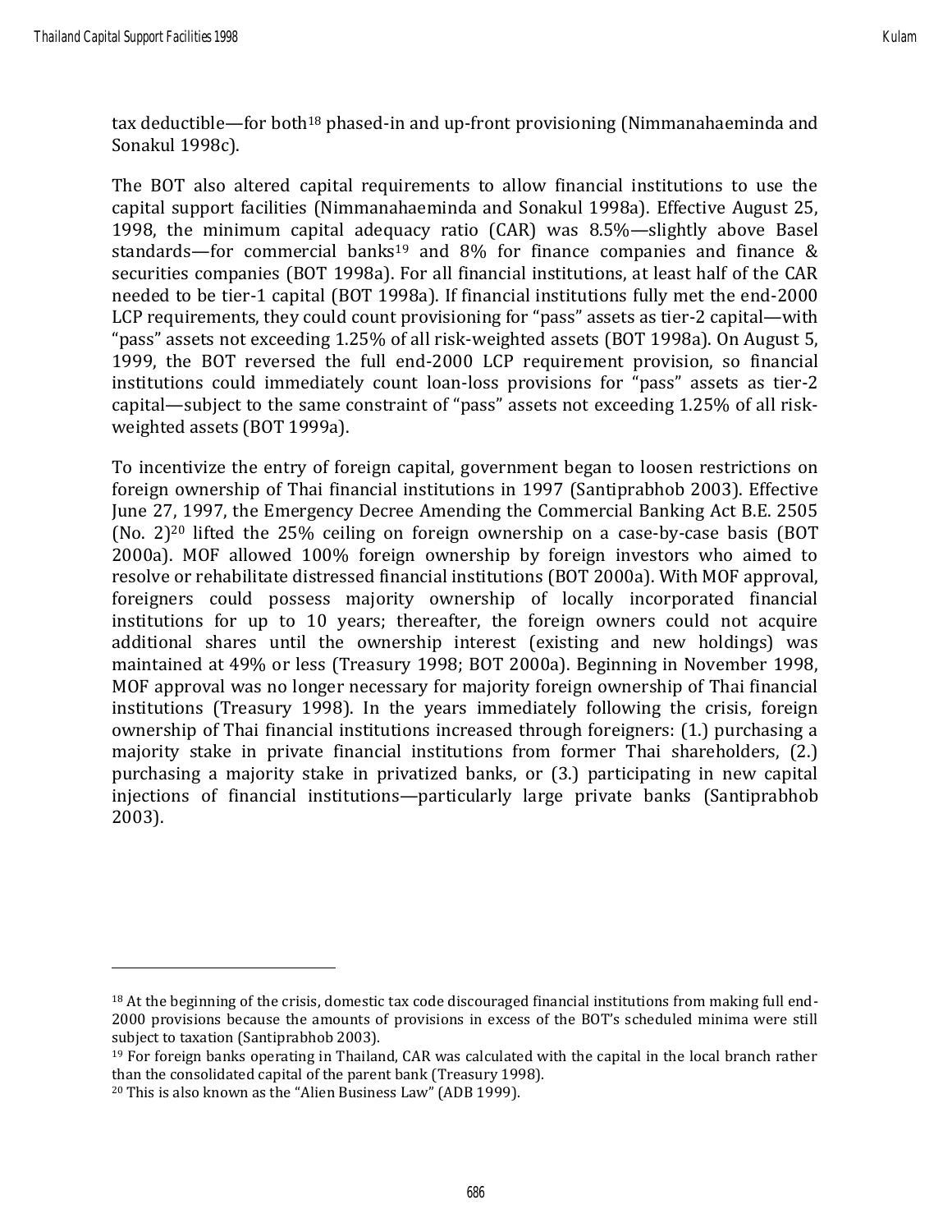tax deductible—for both[18] phased-in and up-front provisioning (Nimmanahaeminda and Sonakul 1998c).

The BOT also altered capital requirements to allow financial institutions to use the capital support facilities (Nimmanahaeminda and Sonakul 1998a). Effective August 25, 1998, the minimum capital adequacy ratio (CAR) was 8.5%—slightly above Basel standards—for commercial banks[19] and 8% for finance companies and finance & securities companies (BOT 1998a). For all financial institutions, at least half of the CAR needed to be tier-1 capital (BOT 1998a). If financial institutions fully met the end-2000 LCP requirements, they could count provisioning for "pass" assets as tier-2 capital—with "pass" assets not exceeding 1.25% of all risk-weighted assets (BOT 1998a). On August 5, 1999, the BOT reversed the full end-2000 LCP requirement provision, so financial institutions could immediately count loan-loss provisions for "pass" assets as tier-2 capital—subject to the same constraint of "pass" assets not exceeding 1.25% of all risk-weighted assets (BOT 1999a).

To incentivize the entry of foreign capital, government began to loosen restrictions on foreign ownership of Thai financial institutions in 1997 (Santiprabhob 2003). Effective June 27, 1997, the Emergency Decree Amending the Commercial Banking Act B.E. 2505 (No. 2)[20] lifted the 25% ceiling on foreign ownership on a case-by-case basis (BOT 2000a). MOF allowed 100% foreign ownership by foreign investors who aimed to resolve or rehabilitate distressed financial institutions (BOT 2000a). With MOF approval, foreigners could possess majority ownership of locally incorporated financial institutions for up to 10 years; thereafter, the foreign owners could not acquire additional shares until the ownership interest (existing and new holdings) was maintained at 49% or less (Treasury 1998; BOT 2000a). Beginning in November 1998, MOF approval was no longer necessary for majority foreign ownership of Thai financial institutions (Treasury 1998). In the years immediately following the crisis, foreign ownership of Thai financial institutions increased through foreigners: (1.) purchasing a majority stake in private financial institutions from former Thai shareholders, (2.) purchasing a majority stake in privatized banks, or (3.) participating in new capital injections of financial institutions—particularly large private banks (Santiprabhob 2003).

[18] At the beginning of the crisis, domestic tax code discouraged financial institutions from making full end-2000 provisions because the amounts of provisions in excess of the BOT's scheduled minima were still subject to taxation (Santiprabhob 2003).

[19] For foreign banks operating in Thailand, CAR was calculated with the capital in the local branch rather than the consolidated capital of the parent bank (Treasury 1998).

[20] This is also known as the "Alien Business Law" (ADB 1999).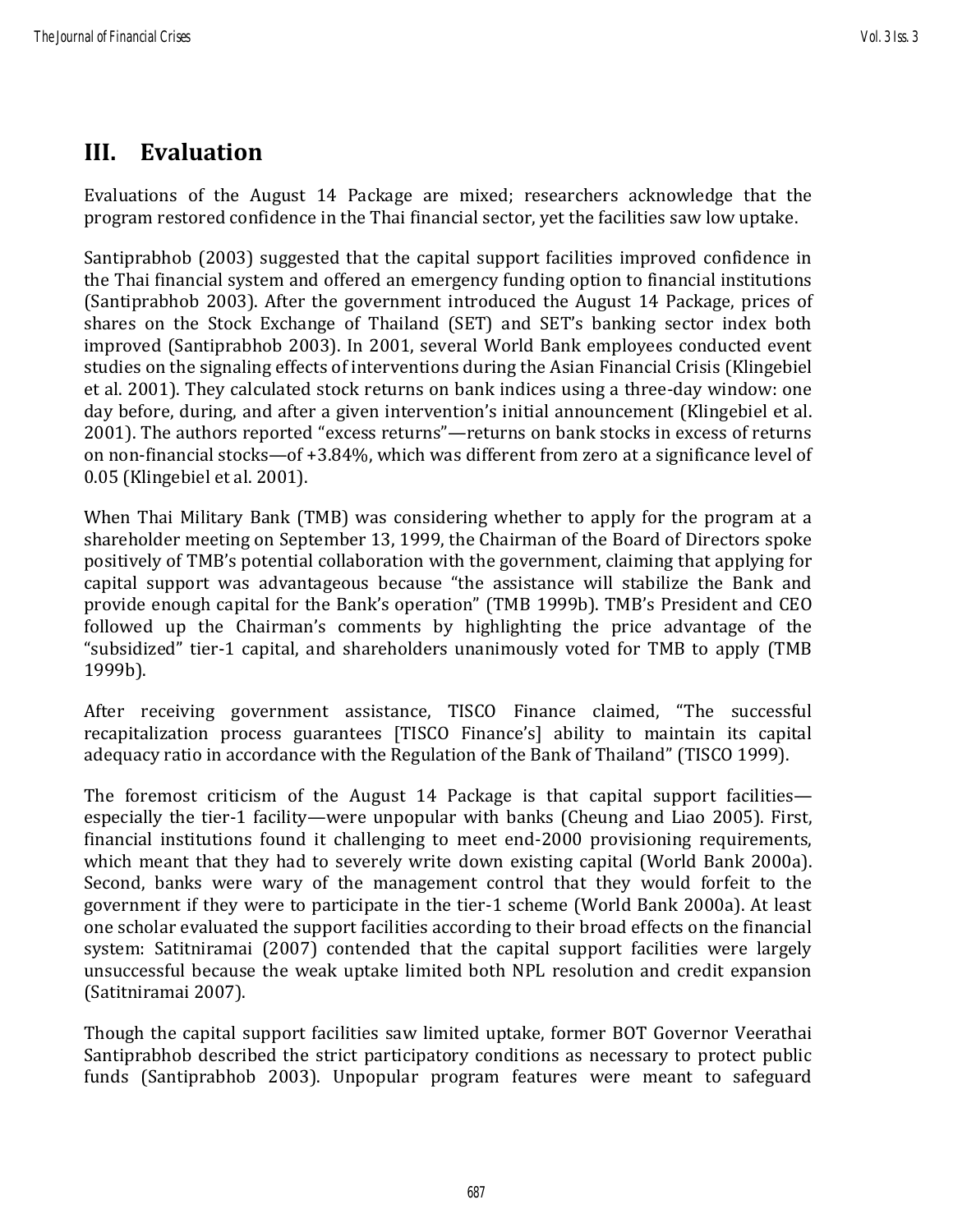## III. Evaluation

Evaluations of the August 14 Package are mixed; researchers acknowledge that the program restored confidence in the Thai financial sector, yet the facilities saw low uptake.

Santiprabhob (2003) suggested that the capital support facilities improved confidence in the Thai financial system and offered an emergency funding option to financial institutions (Santiprabhob 2003). After the government introduced the August 14 Package, prices of shares on the Stock Exchange of Thailand (SET) and SET's banking sector index both improved (Santiprabhob 2003). In 2001, several World Bank employees conducted event studies on the signaling effects of interventions during the Asian Financial Crisis (Klingebiel et al. 2001). They calculated stock returns on bank indices using a three-day window: one day before, during, and after a given intervention's initial announcement (Klingebiel et al. 2001). The authors reported "excess returns"—returns on bank stocks in excess of returns on non-financial stocks—of +3.84%, which was different from zero at a significance level of 0.05 (Klingebiel et al. 2001).

When Thai Military Bank (TMB) was considering whether to apply for the program at a shareholder meeting on September 13, 1999, the Chairman of the Board of Directors spoke positively of TMB's potential collaboration with the government, claiming that applying for capital support was advantageous because "the assistance will stabilize the Bank and provide enough capital for the Bank's operation" (TMB 1999b). TMB's President and CEO followed up the Chairman's comments by highlighting the price advantage of the "subsidized" tier-1 capital, and shareholders unanimously voted for TMB to apply (TMB 1999b).

After receiving government assistance, TISCO Finance claimed, "The successful recapitalization process guarantees [TISCO Finance's] ability to maintain its capital adequacy ratio in accordance with the Regulation of the Bank of Thailand" (TISCO 1999).

The foremost criticism of the August 14 Package is that capital support facilities—especially the tier-1 facility—were unpopular with banks (Cheung and Liao 2005). First, financial institutions found it challenging to meet end-2000 provisioning requirements, which meant that they had to severely write down existing capital (World Bank 2000a). Second, banks were wary of the management control that they would forfeit to the government if they were to participate in the tier-1 scheme (World Bank 2000a). At least one scholar evaluated the support facilities according to their broad effects on the financial system: Satitniramai (2007) contended that the capital support facilities were largely unsuccessful because the weak uptake limited both NPL resolution and credit expansion (Satitniramai 2007).

Though the capital support facilities saw limited uptake, former BOT Governor Veerathai Santiprabhob described the strict participatory conditions as necessary to protect public funds (Santiprabhob 2003). Unpopular program features were meant to safeguard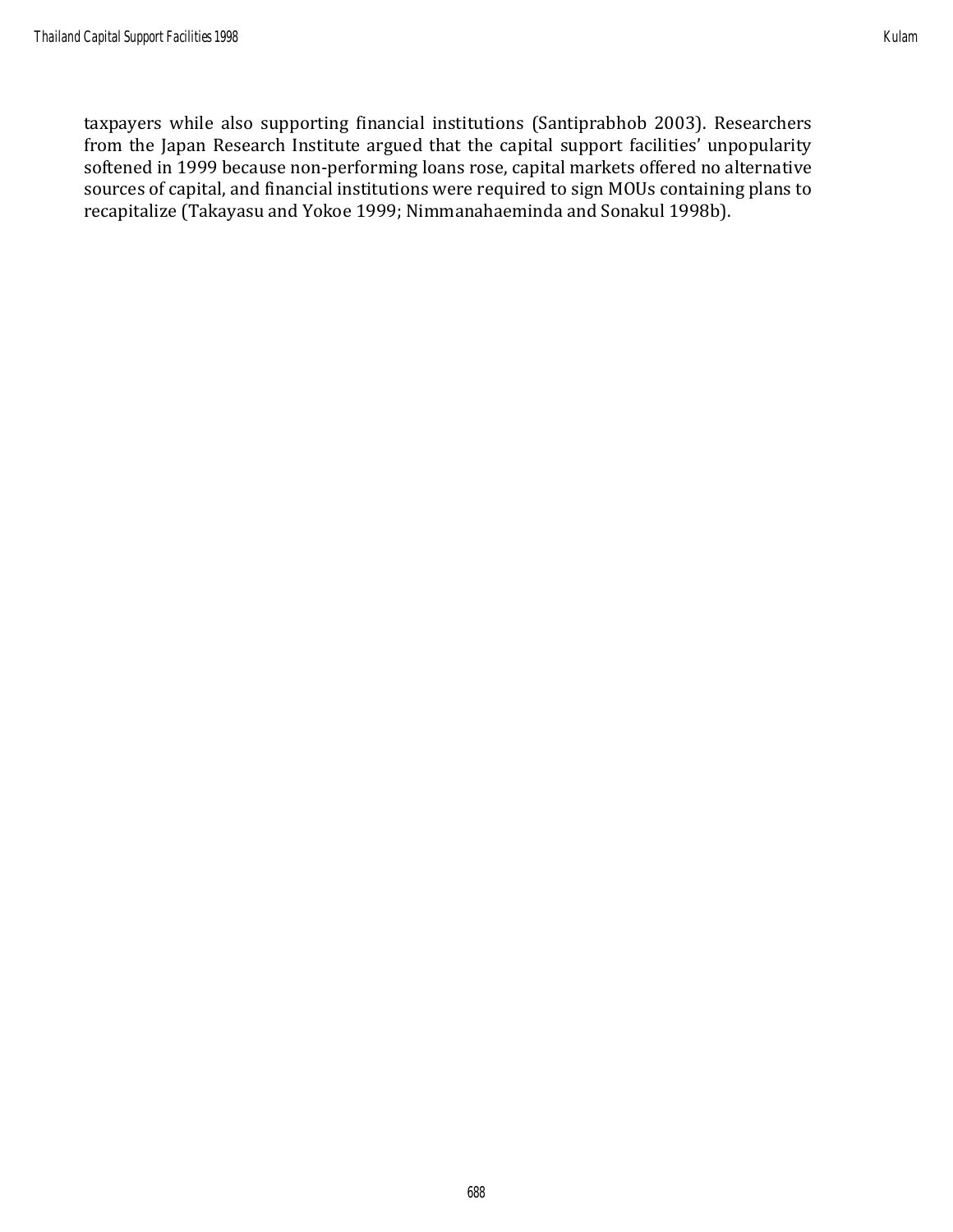taxpayers while also supporting financial institutions (Santiprabhob 2003). Researchers from the Japan Research Institute argued that the capital support facilities' unpopularity softened in 1999 because non-performing loans rose, capital markets offered no alternative sources of capital, and financial institutions were required to sign MOUs containing plans to recapitalize (Takayasu and Yokoe 1999; Nimmanahaeminda and Sonakul 1998b).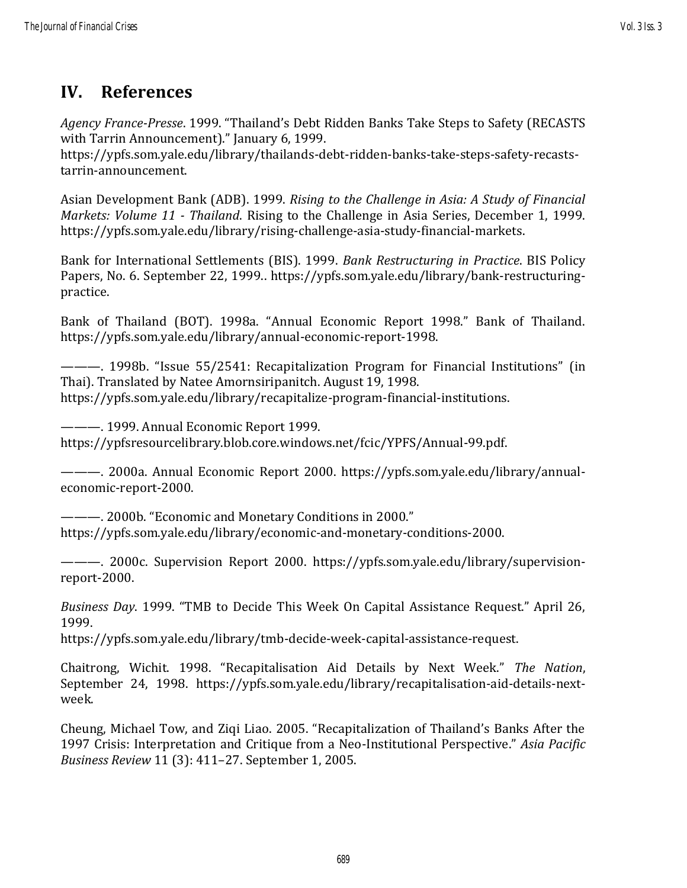## IV. References

*Agency France-Presse*. 1999. "Thailand's Debt Ridden Banks Take Steps to Safety (RECASTS with Tarrin Announcement)." January 6, 1999. https://ypfs.som.yale.edu/library/thailands-debt-ridden-banks-take-steps-safety-recasts-tarrin-announcement.

Asian Development Bank (ADB). 1999. *Rising to the Challenge in Asia: A Study of Financial Markets: Volume 11 - Thailand*. Rising to the Challenge in Asia Series, December 1, 1999. https://ypfs.som.yale.edu/library/rising-challenge-asia-study-financial-markets.

Bank for International Settlements (BIS). 1999. *Bank Restructuring in Practice*. BIS Policy Papers, No. 6. September 22, 1999.. https://ypfs.som.yale.edu/library/bank-restructuring-practice.

Bank of Thailand (BOT). 1998a. "Annual Economic Report 1998." Bank of Thailand. https://ypfs.som.yale.edu/library/annual-economic-report-1998.

———. 1998b. "Issue 55/2541: Recapitalization Program for Financial Institutions" (in Thai). Translated by Natee Amornsiripanitch. August 19, 1998. https://ypfs.som.yale.edu/library/recapitalize-program-financial-institutions.

———. 1999. Annual Economic Report 1999. https://ypfsresourcelibrary.blob.core.windows.net/fcic/YPFS/Annual-99.pdf.

———. 2000a. Annual Economic Report 2000. https://ypfs.som.yale.edu/library/annual-economic-report-2000.

———. 2000b. "Economic and Monetary Conditions in 2000." https://ypfs.som.yale.edu/library/economic-and-monetary-conditions-2000.

———. 2000c. Supervision Report 2000. https://ypfs.som.yale.edu/library/supervision-report-2000.

*Business Day*. 1999. "TMB to Decide This Week On Capital Assistance Request." April 26, 1999. https://ypfs.som.yale.edu/library/tmb-decide-week-capital-assistance-request.

Chaitrong, Wichit. 1998. "Recapitalisation Aid Details by Next Week." *The Nation*, September 24, 1998. https://ypfs.som.yale.edu/library/recapitalisation-aid-details-next-week.

Cheung, Michael Tow, and Ziqi Liao. 2005. "Recapitalization of Thailand's Banks After the 1997 Crisis: Interpretation and Critique from a Neo-Institutional Perspective." *Asia Pacific Business Review* 11 (3): 411–27. September 1, 2005.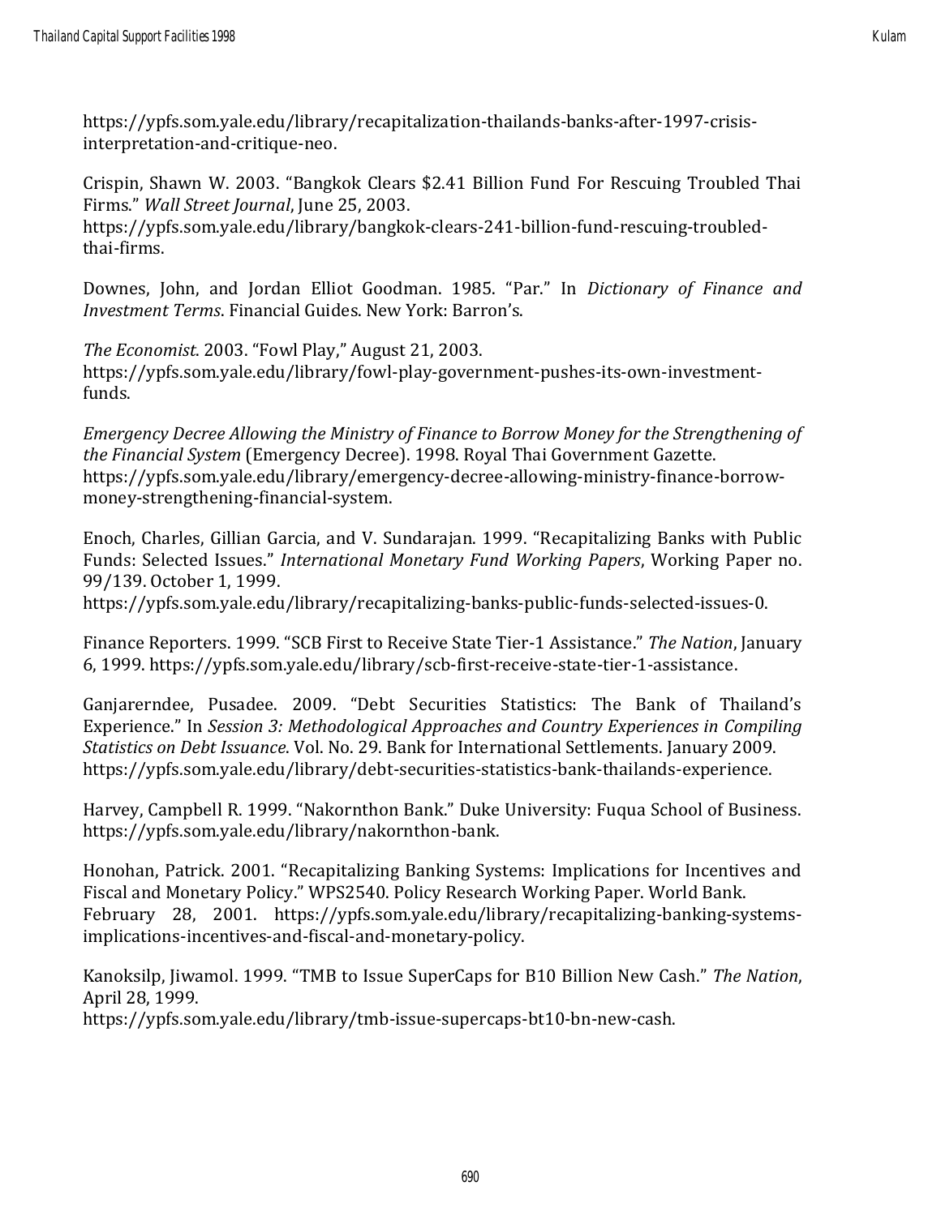https://ypfs.som.yale.edu/library/recapitalization-thailands-banks-after-1997-crisis-interpretation-and-critique-neo.

Crispin, Shawn W. 2003. "Bangkok Clears $2.41 Billion Fund For Rescuing Troubled Thai Firms." *Wall Street Journal*, June 25, 2003. https://ypfs.som.yale.edu/library/bangkok-clears-241-billion-fund-rescuing-troubled-thai-firms.

Downes, John, and Jordan Elliot Goodman. 1985. "Par." In *Dictionary of Finance and Investment Terms*. Financial Guides. New York: Barron's.

*The Economist*. 2003. "Fowl Play," August 21, 2003. https://ypfs.som.yale.edu/library/fowl-play-government-pushes-its-own-investment-funds.

*Emergency Decree Allowing the Ministry of Finance to Borrow Money for the Strengthening of the Financial System* (Emergency Decree). 1998. Royal Thai Government Gazette. https://ypfs.som.yale.edu/library/emergency-decree-allowing-ministry-finance-borrow-money-strengthening-financial-system.

Enoch, Charles, Gillian Garcia, and V. Sundarajan. 1999. "Recapitalizing Banks with Public Funds: Selected Issues." *International Monetary Fund Working Papers*, Working Paper no. 99/139. October 1, 1999. https://ypfs.som.yale.edu/library/recapitalizing-banks-public-funds-selected-issues-0.

Finance Reporters. 1999. "SCB First to Receive State Tier-1 Assistance." *The Nation*, January 6, 1999. https://ypfs.som.yale.edu/library/scb-first-receive-state-tier-1-assistance.

Ganjarerndee, Pusadee. 2009. "Debt Securities Statistics: The Bank of Thailand's Experience." In *Session 3: Methodological Approaches and Country Experiences in Compiling Statistics on Debt Issuance*. Vol. No. 29. Bank for International Settlements. January 2009. https://ypfs.som.yale.edu/library/debt-securities-statistics-bank-thailands-experience.

Harvey, Campbell R. 1999. "Nakornthon Bank." Duke University: Fuqua School of Business. https://ypfs.som.yale.edu/library/nakornthon-bank.

Honohan, Patrick. 2001. "Recapitalizing Banking Systems: Implications for Incentives and Fiscal and Monetary Policy." WPS2540. Policy Research Working Paper. World Bank. February 28, 2001. https://ypfs.som.yale.edu/library/recapitalizing-banking-systems-implications-incentives-and-fiscal-and-monetary-policy.

Kanoksilp, Jiwamol. 1999. "TMB to Issue SuperCaps for B10 Billion New Cash." *The Nation*, April 28, 1999. https://ypfs.som.yale.edu/library/tmb-issue-supercaps-bt10-bn-new-cash.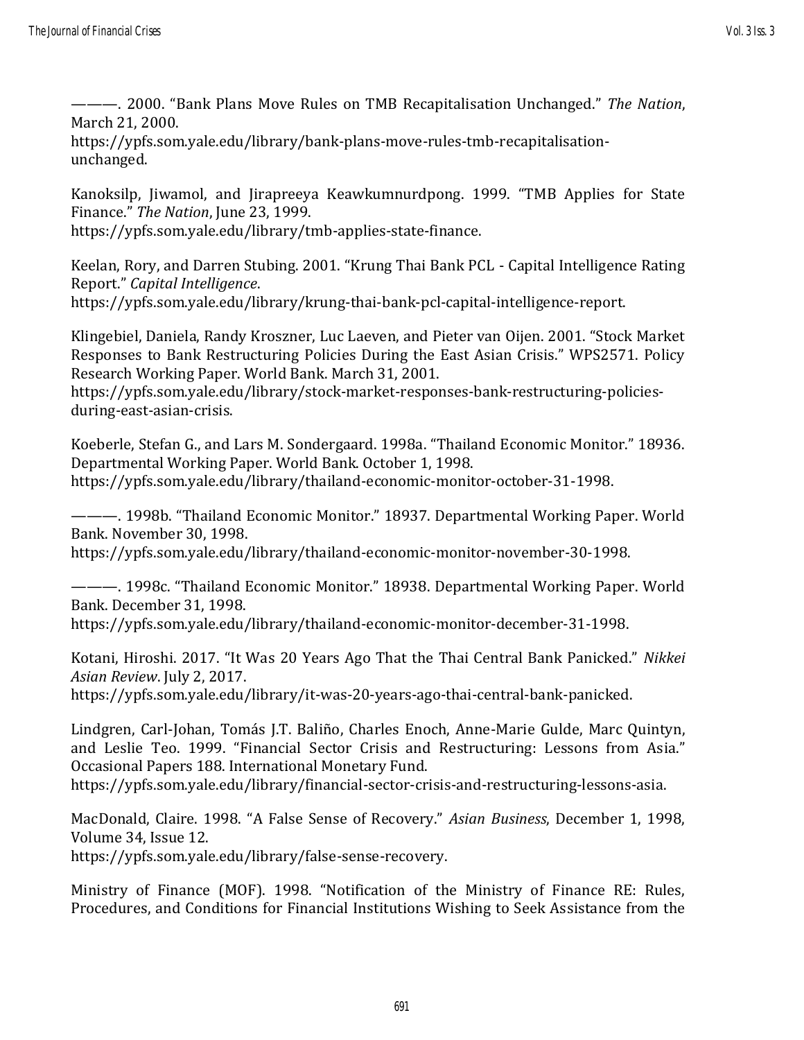———. 2000. "Bank Plans Move Rules on TMB Recapitalisation Unchanged." *The Nation*, March 21, 2000.
https://ypfs.som.yale.edu/library/bank-plans-move-rules-tmb-recapitalisation-unchanged.

Kanoksilp, Jiwamol, and Jirapreeya Keawkumnurdpong. 1999. "TMB Applies for State Finance." *The Nation*, June 23, 1999.
https://ypfs.som.yale.edu/library/tmb-applies-state-finance.

Keelan, Rory, and Darren Stubing. 2001. "Krung Thai Bank PCL - Capital Intelligence Rating Report." *Capital Intelligence*.
https://ypfs.som.yale.edu/library/krung-thai-bank-pcl-capital-intelligence-report.

Klingebiel, Daniela, Randy Kroszner, Luc Laeven, and Pieter van Oijen. 2001. "Stock Market Responses to Bank Restructuring Policies During the East Asian Crisis." WPS2571. Policy Research Working Paper. World Bank. March 31, 2001.
https://ypfs.som.yale.edu/library/stock-market-responses-bank-restructuring-policies-during-east-asian-crisis.

Koeberle, Stefan G., and Lars M. Sondergaard. 1998a. "Thailand Economic Monitor." 18936. Departmental Working Paper. World Bank. October 1, 1998.
https://ypfs.som.yale.edu/library/thailand-economic-monitor-october-31-1998.

———. 1998b. "Thailand Economic Monitor." 18937. Departmental Working Paper. World Bank. November 30, 1998.
https://ypfs.som.yale.edu/library/thailand-economic-monitor-november-30-1998.

———. 1998c. "Thailand Economic Monitor." 18938. Departmental Working Paper. World Bank. December 31, 1998.
https://ypfs.som.yale.edu/library/thailand-economic-monitor-december-31-1998.

Kotani, Hiroshi. 2017. "It Was 20 Years Ago That the Thai Central Bank Panicked." *Nikkei Asian Review*. July 2, 2017.
https://ypfs.som.yale.edu/library/it-was-20-years-ago-thai-central-bank-panicked.

Lindgren, Carl-Johan, Tomás J.T. Baliño, Charles Enoch, Anne-Marie Gulde, Marc Quintyn, and Leslie Teo. 1999. "Financial Sector Crisis and Restructuring: Lessons from Asia." Occasional Papers 188. International Monetary Fund.
https://ypfs.som.yale.edu/library/financial-sector-crisis-and-restructuring-lessons-asia.

MacDonald, Claire. 1998. "A False Sense of Recovery." *Asian Business*, December 1, 1998, Volume 34, Issue 12.
https://ypfs.som.yale.edu/library/false-sense-recovery.

Ministry of Finance (MOF). 1998. "Notification of the Ministry of Finance RE: Rules, Procedures, and Conditions for Financial Institutions Wishing to Seek Assistance from the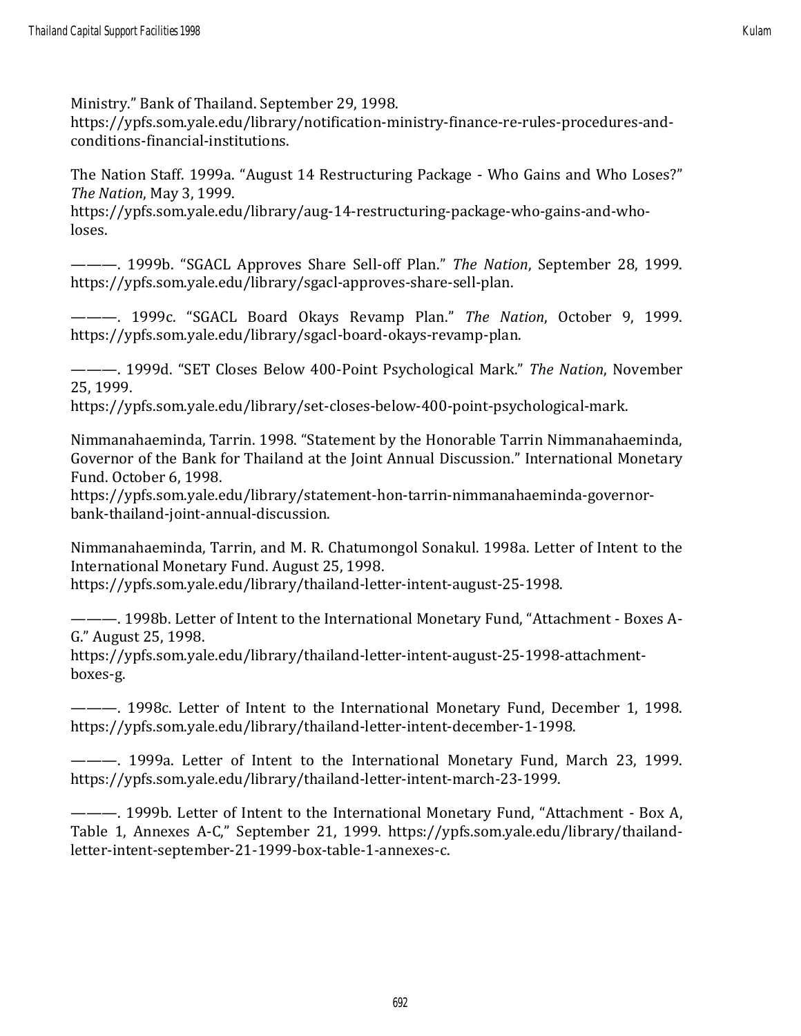Ministry." Bank of Thailand. September 29, 1998. https://ypfs.som.yale.edu/library/notification-ministry-finance-re-rules-procedures-and-conditions-financial-institutions.

The Nation Staff. 1999a. "August 14 Restructuring Package - Who Gains and Who Loses?" *The Nation*, May 3, 1999. https://ypfs.som.yale.edu/library/aug-14-restructuring-package-who-gains-and-who-loses.

———. 1999b. "SGACL Approves Share Sell-off Plan." *The Nation*, September 28, 1999. https://ypfs.som.yale.edu/library/sgacl-approves-share-sell-plan.

———. 1999c. "SGACL Board Okays Revamp Plan." *The Nation*, October 9, 1999. https://ypfs.som.yale.edu/library/sgacl-board-okays-revamp-plan.

———. 1999d. "SET Closes Below 400-Point Psychological Mark." *The Nation*, November 25, 1999. https://ypfs.som.yale.edu/library/set-closes-below-400-point-psychological-mark.

Nimmanahaeminda, Tarrin. 1998. "Statement by the Honorable Tarrin Nimmanahaeminda, Governor of the Bank for Thailand at the Joint Annual Discussion." International Monetary Fund. October 6, 1998. https://ypfs.som.yale.edu/library/statement-hon-tarrin-nimmanahaeminda-governor-bank-thailand-joint-annual-discussion.

Nimmanahaeminda, Tarrin, and M. R. Chatumongol Sonakul. 1998a. Letter of Intent to the International Monetary Fund. August 25, 1998. https://ypfs.som.yale.edu/library/thailand-letter-intent-august-25-1998.

———. 1998b. Letter of Intent to the International Monetary Fund, "Attachment - Boxes A-G." August 25, 1998. https://ypfs.som.yale.edu/library/thailand-letter-intent-august-25-1998-attachment-boxes-g.

———. 1998c. Letter of Intent to the International Monetary Fund, December 1, 1998. https://ypfs.som.yale.edu/library/thailand-letter-intent-december-1-1998.

———. 1999a. Letter of Intent to the International Monetary Fund, March 23, 1999. https://ypfs.som.yale.edu/library/thailand-letter-intent-march-23-1999.

———. 1999b. Letter of Intent to the International Monetary Fund, "Attachment - Box A, Table 1, Annexes A-C," September 21, 1999. https://ypfs.som.yale.edu/library/thailand-letter-intent-september-21-1999-box-table-1-annexes-c.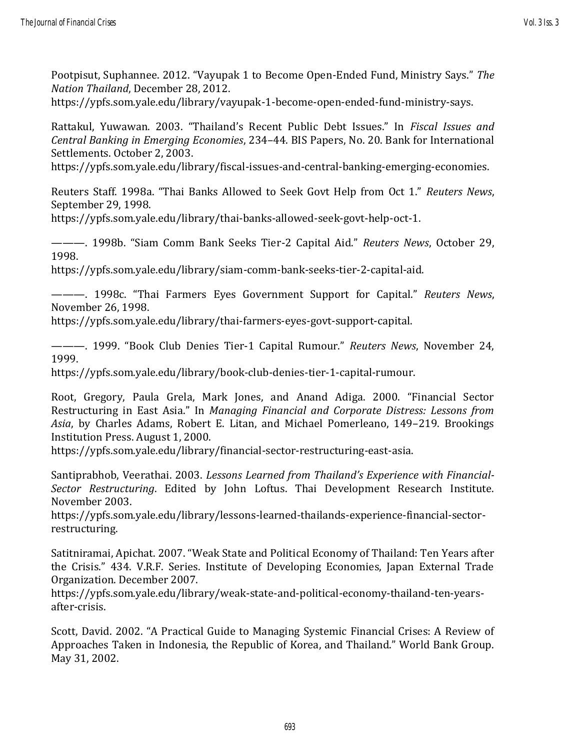Pootpisut, Suphannee. 2012. "Vayupak 1 to Become Open-Ended Fund, Ministry Says." *The Nation Thailand*, December 28, 2012.
https://ypfs.som.yale.edu/library/vayupak-1-become-open-ended-fund-ministry-says.

Rattakul, Yuwawan. 2003. "Thailand's Recent Public Debt Issues." In *Fiscal Issues and Central Banking in Emerging Economies*, 234–44. BIS Papers, No. 20. Bank for International Settlements. October 2, 2003.
https://ypfs.som.yale.edu/library/fiscal-issues-and-central-banking-emerging-economies.

Reuters Staff. 1998a. "Thai Banks Allowed to Seek Govt Help from Oct 1." *Reuters News*, September 29, 1998.
https://ypfs.som.yale.edu/library/thai-banks-allowed-seek-govt-help-oct-1.

———. 1998b. "Siam Comm Bank Seeks Tier-2 Capital Aid." *Reuters News*, October 29, 1998.
https://ypfs.som.yale.edu/library/siam-comm-bank-seeks-tier-2-capital-aid.

———. 1998c. "Thai Farmers Eyes Government Support for Capital." *Reuters News*, November 26, 1998.
https://ypfs.som.yale.edu/library/thai-farmers-eyes-govt-support-capital.

———. 1999. "Book Club Denies Tier-1 Capital Rumour." *Reuters News*, November 24, 1999.
https://ypfs.som.yale.edu/library/book-club-denies-tier-1-capital-rumour.

Root, Gregory, Paula Grela, Mark Jones, and Anand Adiga. 2000. "Financial Sector Restructuring in East Asia." In *Managing Financial and Corporate Distress: Lessons from Asia*, by Charles Adams, Robert E. Litan, and Michael Pomerleano, 149–219. Brookings Institution Press. August 1, 2000.
https://ypfs.som.yale.edu/library/financial-sector-restructuring-east-asia.

Santiprabhob, Veerathai. 2003. *Lessons Learned from Thailand's Experience with Financial-Sector Restructuring*. Edited by John Loftus. Thai Development Research Institute. November 2003.
https://ypfs.som.yale.edu/library/lessons-learned-thailands-experience-financial-sector-restructuring.

Satitniramai, Apichat. 2007. "Weak State and Political Economy of Thailand: Ten Years after the Crisis." 434. V.R.F. Series. Institute of Developing Economies, Japan External Trade Organization. December 2007.
https://ypfs.som.yale.edu/library/weak-state-and-political-economy-thailand-ten-years-after-crisis.

Scott, David. 2002. "A Practical Guide to Managing Systemic Financial Crises: A Review of Approaches Taken in Indonesia, the Republic of Korea, and Thailand." World Bank Group. May 31, 2002.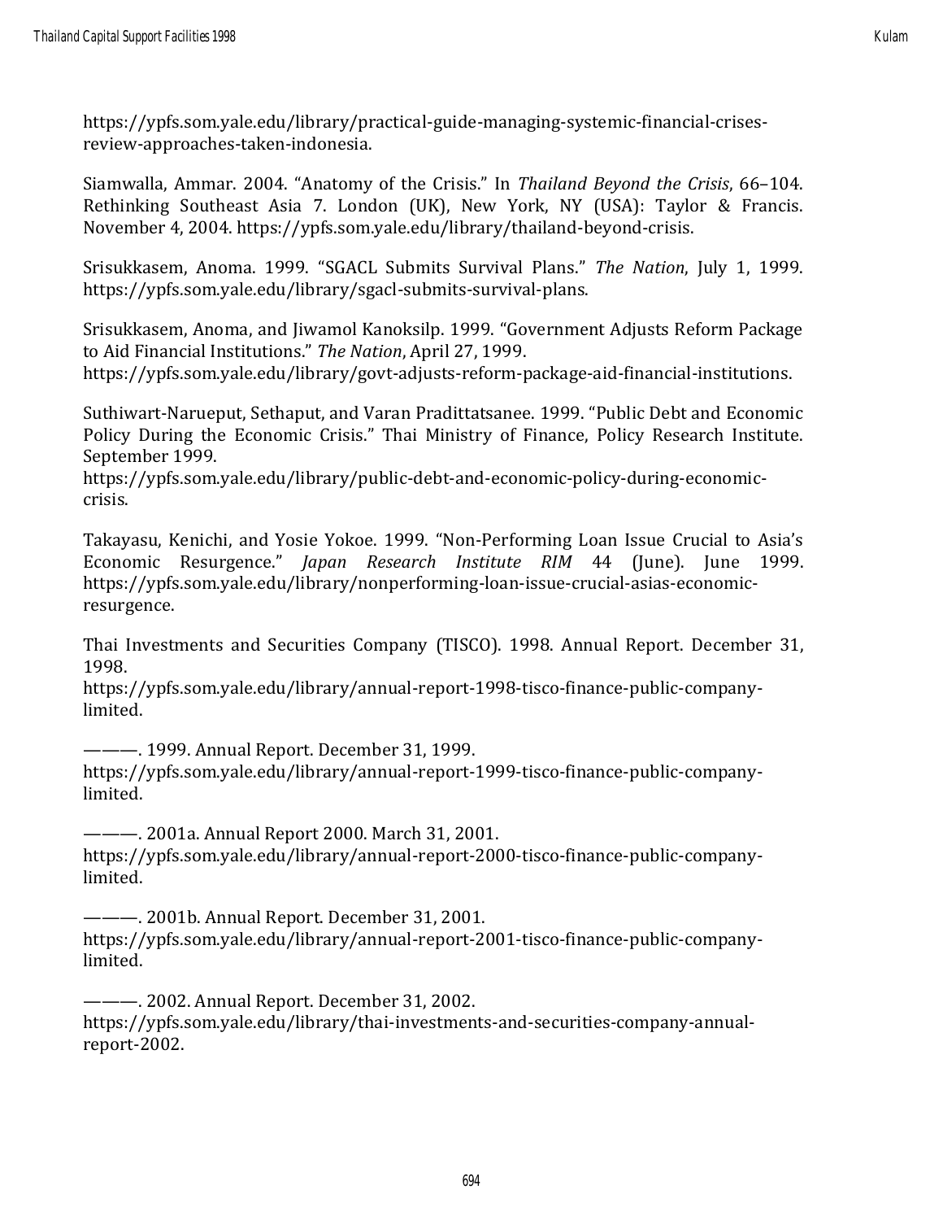https://ypfs.som.yale.edu/library/practical-guide-managing-systemic-financial-crises-review-approaches-taken-indonesia.

Siamwalla, Ammar. 2004. "Anatomy of the Crisis." In *Thailand Beyond the Crisis*, 66–104. Rethinking Southeast Asia 7. London (UK), New York, NY (USA): Taylor & Francis. November 4, 2004. https://ypfs.som.yale.edu/library/thailand-beyond-crisis.

Srisukkasem, Anoma. 1999. "SGACL Submits Survival Plans." *The Nation*, July 1, 1999. https://ypfs.som.yale.edu/library/sgacl-submits-survival-plans.

Srisukkasem, Anoma, and Jiwamol Kanoksilp. 1999. "Government Adjusts Reform Package to Aid Financial Institutions." *The Nation*, April 27, 1999. https://ypfs.som.yale.edu/library/govt-adjusts-reform-package-aid-financial-institutions.

Suthiwart-Narueput, Sethaput, and Varan Pradittatsanee. 1999. "Public Debt and Economic Policy During the Economic Crisis." Thai Ministry of Finance, Policy Research Institute. September 1999. https://ypfs.som.yale.edu/library/public-debt-and-economic-policy-during-economic-crisis.

Takayasu, Kenichi, and Yosie Yokoe. 1999. "Non-Performing Loan Issue Crucial to Asia's Economic Resurgence." *Japan Research Institute RIM* 44 (June). June 1999. https://ypfs.som.yale.edu/library/nonperforming-loan-issue-crucial-asias-economic-resurgence.

Thai Investments and Securities Company (TISCO). 1998. Annual Report. December 31, 1998. https://ypfs.som.yale.edu/library/annual-report-1998-tisco-finance-public-company-limited.

———. 1999. Annual Report. December 31, 1999. https://ypfs.som.yale.edu/library/annual-report-1999-tisco-finance-public-company-limited.

———. 2001a. Annual Report 2000. March 31, 2001. https://ypfs.som.yale.edu/library/annual-report-2000-tisco-finance-public-company-limited.

———. 2001b. Annual Report. December 31, 2001. https://ypfs.som.yale.edu/library/annual-report-2001-tisco-finance-public-company-limited.

———. 2002. Annual Report. December 31, 2002. https://ypfs.som.yale.edu/library/thai-investments-and-securities-company-annual-report-2002.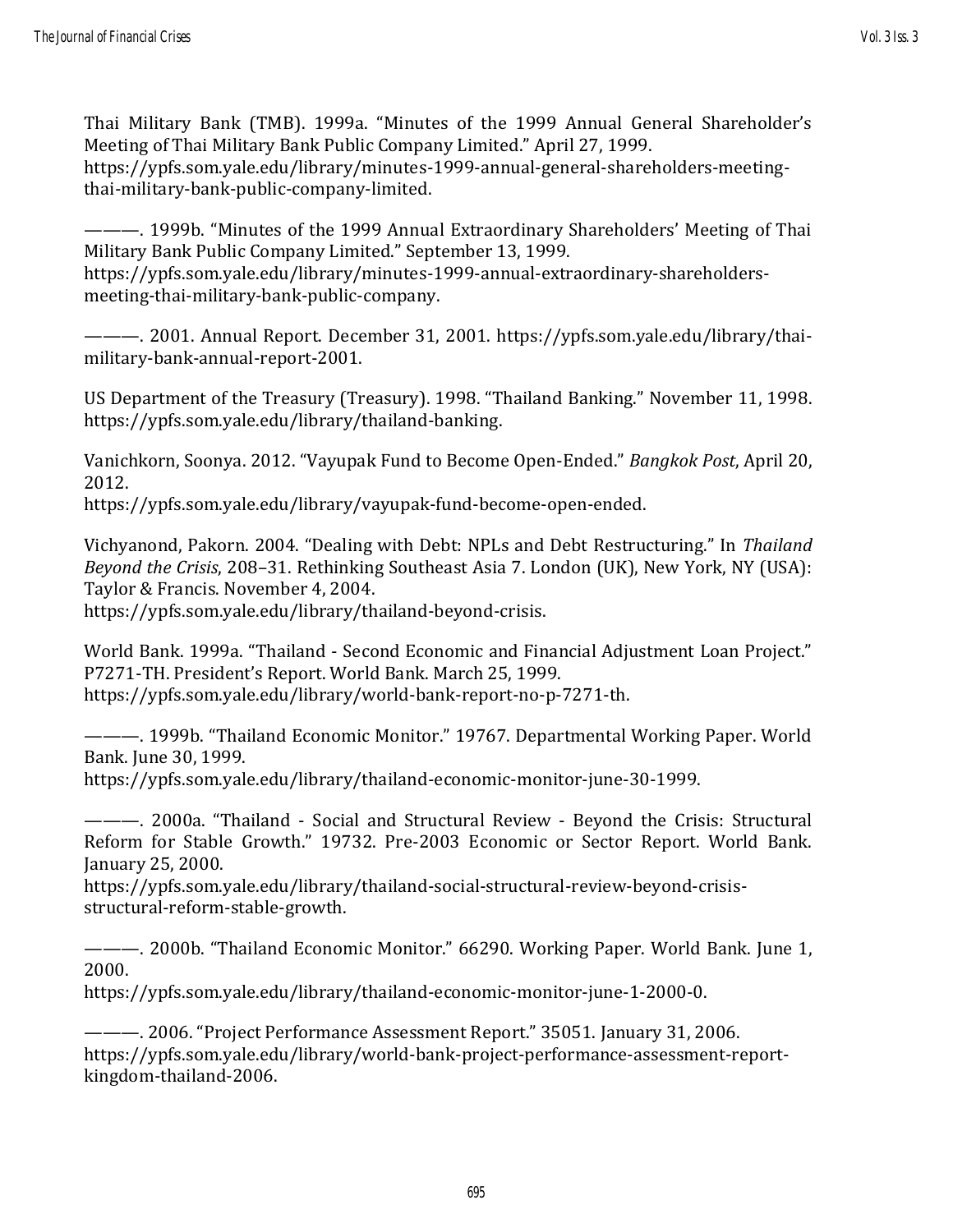Thai Military Bank (TMB). 1999a. "Minutes of the 1999 Annual General Shareholder's Meeting of Thai Military Bank Public Company Limited." April 27, 1999. https://ypfs.som.yale.edu/library/minutes-1999-annual-general-shareholders-meeting-thai-military-bank-public-company-limited.

———. 1999b. "Minutes of the 1999 Annual Extraordinary Shareholders' Meeting of Thai Military Bank Public Company Limited." September 13, 1999. https://ypfs.som.yale.edu/library/minutes-1999-annual-extraordinary-shareholders-meeting-thai-military-bank-public-company.

———. 2001. Annual Report. December 31, 2001. https://ypfs.som.yale.edu/library/thai-military-bank-annual-report-2001.

US Department of the Treasury (Treasury). 1998. "Thailand Banking." November 11, 1998. https://ypfs.som.yale.edu/library/thailand-banking.

Vanichkorn, Soonya. 2012. "Vayupak Fund to Become Open-Ended." *Bangkok Post*, April 20, 2012. https://ypfs.som.yale.edu/library/vayupak-fund-become-open-ended.

Vichyanond, Pakorn. 2004. "Dealing with Debt: NPLs and Debt Restructuring." In *Thailand Beyond the Crisis*, 208–31. Rethinking Southeast Asia 7. London (UK), New York, NY (USA): Taylor & Francis. November 4, 2004. https://ypfs.som.yale.edu/library/thailand-beyond-crisis.

World Bank. 1999a. "Thailand - Second Economic and Financial Adjustment Loan Project." P7271-TH. President's Report. World Bank. March 25, 1999. https://ypfs.som.yale.edu/library/world-bank-report-no-p-7271-th.

———. 1999b. "Thailand Economic Monitor." 19767. Departmental Working Paper. World Bank. June 30, 1999. https://ypfs.som.yale.edu/library/thailand-economic-monitor-june-30-1999.

———. 2000a. "Thailand - Social and Structural Review - Beyond the Crisis: Structural Reform for Stable Growth." 19732. Pre-2003 Economic or Sector Report. World Bank. January 25, 2000. https://ypfs.som.yale.edu/library/thailand-social-structural-review-beyond-crisis-structural-reform-stable-growth.

———. 2000b. "Thailand Economic Monitor." 66290. Working Paper. World Bank. June 1, 2000. https://ypfs.som.yale.edu/library/thailand-economic-monitor-june-1-2000-0.

———. 2006. "Project Performance Assessment Report." 35051. January 31, 2006. https://ypfs.som.yale.edu/library/world-bank-project-performance-assessment-report-kingdom-thailand-2006.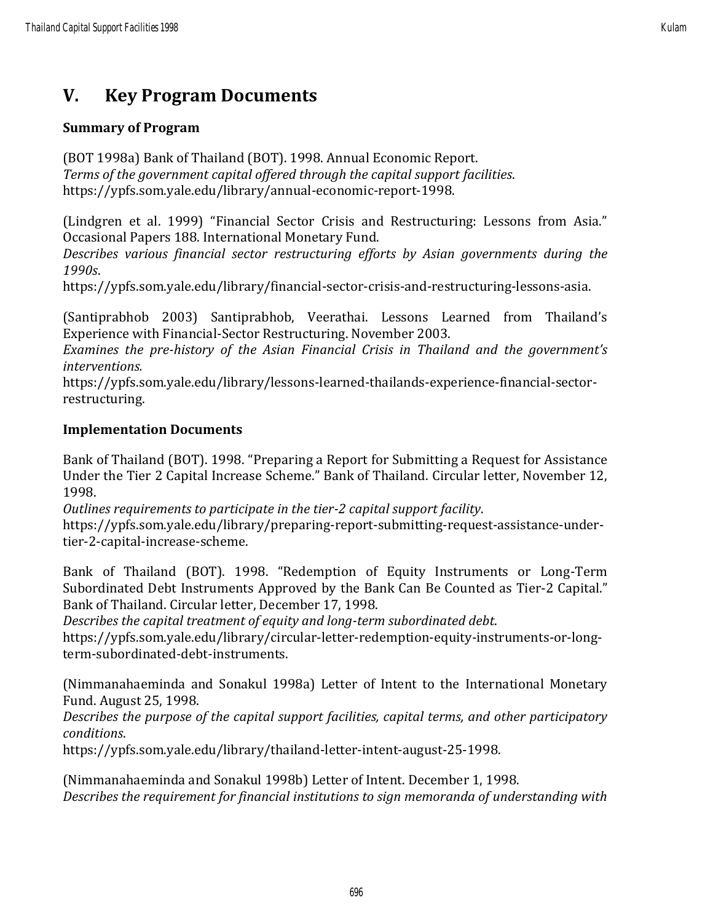## V. Key Program Documents

### Summary of Program

(BOT 1998a) Bank of Thailand (BOT). 1998. Annual Economic Report.
*Terms of the government capital offered through the capital support facilities*.
https://ypfs.som.yale.edu/library/annual-economic-report-1998.

(Lindgren et al. 1999) "Financial Sector Crisis and Restructuring: Lessons from Asia." Occasional Papers 188. International Monetary Fund.
*Describes various financial sector restructuring efforts by Asian governments during the 1990s*.
https://ypfs.som.yale.edu/library/financial-sector-crisis-and-restructuring-lessons-asia.

(Santiprabhob 2003) Santiprabhob, Veerathai. Lessons Learned from Thailand's Experience with Financial-Sector Restructuring. November 2003.
*Examines the pre-history of the Asian Financial Crisis in Thailand and the government's interventions.*
https://ypfs.som.yale.edu/library/lessons-learned-thailands-experience-financial-sector-restructuring.

### Implementation Documents

Bank of Thailand (BOT). 1998. "Preparing a Report for Submitting a Request for Assistance Under the Tier 2 Capital Increase Scheme." Bank of Thailand. Circular letter, November 12, 1998.
*Outlines requirements to participate in the tier-2 capital support facility*.
https://ypfs.som.yale.edu/library/preparing-report-submitting-request-assistance-under-tier-2-capital-increase-scheme.

Bank of Thailand (BOT). 1998. "Redemption of Equity Instruments or Long-Term Subordinated Debt Instruments Approved by the Bank Can Be Counted as Tier-2 Capital." Bank of Thailand. Circular letter, December 17, 1998.
*Describes the capital treatment of equity and long-term subordinated debt*.
https://ypfs.som.yale.edu/library/circular-letter-redemption-equity-instruments-or-long-term-subordinated-debt-instruments.

(Nimmanahaeminda and Sonakul 1998a) Letter of Intent to the International Monetary Fund. August 25, 1998.
*Describes the purpose of the capital support facilities, capital terms, and other participatory conditions*.
https://ypfs.som.yale.edu/library/thailand-letter-intent-august-25-1998.

(Nimmanahaeminda and Sonakul 1998b) Letter of Intent. December 1, 1998.
*Describes the requirement for financial institutions to sign memoranda of understanding with*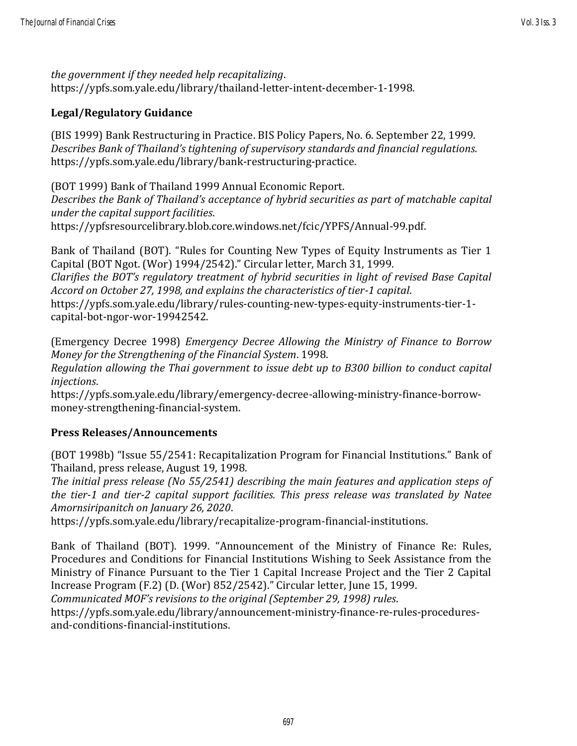*the government if they needed help recapitalizing*. https://ypfs.som.yale.edu/library/thailand-letter-intent-december-1-1998.

### Legal/Regulatory Guidance

(BIS 1999) Bank Restructuring in Practice. BIS Policy Papers, No. 6. September 22, 1999.
*Describes Bank of Thailand's tightening of supervisory standards and financial regulations.*
https://ypfs.som.yale.edu/library/bank-restructuring-practice.

(BOT 1999) Bank of Thailand 1999 Annual Economic Report.
*Describes the Bank of Thailand's acceptance of hybrid securities as part of matchable capital under the capital support facilities*.
https://ypfsresourcelibrary.blob.core.windows.net/fcic/YPFS/Annual-99.pdf.

Bank of Thailand (BOT). "Rules for Counting New Types of Equity Instruments as Tier 1 Capital (BOT Ngot. (Wor) 1994/2542)." Circular letter, March 31, 1999.
*Clarifies the BOT's regulatory treatment of hybrid securities in light of revised Base Capital Accord on October 27, 1998, and explains the characteristics of tier-1 capital*.
https://ypfs.som.yale.edu/library/rules-counting-new-types-equity-instruments-tier-1-capital-bot-ngor-wor-19942542.

(Emergency Decree 1998) *Emergency Decree Allowing the Ministry of Finance to Borrow Money for the Strengthening of the Financial System*. 1998.
*Regulation allowing the Thai government to issue debt up to B300 billion to conduct capital injections*.
https://ypfs.som.yale.edu/library/emergency-decree-allowing-ministry-finance-borrow-money-strengthening-financial-system.

### Press Releases/Announcements

(BOT 1998b) "Issue 55/2541: Recapitalization Program for Financial Institutions." Bank of Thailand, press release, August 19, 1998.
*The initial press release (No 55/2541) describing the main features and application steps of the tier-1 and tier-2 capital support facilities. This press release was translated by Natee Amornsiripanitch on January 26, 2020*.
https://ypfs.som.yale.edu/library/recapitalize-program-financial-institutions.

Bank of Thailand (BOT). 1999. "Announcement of the Ministry of Finance Re: Rules, Procedures and Conditions for Financial Institutions Wishing to Seek Assistance from the Ministry of Finance Pursuant to the Tier 1 Capital Increase Project and the Tier 2 Capital Increase Program (F.2) (D. (Wor) 852/2542)." Circular letter, June 15, 1999.
*Communicated MOF's revisions to the original (September 29, 1998) rules*.
https://ypfs.som.yale.edu/library/announcement-ministry-finance-re-rules-procedures-and-conditions-financial-institutions.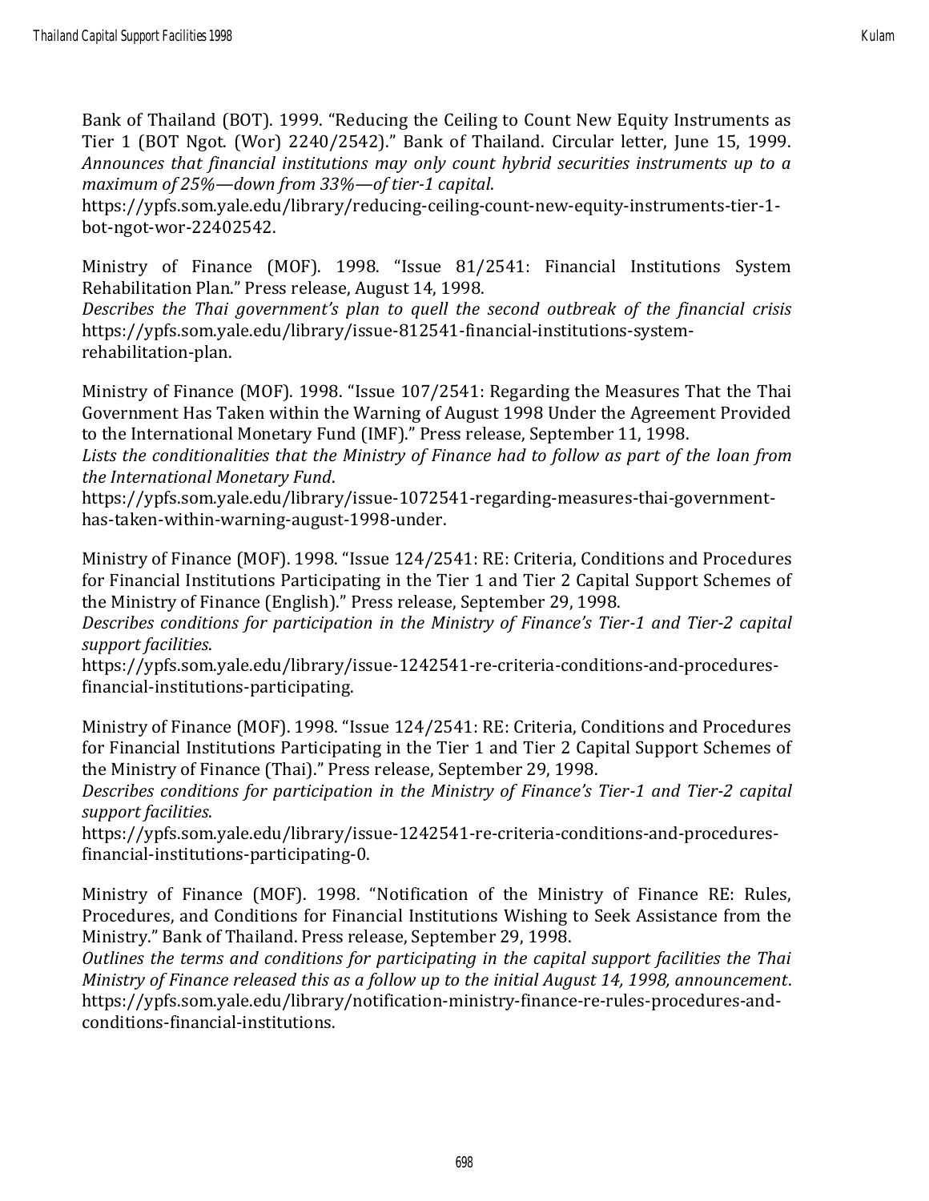Bank of Thailand (BOT). 1999. "Reducing the Ceiling to Count New Equity Instruments as Tier 1 (BOT Ngot. (Wor) 2240/2542)." Bank of Thailand. Circular letter, June 15, 1999. *Announces that financial institutions may only count hybrid securities instruments up to a maximum of 25%—down from 33%—of tier-1 capital*.
https://ypfs.som.yale.edu/library/reducing-ceiling-count-new-equity-instruments-tier-1-bot-ngot-wor-22402542.

Ministry of Finance (MOF). 1998. "Issue 81/2541: Financial Institutions System Rehabilitation Plan." Press release, August 14, 1998.
*Describes the Thai government's plan to quell the second outbreak of the financial crisis*
https://ypfs.som.yale.edu/library/issue-812541-financial-institutions-system-rehabilitation-plan.

Ministry of Finance (MOF). 1998. "Issue 107/2541: Regarding the Measures That the Thai Government Has Taken within the Warning of August 1998 Under the Agreement Provided to the International Monetary Fund (IMF)." Press release, September 11, 1998.
*Lists the conditionalities that the Ministry of Finance had to follow as part of the loan from the International Monetary Fund*.
https://ypfs.som.yale.edu/library/issue-1072541-regarding-measures-thai-government-has-taken-within-warning-august-1998-under.

Ministry of Finance (MOF). 1998. "Issue 124/2541: RE: Criteria, Conditions and Procedures for Financial Institutions Participating in the Tier 1 and Tier 2 Capital Support Schemes of the Ministry of Finance (English)." Press release, September 29, 1998.
*Describes conditions for participation in the Ministry of Finance's Tier-1 and Tier-2 capital support facilities*.
https://ypfs.som.yale.edu/library/issue-1242541-re-criteria-conditions-and-procedures-financial-institutions-participating.

Ministry of Finance (MOF). 1998. "Issue 124/2541: RE: Criteria, Conditions and Procedures for Financial Institutions Participating in the Tier 1 and Tier 2 Capital Support Schemes of the Ministry of Finance (Thai)." Press release, September 29, 1998.
*Describes conditions for participation in the Ministry of Finance's Tier-1 and Tier-2 capital support facilities*.
https://ypfs.som.yale.edu/library/issue-1242541-re-criteria-conditions-and-procedures-financial-institutions-participating-0.

Ministry of Finance (MOF). 1998. "Notification of the Ministry of Finance RE: Rules, Procedures, and Conditions for Financial Institutions Wishing to Seek Assistance from the Ministry." Bank of Thailand. Press release, September 29, 1998.
*Outlines the terms and conditions for participating in the capital support facilities the Thai Ministry of Finance released this as a follow up to the initial August 14, 1998, announcement*.
https://ypfs.som.yale.edu/library/notification-ministry-finance-re-rules-procedures-and-conditions-financial-institutions.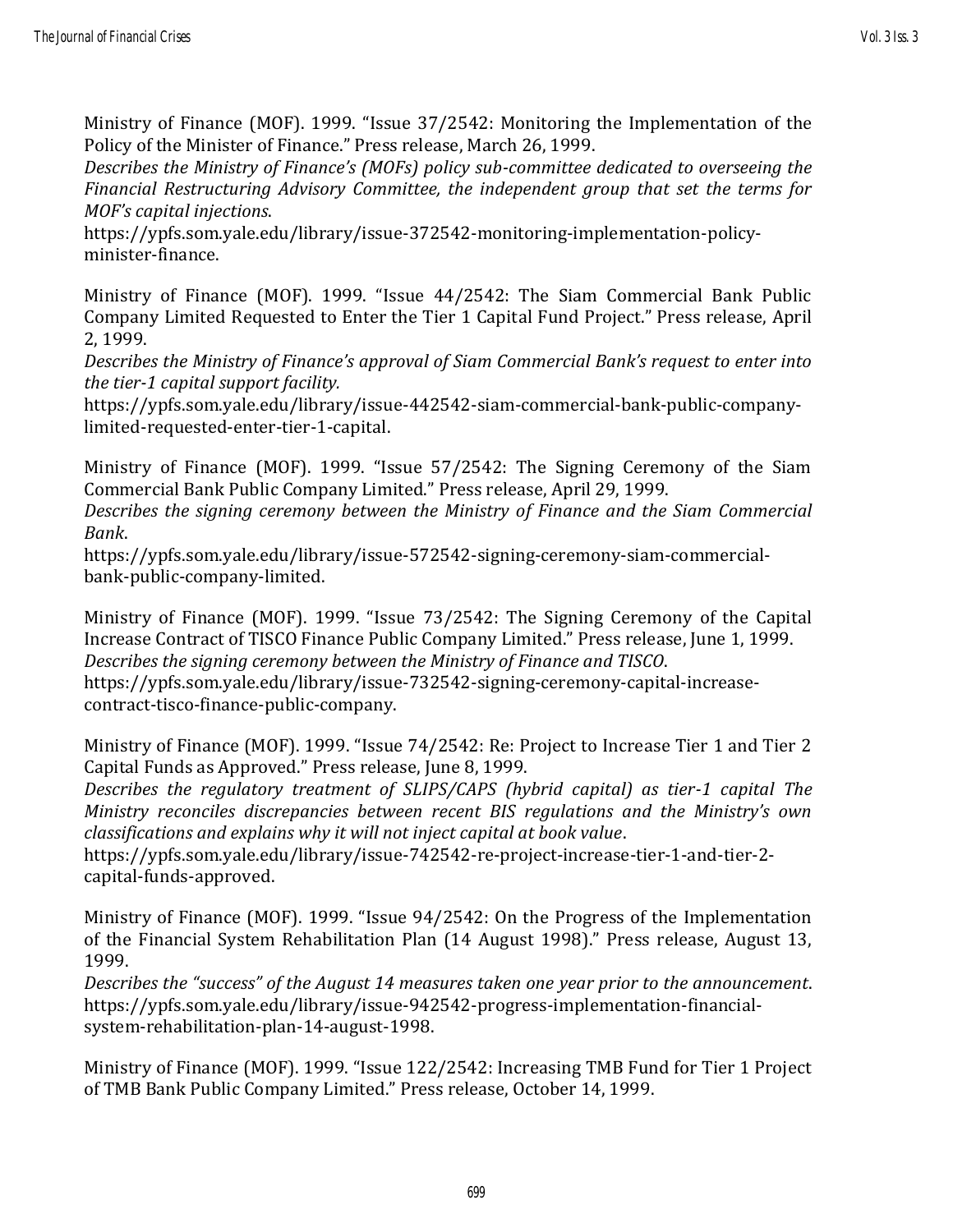Ministry of Finance (MOF). 1999. "Issue 37/2542: Monitoring the Implementation of the Policy of the Minister of Finance." Press release, March 26, 1999.
*Describes the Ministry of Finance's (MOFs) policy sub-committee dedicated to overseeing the Financial Restructuring Advisory Committee, the independent group that set the terms for MOF's capital injections*.
https://ypfs.som.yale.edu/library/issue-372542-monitoring-implementation-policy-minister-finance.

Ministry of Finance (MOF). 1999. "Issue 44/2542: The Siam Commercial Bank Public Company Limited Requested to Enter the Tier 1 Capital Fund Project." Press release, April 2, 1999.
*Describes the Ministry of Finance's approval of Siam Commercial Bank's request to enter into the tier-1 capital support facility.*
https://ypfs.som.yale.edu/library/issue-442542-siam-commercial-bank-public-company-limited-requested-enter-tier-1-capital.

Ministry of Finance (MOF). 1999. "Issue 57/2542: The Signing Ceremony of the Siam Commercial Bank Public Company Limited." Press release, April 29, 1999.
*Describes the signing ceremony between the Ministry of Finance and the Siam Commercial Bank*.
https://ypfs.som.yale.edu/library/issue-572542-signing-ceremony-siam-commercial-bank-public-company-limited.

Ministry of Finance (MOF). 1999. "Issue 73/2542: The Signing Ceremony of the Capital Increase Contract of TISCO Finance Public Company Limited." Press release, June 1, 1999.
*Describes the signing ceremony between the Ministry of Finance and TISCO*.
https://ypfs.som.yale.edu/library/issue-732542-signing-ceremony-capital-increase-contract-tisco-finance-public-company.

Ministry of Finance (MOF). 1999. "Issue 74/2542: Re: Project to Increase Tier 1 and Tier 2 Capital Funds as Approved." Press release, June 8, 1999.
*Describes the regulatory treatment of SLIPS/CAPS (hybrid capital) as tier-1 capital The Ministry reconciles discrepancies between recent BIS regulations and the Ministry's own classifications and explains why it will not inject capital at book value*.
https://ypfs.som.yale.edu/library/issue-742542-re-project-increase-tier-1-and-tier-2-capital-funds-approved.

Ministry of Finance (MOF). 1999. "Issue 94/2542: On the Progress of the Implementation of the Financial System Rehabilitation Plan (14 August 1998)." Press release, August 13, 1999.
*Describes the "success" of the August 14 measures taken one year prior to the announcement*.
https://ypfs.som.yale.edu/library/issue-942542-progress-implementation-financial-system-rehabilitation-plan-14-august-1998.

Ministry of Finance (MOF). 1999. "Issue 122/2542: Increasing TMB Fund for Tier 1 Project of TMB Bank Public Company Limited." Press release, October 14, 1999.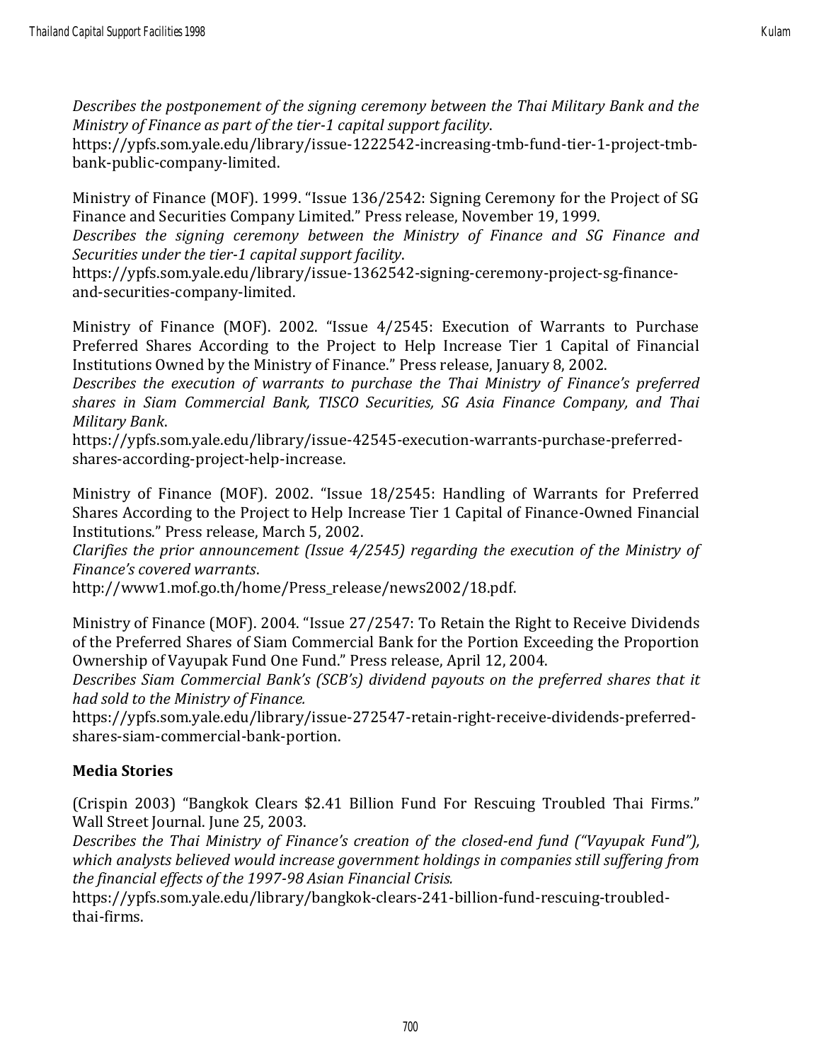*Describes the postponement of the signing ceremony between the Thai Military Bank and the Ministry of Finance as part of the tier-1 capital support facility*.
https://ypfs.som.yale.edu/library/issue-1222542-increasing-tmb-fund-tier-1-project-tmb-bank-public-company-limited.

Ministry of Finance (MOF). 1999. "Issue 136/2542: Signing Ceremony for the Project of SG Finance and Securities Company Limited." Press release, November 19, 1999.
*Describes the signing ceremony between the Ministry of Finance and SG Finance and Securities under the tier-1 capital support facility*.
https://ypfs.som.yale.edu/library/issue-1362542-signing-ceremony-project-sg-finance-and-securities-company-limited.

Ministry of Finance (MOF). 2002. "Issue 4/2545: Execution of Warrants to Purchase Preferred Shares According to the Project to Help Increase Tier 1 Capital of Financial Institutions Owned by the Ministry of Finance." Press release, January 8, 2002.
*Describes the execution of warrants to purchase the Thai Ministry of Finance's preferred shares in Siam Commercial Bank, TISCO Securities, SG Asia Finance Company, and Thai Military Bank*.
https://ypfs.som.yale.edu/library/issue-42545-execution-warrants-purchase-preferred-shares-according-project-help-increase.

Ministry of Finance (MOF). 2002. "Issue 18/2545: Handling of Warrants for Preferred Shares According to the Project to Help Increase Tier 1 Capital of Finance-Owned Financial Institutions." Press release, March 5, 2002.
*Clarifies the prior announcement (Issue 4/2545) regarding the execution of the Ministry of Finance's covered warrants*.
http://www1.mof.go.th/home/Press_release/news2002/18.pdf.

Ministry of Finance (MOF). 2004. "Issue 27/2547: To Retain the Right to Receive Dividends of the Preferred Shares of Siam Commercial Bank for the Portion Exceeding the Proportion Ownership of Vayupak Fund One Fund." Press release, April 12, 2004.
*Describes Siam Commercial Bank's (SCB's) dividend payouts on the preferred shares that it had sold to the Ministry of Finance.*
https://ypfs.som.yale.edu/library/issue-272547-retain-right-receive-dividends-preferred-shares-siam-commercial-bank-portion.

**Media Stories**

(Crispin 2003) "Bangkok Clears $2.41 Billion Fund For Rescuing Troubled Thai Firms." Wall Street Journal. June 25, 2003.
*Describes the Thai Ministry of Finance's creation of the closed-end fund ("Vayupak Fund"), which analysts believed would increase government holdings in companies still suffering from the financial effects of the 1997-98 Asian Financial Crisis.*
https://ypfs.som.yale.edu/library/bangkok-clears-241-billion-fund-rescuing-troubled-thai-firms.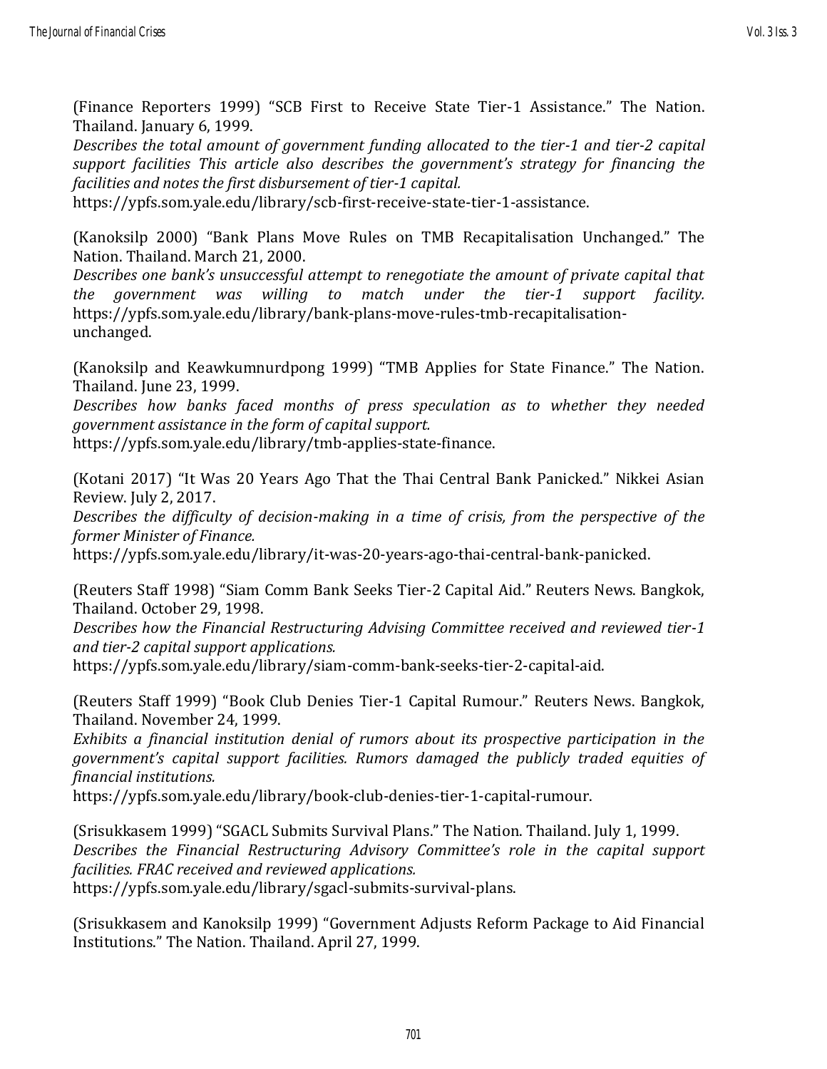(Finance Reporters 1999) "SCB First to Receive State Tier-1 Assistance." The Nation. Thailand. January 6, 1999.
*Describes the total amount of government funding allocated to the tier-1 and tier-2 capital support facilities This article also describes the government's strategy for financing the facilities and notes the first disbursement of tier-1 capital.*
https://ypfs.som.yale.edu/library/scb-first-receive-state-tier-1-assistance.

(Kanoksilp 2000) "Bank Plans Move Rules on TMB Recapitalisation Unchanged." The Nation. Thailand. March 21, 2000.
*Describes one bank's unsuccessful attempt to renegotiate the amount of private capital that the government was willing to match under the tier-1 support facility.* https://ypfs.som.yale.edu/library/bank-plans-move-rules-tmb-recapitalisation-unchanged.

(Kanoksilp and Keawkumnurdpong 1999) "TMB Applies for State Finance." The Nation. Thailand. June 23, 1999.
*Describes how banks faced months of press speculation as to whether they needed government assistance in the form of capital support.*
https://ypfs.som.yale.edu/library/tmb-applies-state-finance.

(Kotani 2017) "It Was 20 Years Ago That the Thai Central Bank Panicked." Nikkei Asian Review. July 2, 2017.
*Describes the difficulty of decision-making in a time of crisis, from the perspective of the former Minister of Finance.*
https://ypfs.som.yale.edu/library/it-was-20-years-ago-thai-central-bank-panicked.

(Reuters Staff 1998) "Siam Comm Bank Seeks Tier-2 Capital Aid." Reuters News. Bangkok, Thailand. October 29, 1998.
*Describes how the Financial Restructuring Advising Committee received and reviewed tier-1 and tier-2 capital support applications.*
https://ypfs.som.yale.edu/library/siam-comm-bank-seeks-tier-2-capital-aid.

(Reuters Staff 1999) "Book Club Denies Tier-1 Capital Rumour." Reuters News. Bangkok, Thailand. November 24, 1999.
*Exhibits a financial institution denial of rumors about its prospective participation in the government's capital support facilities. Rumors damaged the publicly traded equities of financial institutions.*
https://ypfs.som.yale.edu/library/book-club-denies-tier-1-capital-rumour.

(Srisukkasem 1999) "SGACL Submits Survival Plans." The Nation. Thailand. July 1, 1999.
*Describes the Financial Restructuring Advisory Committee's role in the capital support facilities. FRAC received and reviewed applications.*
https://ypfs.som.yale.edu/library/sgacl-submits-survival-plans.

(Srisukkasem and Kanoksilp 1999) "Government Adjusts Reform Package to Aid Financial Institutions." The Nation. Thailand. April 27, 1999.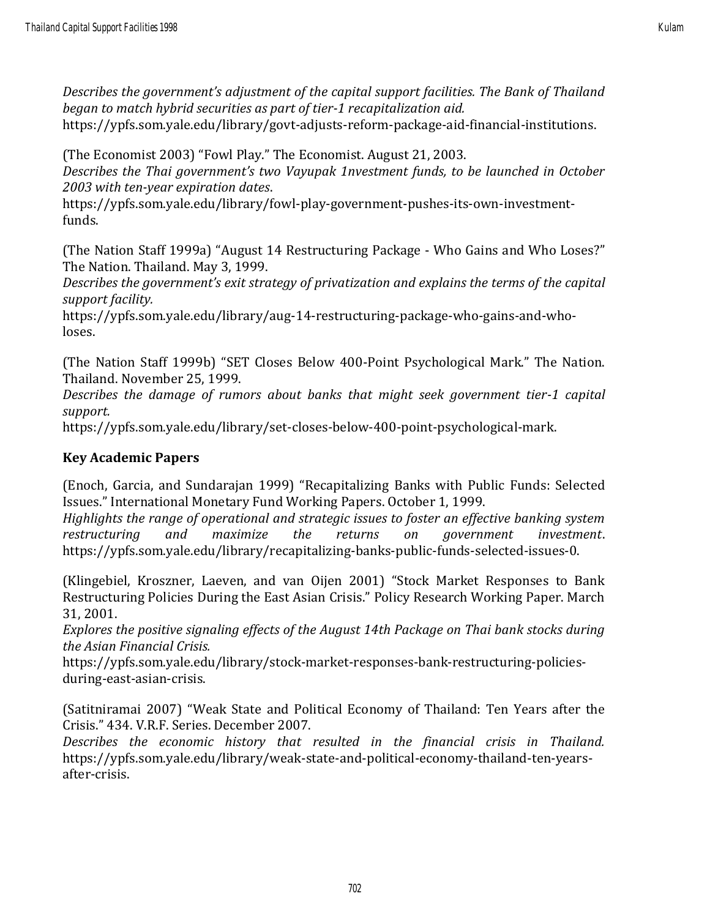*Describes the government's adjustment of the capital support facilities. The Bank of Thailand began to match hybrid securities as part of tier-1 recapitalization aid.*
https://ypfs.som.yale.edu/library/govt-adjusts-reform-package-aid-financial-institutions.

(The Economist 2003) "Fowl Play." The Economist. August 21, 2003.
*Describes the Thai government's two Vayupak 1nvestment funds, to be launched in October 2003 with ten-year expiration dates*.
https://ypfs.som.yale.edu/library/fowl-play-government-pushes-its-own-investment-funds.

(The Nation Staff 1999a) "August 14 Restructuring Package - Who Gains and Who Loses?" The Nation. Thailand. May 3, 1999.
*Describes the government's exit strategy of privatization and explains the terms of the capital support facility.*
https://ypfs.som.yale.edu/library/aug-14-restructuring-package-who-gains-and-who-loses.

(The Nation Staff 1999b) "SET Closes Below 400-Point Psychological Mark." The Nation. Thailand. November 25, 1999.
*Describes the damage of rumors about banks that might seek government tier-1 capital support.*
https://ypfs.som.yale.edu/library/set-closes-below-400-point-psychological-mark.

**Key Academic Papers**

(Enoch, Garcia, and Sundarajan 1999) "Recapitalizing Banks with Public Funds: Selected Issues." International Monetary Fund Working Papers. October 1, 1999.
*Highlights the range of operational and strategic issues to foster an effective banking system restructuring and maximize the returns on government investment*.
https://ypfs.som.yale.edu/library/recapitalizing-banks-public-funds-selected-issues-0.

(Klingebiel, Kroszner, Laeven, and van Oijen 2001) "Stock Market Responses to Bank Restructuring Policies During the East Asian Crisis." Policy Research Working Paper. March 31, 2001.
*Explores the positive signaling effects of the August 14th Package on Thai bank stocks during the Asian Financial Crisis.*
https://ypfs.som.yale.edu/library/stock-market-responses-bank-restructuring-policies-during-east-asian-crisis.

(Satitniramai 2007) "Weak State and Political Economy of Thailand: Ten Years after the Crisis." 434. V.R.F. Series. December 2007.
*Describes the economic history that resulted in the financial crisis in Thailand.*
https://ypfs.som.yale.edu/library/weak-state-and-political-economy-thailand-ten-years-after-crisis.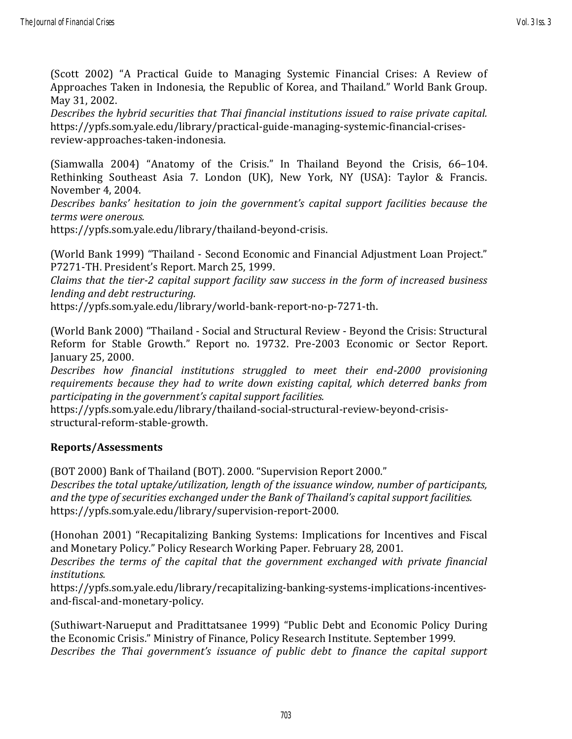(Scott 2002) "A Practical Guide to Managing Systemic Financial Crises: A Review of Approaches Taken in Indonesia, the Republic of Korea, and Thailand." World Bank Group. May 31, 2002.
*Describes the hybrid securities that Thai financial institutions issued to raise private capital.*
https://ypfs.som.yale.edu/library/practical-guide-managing-systemic-financial-crises-review-approaches-taken-indonesia.

(Siamwalla 2004) "Anatomy of the Crisis." In Thailand Beyond the Crisis, 66–104. Rethinking Southeast Asia 7. London (UK), New York, NY (USA): Taylor & Francis. November 4, 2004.
*Describes banks' hesitation to join the government's capital support facilities because the terms were onerous.*
https://ypfs.som.yale.edu/library/thailand-beyond-crisis.

(World Bank 1999) "Thailand - Second Economic and Financial Adjustment Loan Project." P7271-TH. President's Report. March 25, 1999.
*Claims that the tier-2 capital support facility saw success in the form of increased business lending and debt restructuring.*
https://ypfs.som.yale.edu/library/world-bank-report-no-p-7271-th.

(World Bank 2000) "Thailand - Social and Structural Review - Beyond the Crisis: Structural Reform for Stable Growth." Report no. 19732. Pre-2003 Economic or Sector Report. January 25, 2000.
*Describes how financial institutions struggled to meet their end-2000 provisioning requirements because they had to write down existing capital, which deterred banks from participating in the government's capital support facilities.*
https://ypfs.som.yale.edu/library/thailand-social-structural-review-beyond-crisis-structural-reform-stable-growth.

## Reports/Assessments

(BOT 2000) Bank of Thailand (BOT). 2000. "Supervision Report 2000."
*Describes the total uptake/utilization, length of the issuance window, number of participants, and the type of securities exchanged under the Bank of Thailand's capital support facilities.*
https://ypfs.som.yale.edu/library/supervision-report-2000.

(Honohan 2001) "Recapitalizing Banking Systems: Implications for Incentives and Fiscal and Monetary Policy." Policy Research Working Paper. February 28, 2001.
*Describes the terms of the capital that the government exchanged with private financial institutions.*
https://ypfs.som.yale.edu/library/recapitalizing-banking-systems-implications-incentives-and-fiscal-and-monetary-policy.

(Suthiwart-Narueput and Pradittatsanee 1999) "Public Debt and Economic Policy During the Economic Crisis." Ministry of Finance, Policy Research Institute. September 1999.
*Describes the Thai government's issuance of public debt to finance the capital support*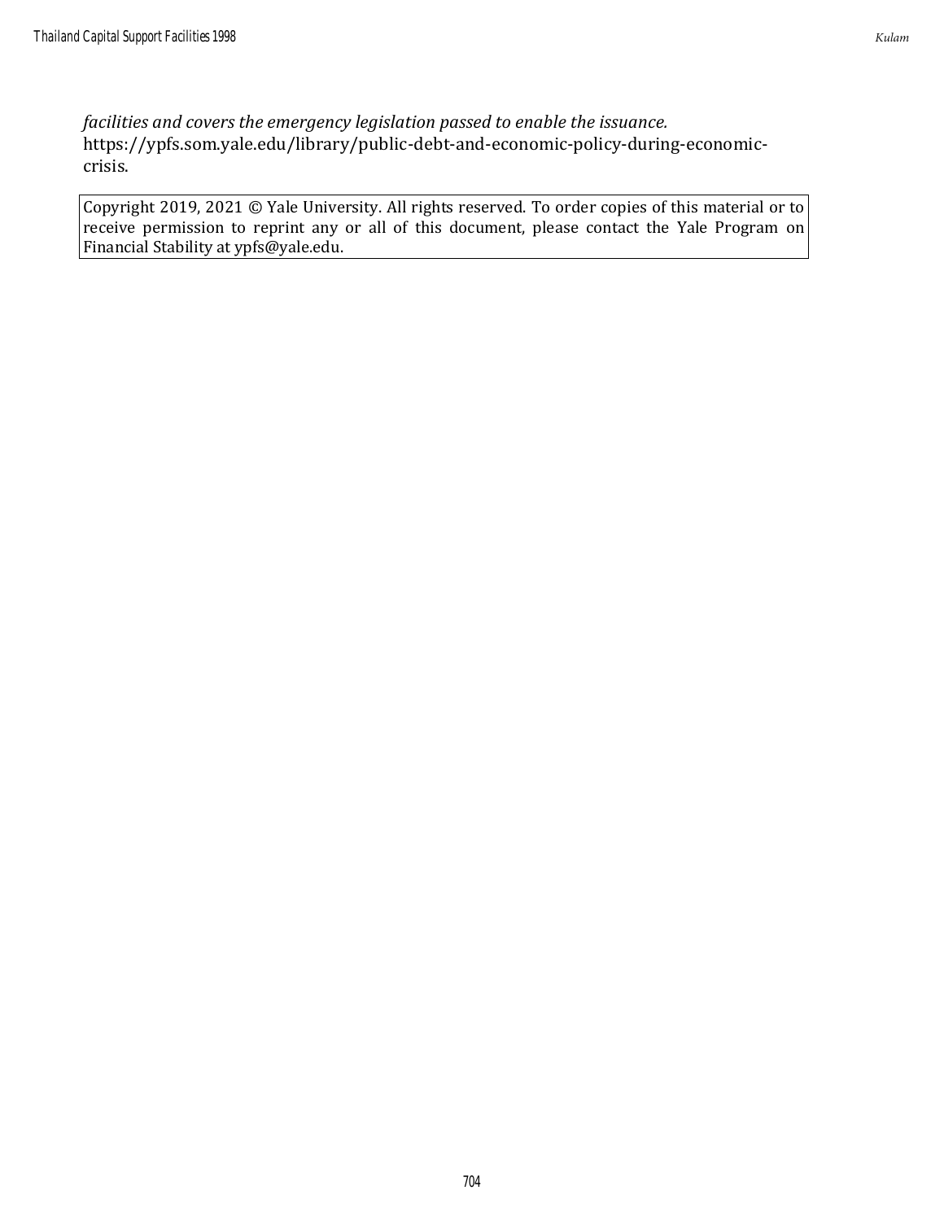*facilities and covers the emergency legislation passed to enable the issuance.* https://ypfs.som.yale.edu/library/public-debt-and-economic-policy-during-economic-crisis.

Copyright 2019, 2021 © Yale University. All rights reserved. To order copies of this material or to receive permission to reprint any or all of this document, please contact the Yale Program on Financial Stability at ypfs@yale.edu.